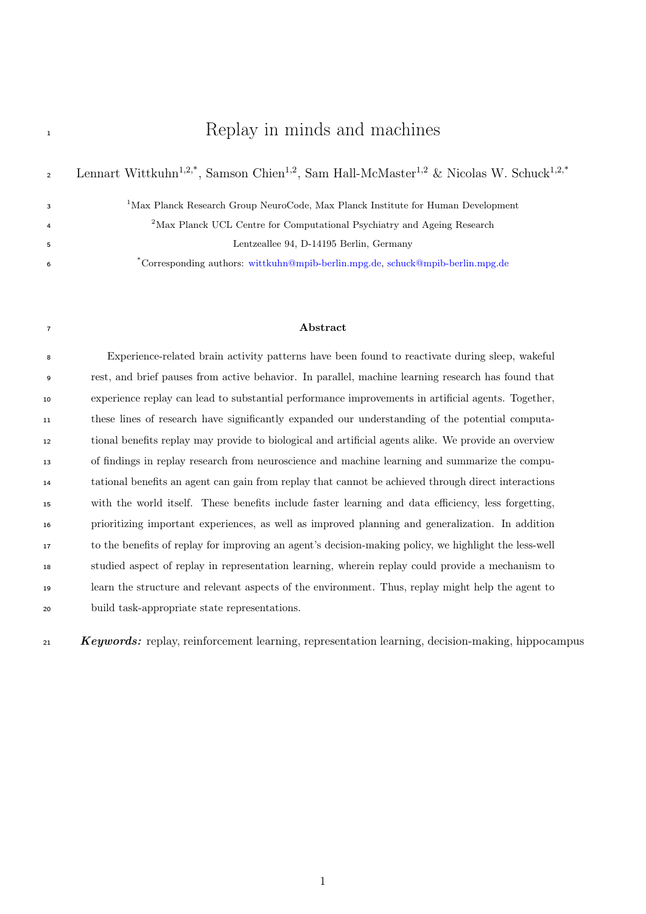# Replay in minds and machines

Lennart Wittkuhn[1,2,*], Samson Chien[1,2], Sam Hall-McMaster[1,2] & Nicolas W. Schuck[1,2,*]

[1]Max Planck Research Group NeuroCode, Max Planck Institute for Human Development

[2]Max Planck UCL Centre for Computational Psychiatry and Ageing Research

Lentzeallee 94, D-14195 Berlin, Germany

[*]Corresponding authors: wittkuhn@mpib-berlin.mpg.de, schuck@mpib-berlin.mpg.de

## Abstract

Experience-related brain activity patterns have been found to reactivate during sleep, wakeful rest, and brief pauses from active behavior. In parallel, machine learning research has found that experience replay can lead to substantial performance improvements in artificial agents. Together, these lines of research have significantly expanded our understanding of the potential computational benefits replay may provide to biological and artificial agents alike. We provide an overview of findings in replay research from neuroscience and machine learning and summarize the computational benefits an agent can gain from replay that cannot be achieved through direct interactions with the world itself. These benefits include faster learning and data efficiency, less forgetting, prioritizing important experiences, as well as improved planning and generalization. In addition to the benefits of replay for improving an agent's decision-making policy, we highlight the less-well studied aspect of replay in representation learning, wherein replay could provide a mechanism to learn the structure and relevant aspects of the environment. Thus, replay might help the agent to build task-appropriate state representations.

***Keywords:*** replay, reinforcement learning, representation learning, decision-making, hippocampus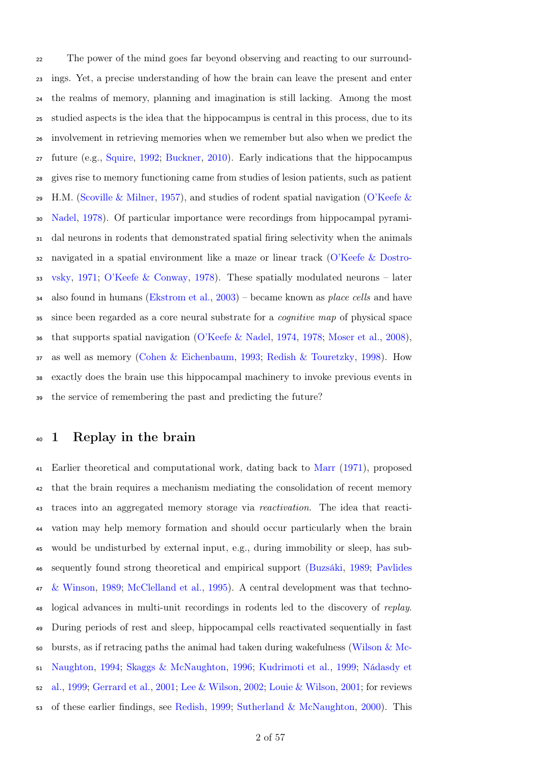The power of the mind goes far beyond observing and reacting to our surroundings. Yet, a precise understanding of how the brain can leave the present and enter the realms of memory, planning and imagination is still lacking. Among the most studied aspects is the idea that the hippocampus is central in this process, due to its involvement in retrieving memories when we remember but also when we predict the future (e.g., Squire, 1992; Buckner, 2010). Early indications that the hippocampus gives rise to memory functioning came from studies of lesion patients, such as patient H.M. (Scoville & Milner, 1957), and studies of rodent spatial navigation (O'Keefe & Nadel, 1978). Of particular importance were recordings from hippocampal pyramidal neurons in rodents that demonstrated spatial firing selectivity when the animals navigated in a spatial environment like a maze or linear track (O'Keefe & Dostrovsky, 1971; O'Keefe & Conway, 1978). These spatially modulated neurons – later also found in humans (Ekstrom et al., 2003) – became known as *place cells* and have since been regarded as a core neural substrate for a *cognitive map* of physical space that supports spatial navigation (O'Keefe & Nadel, 1974, 1978; Moser et al., 2008), as well as memory (Cohen & Eichenbaum, 1993; Redish & Touretzky, 1998). How exactly does the brain use this hippocampal machinery to invoke previous events in the service of remembering the past and predicting the future?

# 1 Replay in the brain

Earlier theoretical and computational work, dating back to Marr (1971), proposed that the brain requires a mechanism mediating the consolidation of recent memory traces into an aggregated memory storage via *reactivation*. The idea that reactivation may help memory formation and should occur particularly when the brain would be undisturbed by external input, e.g., during immobility or sleep, has subsequently found strong theoretical and empirical support (Buzsáki, 1989; Pavlides & Winson, 1989; McClelland et al., 1995). A central development was that technological advances in multi-unit recordings in rodents led to the discovery of *replay*. During periods of rest and sleep, hippocampal cells reactivated sequentially in fast bursts, as if retracing paths the animal had taken during wakefulness (Wilson & McNaughton, 1994; Skaggs & McNaughton, 1996; Kudrimoti et al., 1999; Nádasdy et al., 1999; Gerrard et al., 2001; Lee & Wilson, 2002; Louie & Wilson, 2001; for reviews of these earlier findings, see Redish, 1999; Sutherland & McNaughton, 2000). This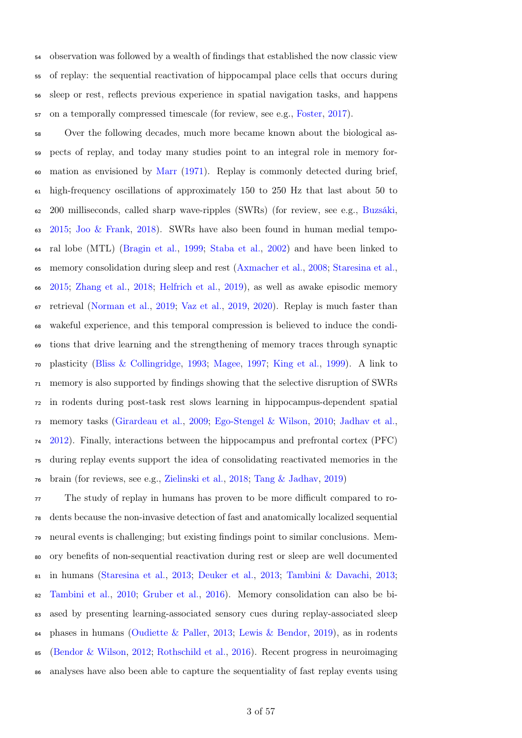observation was followed by a wealth of findings that established the now classic view of replay: the sequential reactivation of hippocampal place cells that occurs during sleep or rest, reflects previous experience in spatial navigation tasks, and happens on a temporally compressed timescale (for review, see e.g., Foster, 2017).

Over the following decades, much more became known about the biological aspects of replay, and today many studies point to an integral role in memory formation as envisioned by Marr (1971). Replay is commonly detected during brief, high-frequency oscillations of approximately 150 to 250 Hz that last about 50 to 200 milliseconds, called sharp wave-ripples (SWRs) (for review, see e.g., Buzsáki, 2015; Joo & Frank, 2018). SWRs have also been found in human medial temporal lobe (MTL) (Bragin et al., 1999; Staba et al., 2002) and have been linked to memory consolidation during sleep and rest (Axmacher et al., 2008; Staresina et al., 2015; Zhang et al., 2018; Helfrich et al., 2019), as well as awake episodic memory retrieval (Norman et al., 2019; Vaz et al., 2019, 2020). Replay is much faster than wakeful experience, and this temporal compression is believed to induce the conditions that drive learning and the strengthening of memory traces through synaptic plasticity (Bliss & Collingridge, 1993; Magee, 1997; King et al., 1999). A link to memory is also supported by findings showing that the selective disruption of SWRs in rodents during post-task rest slows learning in hippocampus-dependent spatial memory tasks (Girardeau et al., 2009; Ego-Stengel & Wilson, 2010; Jadhav et al., 2012). Finally, interactions between the hippocampus and prefrontal cortex (PFC) during replay events support the idea of consolidating reactivated memories in the brain (for reviews, see e.g., Zielinski et al., 2018; Tang & Jadhav, 2019)

The study of replay in humans has proven to be more difficult compared to rodents because the non-invasive detection of fast and anatomically localized sequential neural events is challenging; but existing findings point to similar conclusions. Memory benefits of non-sequential reactivation during rest or sleep are well documented in humans (Staresina et al., 2013; Deuker et al., 2013; Tambini & Davachi, 2013; Tambini et al., 2010; Gruber et al., 2016). Memory consolidation can also be biased by presenting learning-associated sensory cues during replay-associated sleep phases in humans (Oudiette & Paller, 2013; Lewis & Bendor, 2019), as in rodents (Bendor & Wilson, 2012; Rothschild et al., 2016). Recent progress in neuroimaging analyses have also been able to capture the sequentiality of fast replay events using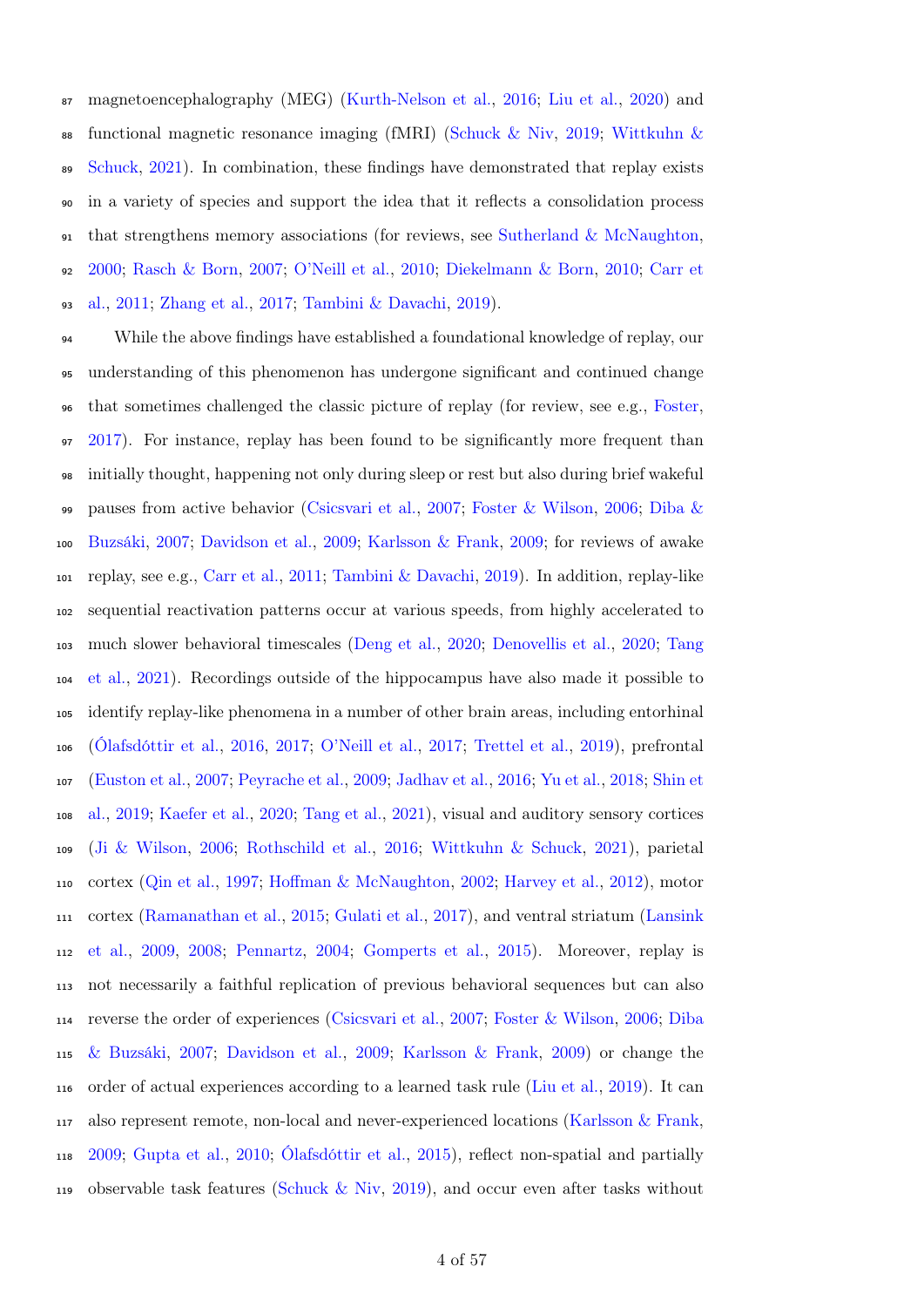magnetoencephalography (MEG) (Kurth-Nelson et al., 2016; Liu et al., 2020) and functional magnetic resonance imaging (fMRI) (Schuck & Niv, 2019; Wittkuhn & Schuck, 2021). In combination, these findings have demonstrated that replay exists in a variety of species and support the idea that it reflects a consolidation process that strengthens memory associations (for reviews, see Sutherland & McNaughton, 2000; Rasch & Born, 2007; O'Neill et al., 2010; Diekelmann & Born, 2010; Carr et al., 2011; Zhang et al., 2017; Tambini & Davachi, 2019).

While the above findings have established a foundational knowledge of replay, our understanding of this phenomenon has undergone significant and continued change that sometimes challenged the classic picture of replay (for review, see e.g., Foster, 2017). For instance, replay has been found to be significantly more frequent than initially thought, happening not only during sleep or rest but also during brief wakeful pauses from active behavior (Csicsvari et al., 2007; Foster & Wilson, 2006; Diba & Buzsáki, 2007; Davidson et al., 2009; Karlsson & Frank, 2009; for reviews of awake replay, see e.g., Carr et al., 2011; Tambini & Davachi, 2019). In addition, replay-like sequential reactivation patterns occur at various speeds, from highly accelerated to much slower behavioral timescales (Deng et al., 2020; Denovellis et al., 2020; Tang et al., 2021). Recordings outside of the hippocampus have also made it possible to identify replay-like phenomena in a number of other brain areas, including entorhinal (Ólafsdóttir et al., 2016, 2017; O'Neill et al., 2017; Trettel et al., 2019), prefrontal (Euston et al., 2007; Peyrache et al., 2009; Jadhav et al., 2016; Yu et al., 2018; Shin et al., 2019; Kaefer et al., 2020; Tang et al., 2021), visual and auditory sensory cortices (Ji & Wilson, 2006; Rothschild et al., 2016; Wittkuhn & Schuck, 2021), parietal cortex (Qin et al., 1997; Hoffman & McNaughton, 2002; Harvey et al., 2012), motor cortex (Ramanathan et al., 2015; Gulati et al., 2017), and ventral striatum (Lansink et al., 2009, 2008; Pennartz, 2004; Gomperts et al., 2015). Moreover, replay is not necessarily a faithful replication of previous behavioral sequences but can also reverse the order of experiences (Csicsvari et al., 2007; Foster & Wilson, 2006; Diba & Buzsáki, 2007; Davidson et al., 2009; Karlsson & Frank, 2009) or change the order of actual experiences according to a learned task rule (Liu et al., 2019). It can also represent remote, non-local and never-experienced locations (Karlsson & Frank, 2009; Gupta et al., 2010; Ólafsdóttir et al., 2015), reflect non-spatial and partially observable task features (Schuck & Niv, 2019), and occur even after tasks without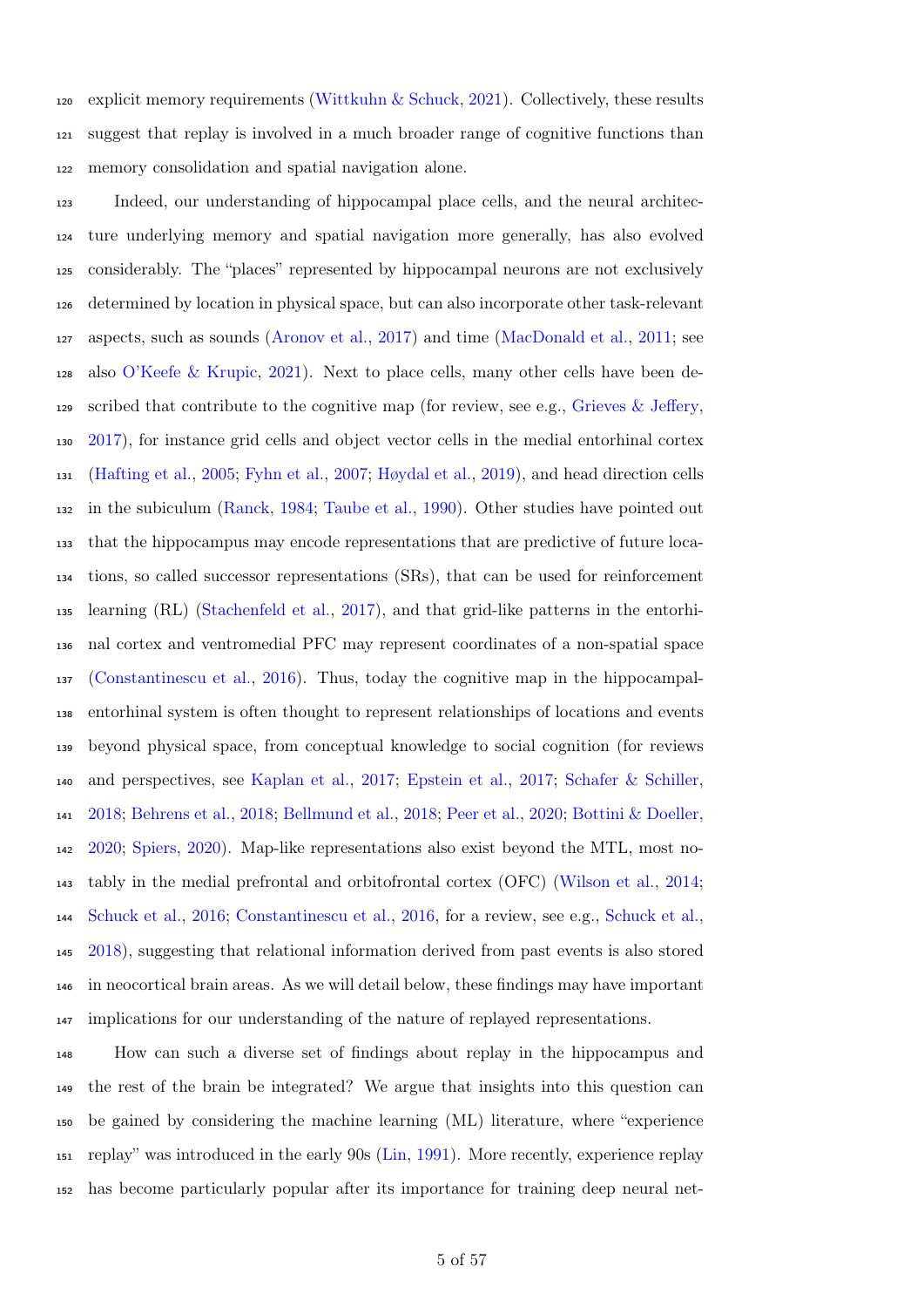explicit memory requirements (Wittkuhn & Schuck, 2021). Collectively, these results suggest that replay is involved in a much broader range of cognitive functions than memory consolidation and spatial navigation alone.

Indeed, our understanding of hippocampal place cells, and the neural architecture underlying memory and spatial navigation more generally, has also evolved considerably. The "places" represented by hippocampal neurons are not exclusively determined by location in physical space, but can also incorporate other task-relevant aspects, such as sounds (Aronov et al., 2017) and time (MacDonald et al., 2011; see also O'Keefe & Krupic, 2021). Next to place cells, many other cells have been described that contribute to the cognitive map (for review, see e.g., Grieves & Jeffery, 2017), for instance grid cells and object vector cells in the medial entorhinal cortex (Hafting et al., 2005; Fyhn et al., 2007; Høydal et al., 2019), and head direction cells in the subiculum (Ranck, 1984; Taube et al., 1990). Other studies have pointed out that the hippocampus may encode representations that are predictive of future locations, so called successor representations (SRs), that can be used for reinforcement learning (RL) (Stachenfeld et al., 2017), and that grid-like patterns in the entorhinal cortex and ventromedial PFC may represent coordinates of a non-spatial space (Constantinescu et al., 2016). Thus, today the cognitive map in the hippocampal-entorhinal system is often thought to represent relationships of locations and events beyond physical space, from conceptual knowledge to social cognition (for reviews and perspectives, see Kaplan et al., 2017; Epstein et al., 2017; Schafer & Schiller, 2018; Behrens et al., 2018; Bellmund et al., 2018; Peer et al., 2020; Bottini & Doeller, 2020; Spiers, 2020). Map-like representations also exist beyond the MTL, most notably in the medial prefrontal and orbitofrontal cortex (OFC) (Wilson et al., 2014; Schuck et al., 2016; Constantinescu et al., 2016, for a review, see e.g., Schuck et al., 2018), suggesting that relational information derived from past events is also stored in neocortical brain areas. As we will detail below, these findings may have important implications for our understanding of the nature of replayed representations.

How can such a diverse set of findings about replay in the hippocampus and the rest of the brain be integrated? We argue that insights into this question can be gained by considering the machine learning (ML) literature, where "experience replay" was introduced in the early 90s (Lin, 1991). More recently, experience replay has become particularly popular after its importance for training deep neural net-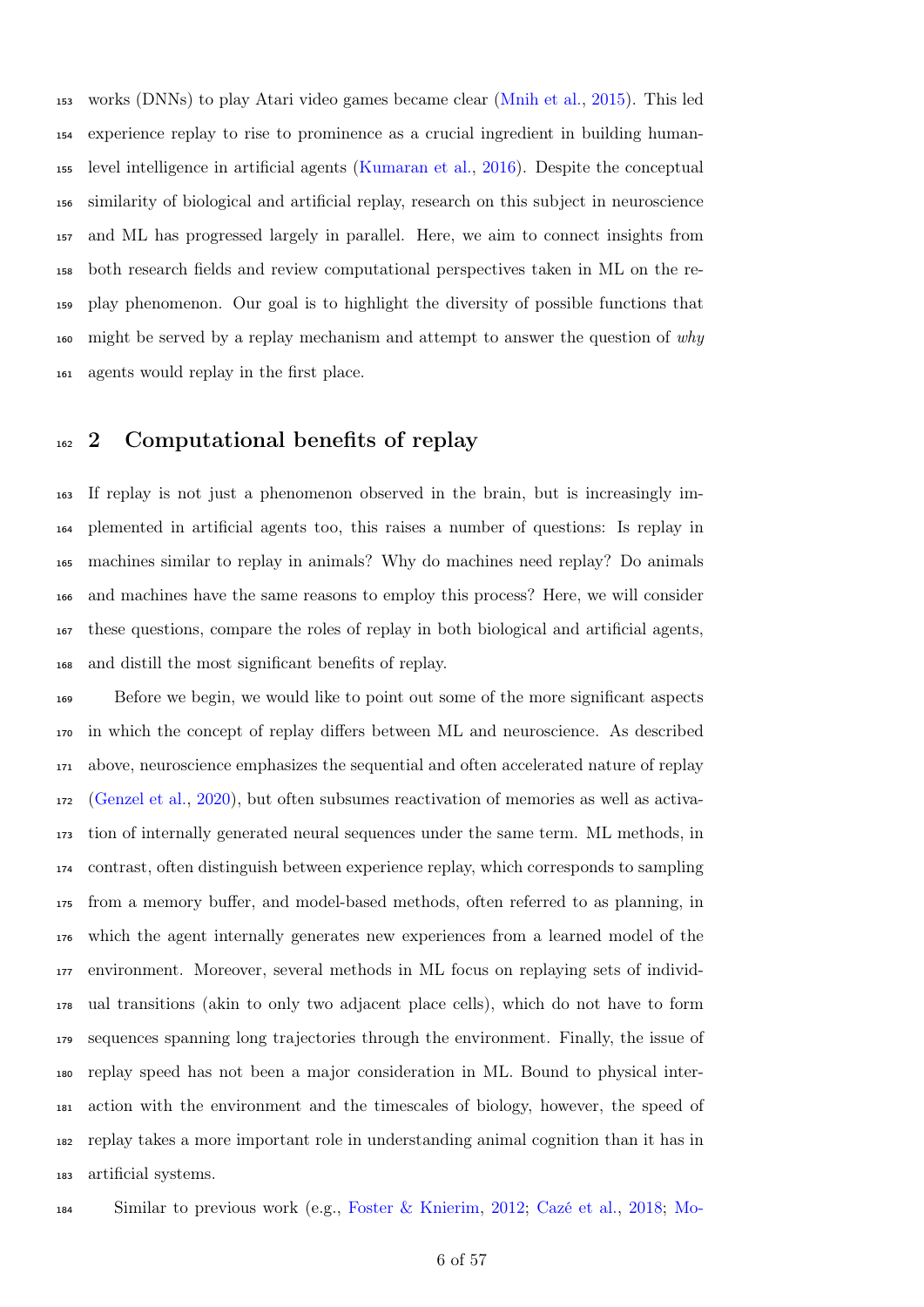works (DNNs) to play Atari video games became clear (Mnih et al., 2015). This led experience replay to rise to prominence as a crucial ingredient in building human-level intelligence in artificial agents (Kumaran et al., 2016). Despite the conceptual similarity of biological and artificial replay, research on this subject in neuroscience and ML has progressed largely in parallel. Here, we aim to connect insights from both research fields and review computational perspectives taken in ML on the replay phenomenon. Our goal is to highlight the diversity of possible functions that might be served by a replay mechanism and attempt to answer the question of *why* agents would replay in the first place.

## 2 Computational benefits of replay

If replay is not just a phenomenon observed in the brain, but is increasingly implemented in artificial agents too, this raises a number of questions: Is replay in machines similar to replay in animals? Why do machines need replay? Do animals and machines have the same reasons to employ this process? Here, we will consider these questions, compare the roles of replay in both biological and artificial agents, and distill the most significant benefits of replay.

Before we begin, we would like to point out some of the more significant aspects in which the concept of replay differs between ML and neuroscience. As described above, neuroscience emphasizes the sequential and often accelerated nature of replay (Genzel et al., 2020), but often subsumes reactivation of memories as well as activation of internally generated neural sequences under the same term. ML methods, in contrast, often distinguish between experience replay, which corresponds to sampling from a memory buffer, and model-based methods, often referred to as planning, in which the agent internally generates new experiences from a learned model of the environment. Moreover, several methods in ML focus on replaying sets of individual transitions (akin to only two adjacent place cells), which do not have to form sequences spanning long trajectories through the environment. Finally, the issue of replay speed has not been a major consideration in ML. Bound to physical interaction with the environment and the timescales of biology, however, the speed of replay takes a more important role in understanding animal cognition than it has in artificial systems.

Similar to previous work (e.g., Foster & Knierim, 2012; Cazé et al., 2018; Mo-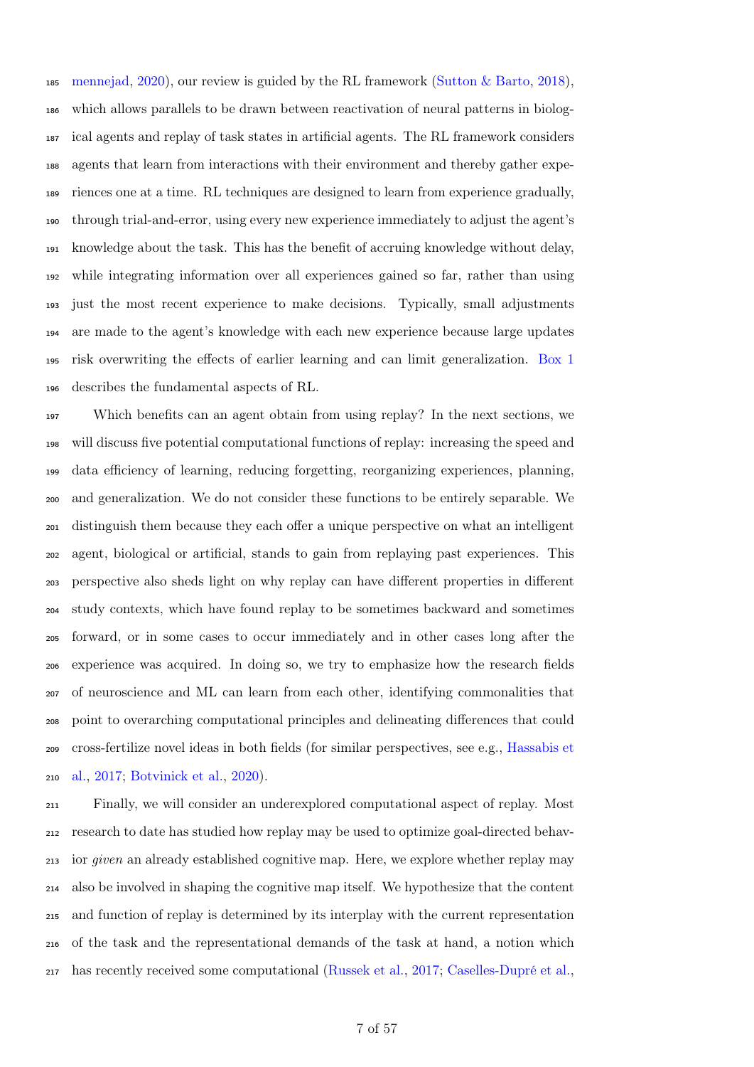mennejad, 2020), our review is guided by the RL framework (Sutton & Barto, 2018), which allows parallels to be drawn between reactivation of neural patterns in biological agents and replay of task states in artificial agents. The RL framework considers agents that learn from interactions with their environment and thereby gather experiences one at a time. RL techniques are designed to learn from experience gradually, through trial-and-error, using every new experience immediately to adjust the agent's knowledge about the task. This has the benefit of accruing knowledge without delay, while integrating information over all experiences gained so far, rather than using just the most recent experience to make decisions. Typically, small adjustments are made to the agent's knowledge with each new experience because large updates risk overwriting the effects of earlier learning and can limit generalization. Box 1 describes the fundamental aspects of RL.

Which benefits can an agent obtain from using replay? In the next sections, we will discuss five potential computational functions of replay: increasing the speed and data efficiency of learning, reducing forgetting, reorganizing experiences, planning, and generalization. We do not consider these functions to be entirely separable. We distinguish them because they each offer a unique perspective on what an intelligent agent, biological or artificial, stands to gain from replaying past experiences. This perspective also sheds light on why replay can have different properties in different study contexts, which have found replay to be sometimes backward and sometimes forward, or in some cases to occur immediately and in other cases long after the experience was acquired. In doing so, we try to emphasize how the research fields of neuroscience and ML can learn from each other, identifying commonalities that point to overarching computational principles and delineating differences that could cross-fertilize novel ideas in both fields (for similar perspectives, see e.g., Hassabis et al., 2017; Botvinick et al., 2020).

Finally, we will consider an underexplored computational aspect of replay. Most research to date has studied how replay may be used to optimize goal-directed behavior *given* an already established cognitive map. Here, we explore whether replay may also be involved in shaping the cognitive map itself. We hypothesize that the content and function of replay is determined by its interplay with the current representation of the task and the representational demands of the task at hand, a notion which has recently received some computational (Russek et al., 2017; Caselles-Dupré et al.,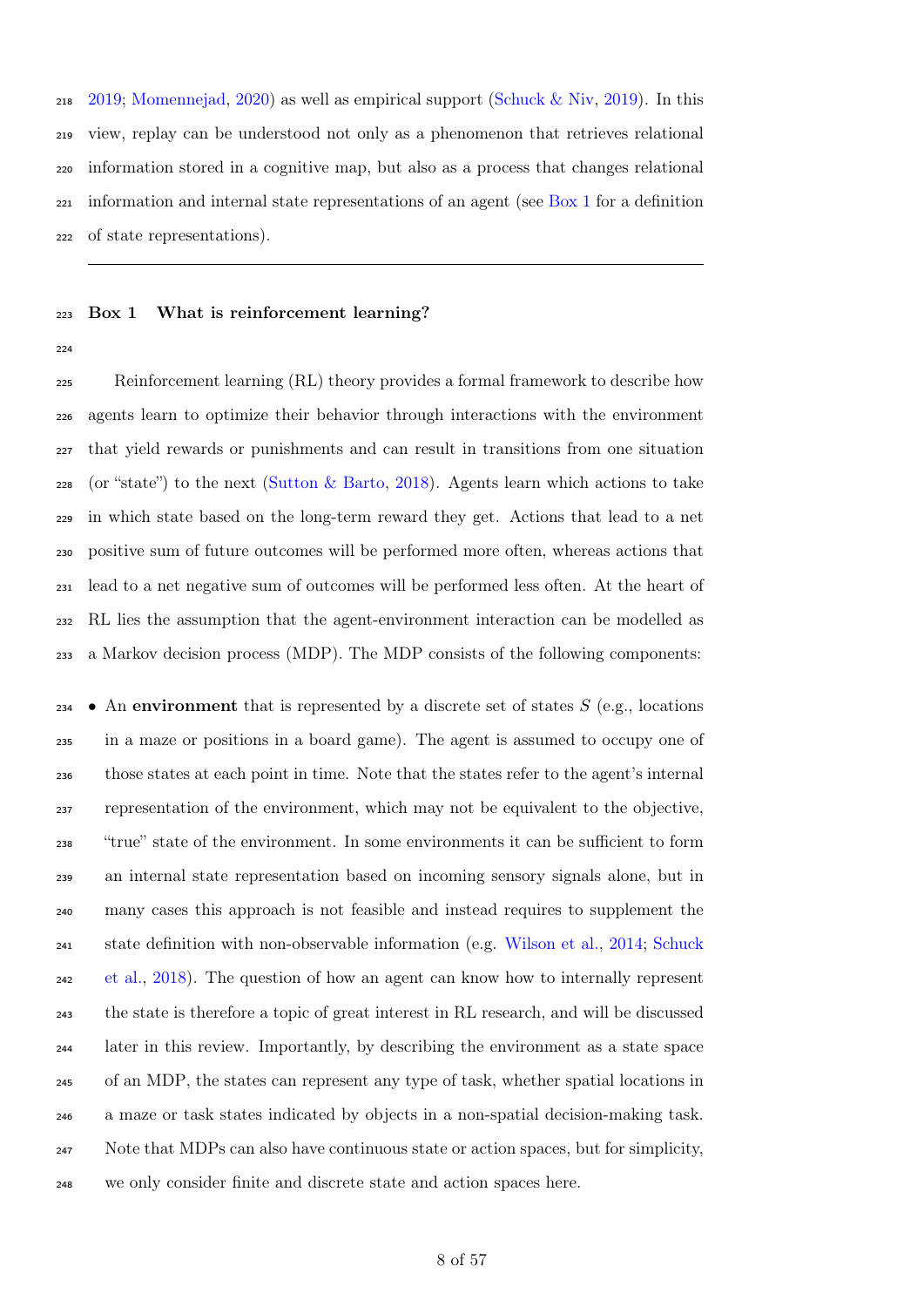2019; Momennejad, 2020) as well as empirical support (Schuck & Niv, 2019). In this view, replay can be understood not only as a phenomenon that retrieves relational information stored in a cognitive map, but also as a process that changes relational information and internal state representations of an agent (see Box 1 for a definition of state representations).

---

### Box 1 What is reinforcement learning?

Reinforcement learning (RL) theory provides a formal framework to describe how agents learn to optimize their behavior through interactions with the environment that yield rewards or punishments and can result in transitions from one situation (or "state") to the next (Sutton & Barto, 2018). Agents learn which actions to take in which state based on the long-term reward they get. Actions that lead to a net positive sum of future outcomes will be performed more often, whereas actions that lead to a net negative sum of outcomes will be performed less often. At the heart of RL lies the assumption that the agent-environment interaction can be modelled as a Markov decision process (MDP). The MDP consists of the following components:

- An **environment** that is represented by a discrete set of states $S$ (e.g., locations in a maze or positions in a board game). The agent is assumed to occupy one of those states at each point in time. Note that the states refer to the agent's internal representation of the environment, which may not be equivalent to the objective, "true" state of the environment. In some environments it can be sufficient to form an internal state representation based on incoming sensory signals alone, but in many cases this approach is not feasible and instead requires to supplement the state definition with non-observable information (e.g. Wilson et al., 2014; Schuck et al., 2018). The question of how an agent can know how to internally represent the state is therefore a topic of great interest in RL research, and will be discussed later in this review. Importantly, by describing the environment as a state space of an MDP, the states can represent any type of task, whether spatial locations in a maze or task states indicated by objects in a non-spatial decision-making task. Note that MDPs can also have continuous state or action spaces, but for simplicity, we only consider finite and discrete state and action spaces here.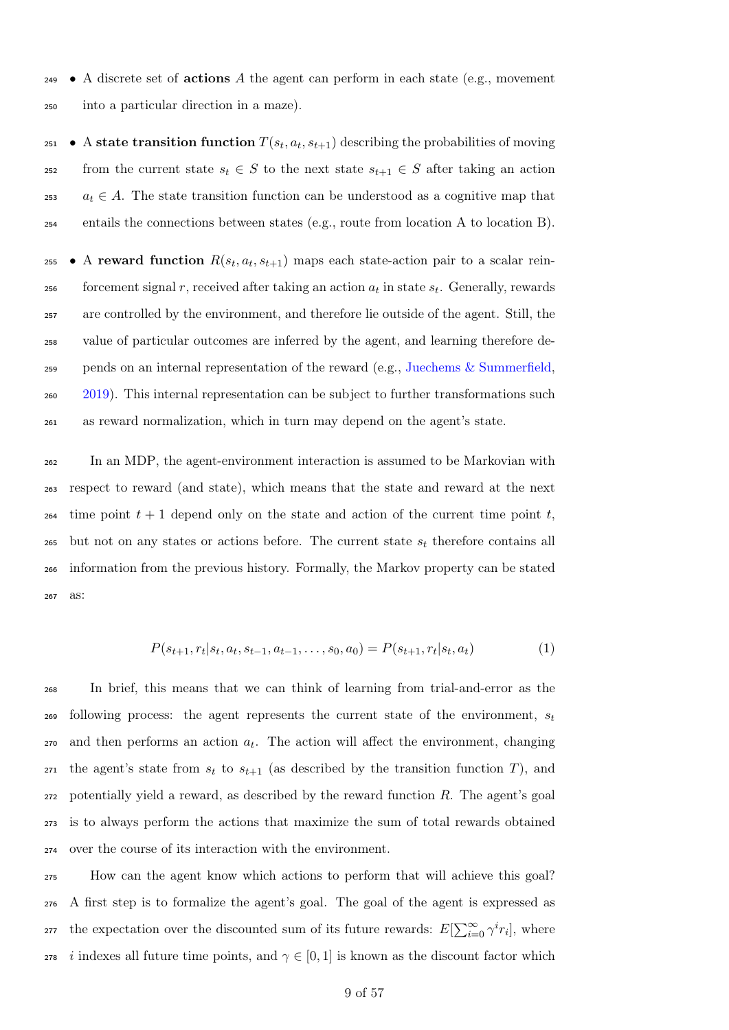- A discrete set of **actions** $A$ the agent can perform in each state (e.g., movement into a particular direction in a maze).
- A **state transition function** $T(s_t, a_t, s_{t+1})$ describing the probabilities of moving from the current state $s_t \in S$ to the next state $s_{t+1} \in S$ after taking an action $a_t \in A$. The state transition function can be understood as a cognitive map that entails the connections between states (e.g., route from location A to location B).
- A **reward function** $R(s_t, a_t, s_{t+1})$ maps each state-action pair to a scalar reinforcement signal $r$, received after taking an action $a_t$ in state $s_t$. Generally, rewards are controlled by the environment, and therefore lie outside of the agent. Still, the value of particular outcomes are inferred by the agent, and learning therefore depends on an internal representation of the reward (e.g., Juechems & Summerfield, 2019). This internal representation can be subject to further transformations such as reward normalization, which in turn may depend on the agent's state.

In an MDP, the agent-environment interaction is assumed to be Markovian with respect to reward (and state), which means that the state and reward at the next time point $t + 1$ depend only on the state and action of the current time point $t$, but not on any states or actions before. The current state $s_t$ therefore contains all information from the previous history. Formally, the Markov property can be stated as:

$$P(s_{t+1}, r_t | s_t, a_t, s_{t-1}, a_{t-1}, \ldots, s_0, a_0) = P(s_{t+1}, r_t | s_t, a_t) \tag{1}$$

In brief, this means that we can think of learning from trial-and-error as the following process: the agent represents the current state of the environment, $s_t$ and then performs an action $a_t$. The action will affect the environment, changing the agent's state from $s_t$ to $s_{t+1}$ (as described by the transition function $T$), and potentially yield a reward, as described by the reward function $R$. The agent's goal is to always perform the actions that maximize the sum of total rewards obtained over the course of its interaction with the environment.

How can the agent know which actions to perform that will achieve this goal? A first step is to formalize the agent's goal. The goal of the agent is expressed as the expectation over the discounted sum of its future rewards: $E[\sum_{i=0}^{\infty} \gamma^i r_i]$, where $i$ indexes all future time points, and $\gamma \in [0, 1]$ is known as the discount factor which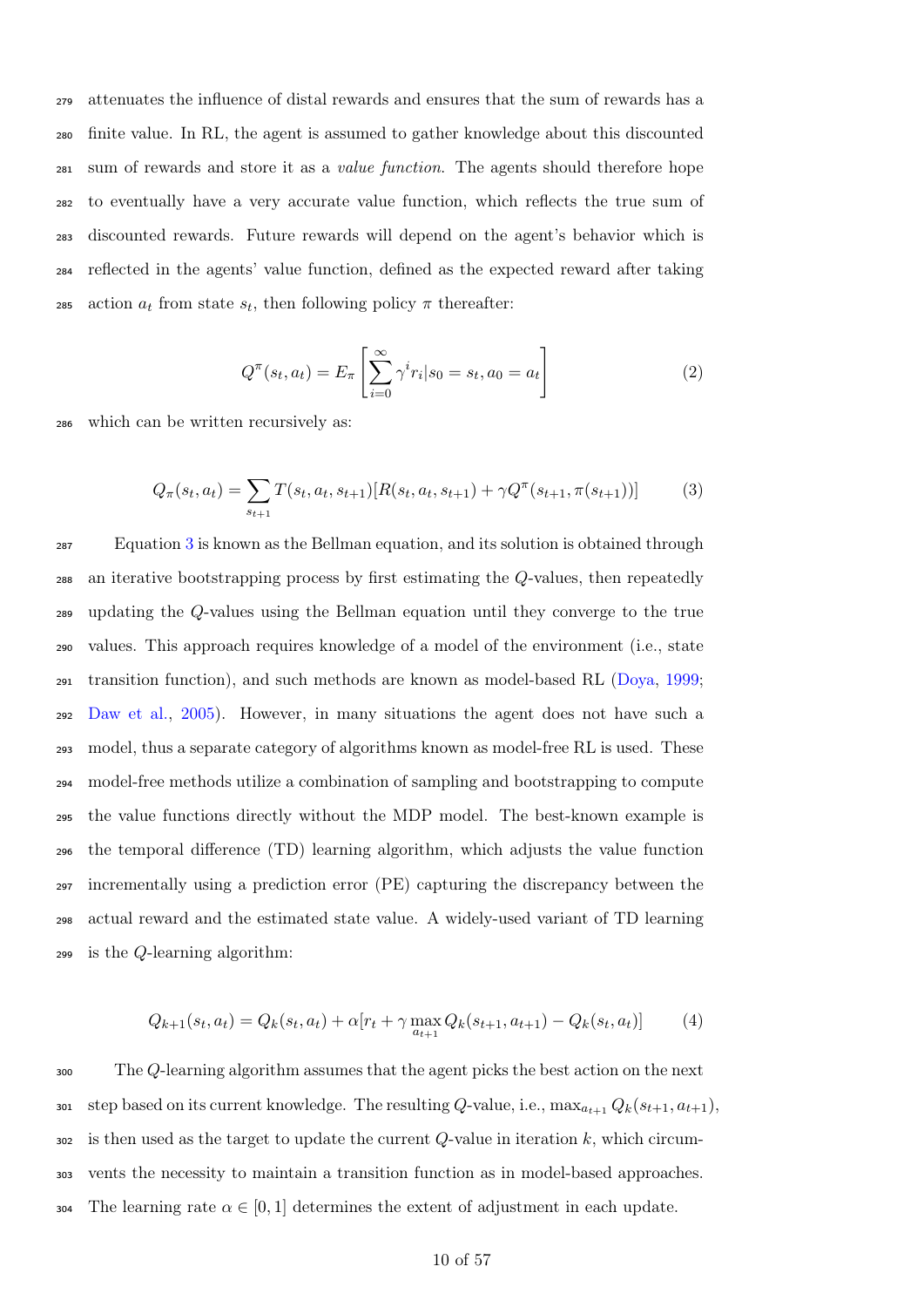attenuates the influence of distal rewards and ensures that the sum of rewards has a finite value. In RL, the agent is assumed to gather knowledge about this discounted sum of rewards and store it as a *value function*. The agents should therefore hope to eventually have a very accurate value function, which reflects the true sum of discounted rewards. Future rewards will depend on the agent's behavior which is reflected in the agents' value function, defined as the expected reward after taking action $a_t$ from state $s_t$, then following policy $\pi$ thereafter:

$$Q^{\pi}(s_t, a_t) = E_{\pi}\left[\sum_{i=0}^{\infty} \gamma^i r_i | s_0 = s_t, a_0 = a_t\right] \tag{2}$$

which can be written recursively as:

$$Q_{\pi}(s_t, a_t) = \sum_{s_{t+1}} T(s_t, a_t, s_{t+1})[R(s_t, a_t, s_{t+1}) + \gamma Q^{\pi}(s_{t+1}, \pi(s_{t+1}))] \tag{3}$$

Equation 3 is known as the Bellman equation, and its solution is obtained through an iterative bootstrapping process by first estimating the $Q$-values, then repeatedly updating the $Q$-values using the Bellman equation until they converge to the true values. This approach requires knowledge of a model of the environment (i.e., state transition function), and such methods are known as model-based RL (Doya, 1999; Daw et al., 2005). However, in many situations the agent does not have such a model, thus a separate category of algorithms known as model-free RL is used. These model-free methods utilize a combination of sampling and bootstrapping to compute the value functions directly without the MDP model. The best-known example is the temporal difference (TD) learning algorithm, which adjusts the value function incrementally using a prediction error (PE) capturing the discrepancy between the actual reward and the estimated state value. A widely-used variant of TD learning is the $Q$-learning algorithm:

$$Q_{k+1}(s_t, a_t) = Q_k(s_t, a_t) + \alpha[r_t + \gamma \max_{a_{t+1}} Q_k(s_{t+1}, a_{t+1}) - Q_k(s_t, a_t)] \tag{4}$$

The $Q$-learning algorithm assumes that the agent picks the best action on the next step based on its current knowledge. The resulting $Q$-value, i.e., $\max_{a_{t+1}} Q_k(s_{t+1}, a_{t+1})$, is then used as the target to update the current $Q$-value in iteration $k$, which circumvents the necessity to maintain a transition function as in model-based approaches. The learning rate $\alpha \in [0, 1]$ determines the extent of adjustment in each update.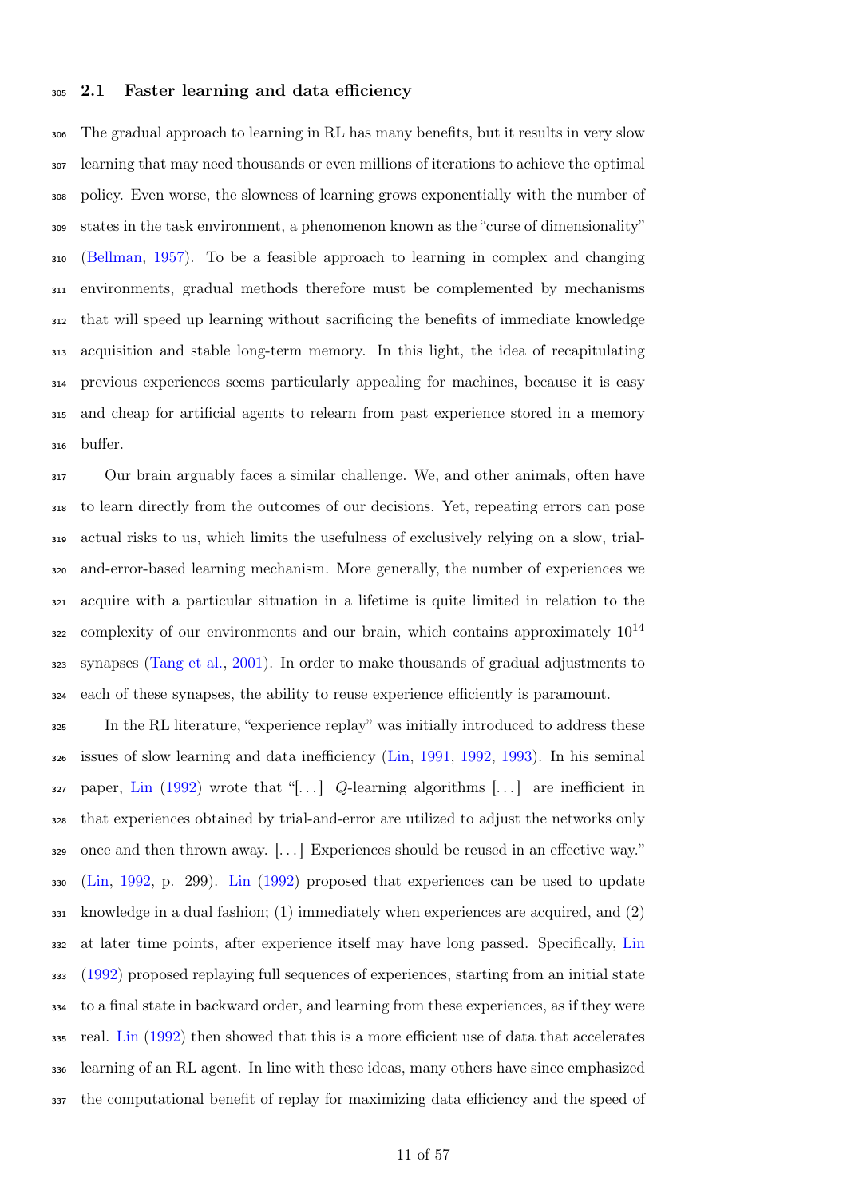### 2.1 Faster learning and data efficiency

The gradual approach to learning in RL has many benefits, but it results in very slow learning that may need thousands or even millions of iterations to achieve the optimal policy. Even worse, the slowness of learning grows exponentially with the number of states in the task environment, a phenomenon known as the "curse of dimensionality" (Bellman, 1957). To be a feasible approach to learning in complex and changing environments, gradual methods therefore must be complemented by mechanisms that will speed up learning without sacrificing the benefits of immediate knowledge acquisition and stable long-term memory. In this light, the idea of recapitulating previous experiences seems particularly appealing for machines, because it is easy and cheap for artificial agents to relearn from past experience stored in a memory buffer.

Our brain arguably faces a similar challenge. We, and other animals, often have to learn directly from the outcomes of our decisions. Yet, repeating errors can pose actual risks to us, which limits the usefulness of exclusively relying on a slow, trial-and-error-based learning mechanism. More generally, the number of experiences we acquire with a particular situation in a lifetime is quite limited in relation to the complexity of our environments and our brain, which contains approximately $10^{14}$ synapses (Tang et al., 2001). In order to make thousands of gradual adjustments to each of these synapses, the ability to reuse experience efficiently is paramount.

In the RL literature, "experience replay" was initially introduced to address these issues of slow learning and data inefficiency (Lin, 1991, 1992, 1993). In his seminal paper, Lin (1992) wrote that "[...] $Q$-learning algorithms [...] are inefficient in that experiences obtained by trial-and-error are utilized to adjust the networks only once and then thrown away. [...] Experiences should be reused in an effective way." (Lin, 1992, p. 299). Lin (1992) proposed that experiences can be used to update knowledge in a dual fashion; (1) immediately when experiences are acquired, and (2) at later time points, after experience itself may have long passed. Specifically, Lin (1992) proposed replaying full sequences of experiences, starting from an initial state to a final state in backward order, and learning from these experiences, as if they were real. Lin (1992) then showed that this is a more efficient use of data that accelerates learning of an RL agent. In line with these ideas, many others have since emphasized the computational benefit of replay for maximizing data efficiency and the speed of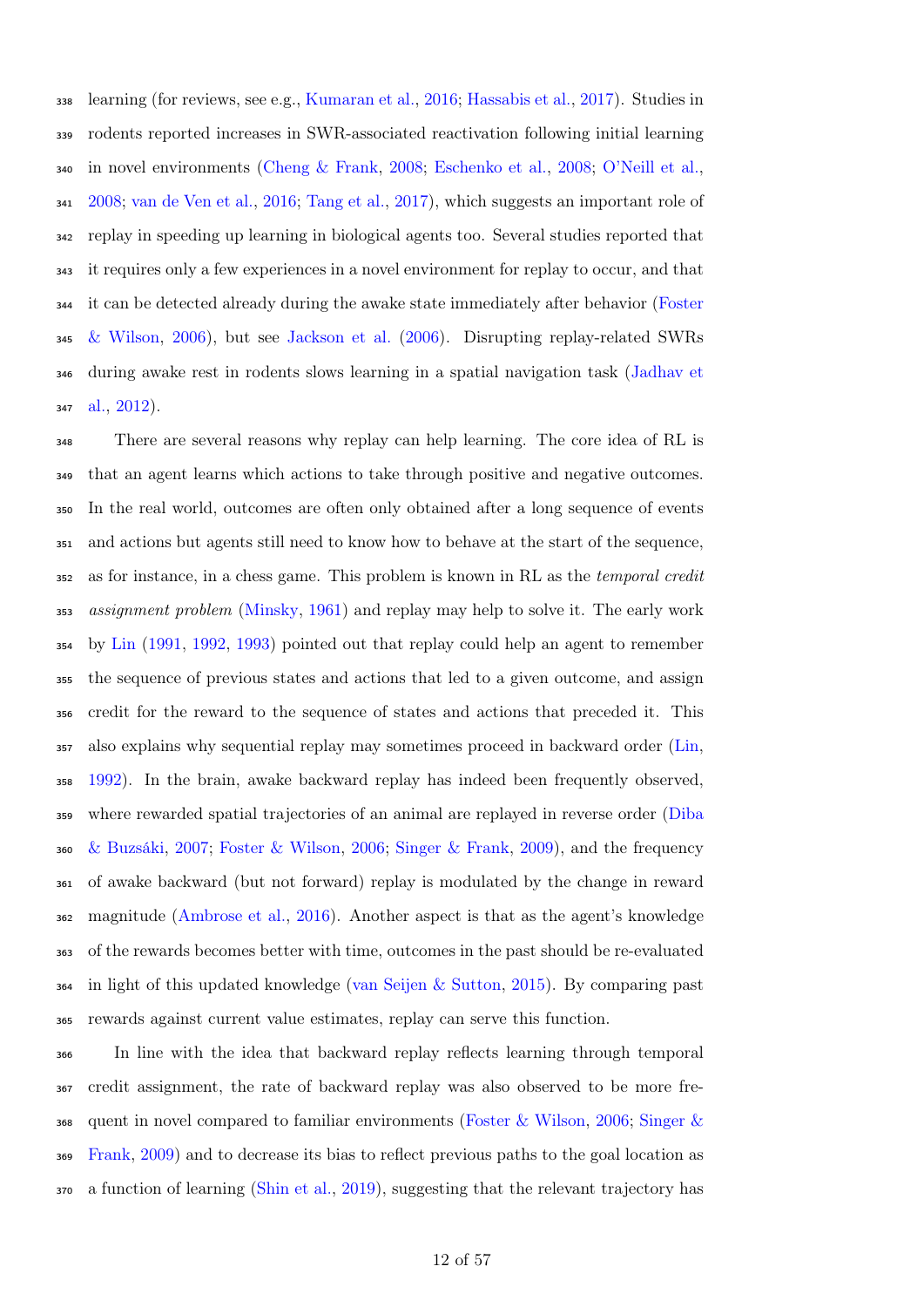learning (for reviews, see e.g., Kumaran et al., 2016; Hassabis et al., 2017). Studies in rodents reported increases in SWR-associated reactivation following initial learning in novel environments (Cheng & Frank, 2008; Eschenko et al., 2008; O'Neill et al., 2008; van de Ven et al., 2016; Tang et al., 2017), which suggests an important role of replay in speeding up learning in biological agents too. Several studies reported that it requires only a few experiences in a novel environment for replay to occur, and that it can be detected already during the awake state immediately after behavior (Foster & Wilson, 2006), but see Jackson et al. (2006). Disrupting replay-related SWRs during awake rest in rodents slows learning in a spatial navigation task (Jadhav et al., 2012).

There are several reasons why replay can help learning. The core idea of RL is that an agent learns which actions to take through positive and negative outcomes. In the real world, outcomes are often only obtained after a long sequence of events and actions but agents still need to know how to behave at the start of the sequence, as for instance, in a chess game. This problem is known in RL as the *temporal credit assignment problem* (Minsky, 1961) and replay may help to solve it. The early work by Lin (1991, 1992, 1993) pointed out that replay could help an agent to remember the sequence of previous states and actions that led to a given outcome, and assign credit for the reward to the sequence of states and actions that preceded it. This also explains why sequential replay may sometimes proceed in backward order (Lin, 1992). In the brain, awake backward replay has indeed been frequently observed, where rewarded spatial trajectories of an animal are replayed in reverse order (Diba & Buzsáki, 2007; Foster & Wilson, 2006; Singer & Frank, 2009), and the frequency of awake backward (but not forward) replay is modulated by the change in reward magnitude (Ambrose et al., 2016). Another aspect is that as the agent's knowledge of the rewards becomes better with time, outcomes in the past should be re-evaluated in light of this updated knowledge (van Seijen & Sutton, 2015). By comparing past rewards against current value estimates, replay can serve this function.

In line with the idea that backward replay reflects learning through temporal credit assignment, the rate of backward replay was also observed to be more frequent in novel compared to familiar environments (Foster & Wilson, 2006; Singer & Frank, 2009) and to decrease its bias to reflect previous paths to the goal location as a function of learning (Shin et al., 2019), suggesting that the relevant trajectory has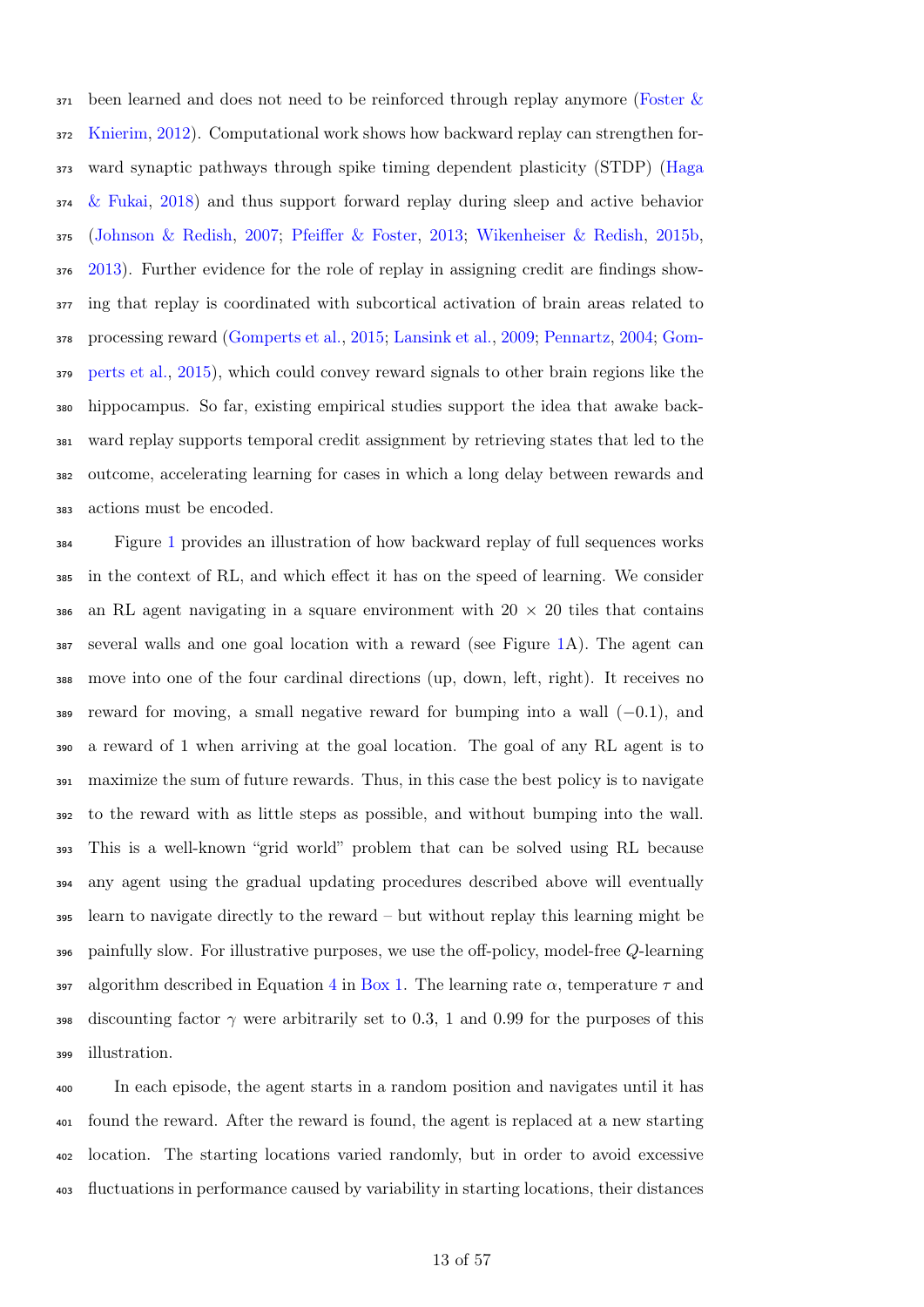been learned and does not need to be reinforced through replay anymore (Foster & Knierim, 2012). Computational work shows how backward replay can strengthen forward synaptic pathways through spike timing dependent plasticity (STDP) (Haga & Fukai, 2018) and thus support forward replay during sleep and active behavior (Johnson & Redish, 2007; Pfeiffer & Foster, 2013; Wikenheiser & Redish, 2015b, 2013). Further evidence for the role of replay in assigning credit are findings showing that replay is coordinated with subcortical activation of brain areas related to processing reward (Gomperts et al., 2015; Lansink et al., 2009; Pennartz, 2004; Gomperts et al., 2015), which could convey reward signals to other brain regions like the hippocampus. So far, existing empirical studies support the idea that awake backward replay supports temporal credit assignment by retrieving states that led to the outcome, accelerating learning for cases in which a long delay between rewards and actions must be encoded.

Figure 1 provides an illustration of how backward replay of full sequences works in the context of RL, and which effect it has on the speed of learning. We consider an RL agent navigating in a square environment with $20 \times 20$ tiles that contains several walls and one goal location with a reward (see Figure 1A). The agent can move into one of the four cardinal directions (up, down, left, right). It receives no reward for moving, a small negative reward for bumping into a wall ($-0.1$), and a reward of 1 when arriving at the goal location. The goal of any RL agent is to maximize the sum of future rewards. Thus, in this case the best policy is to navigate to the reward with as little steps as possible, and without bumping into the wall. This is a well-known "grid world" problem that can be solved using RL because any agent using the gradual updating procedures described above will eventually learn to navigate directly to the reward – but without replay this learning might be painfully slow. For illustrative purposes, we use the off-policy, model-free $Q$-learning algorithm described in Equation 4 in Box 1. The learning rate $\alpha$, temperature $\tau$ and discounting factor $\gamma$ were arbitrarily set to 0.3, 1 and 0.99 for the purposes of this illustration.

In each episode, the agent starts in a random position and navigates until it has found the reward. After the reward is found, the agent is replaced at a new starting location. The starting locations varied randomly, but in order to avoid excessive fluctuations in performance caused by variability in starting locations, their distances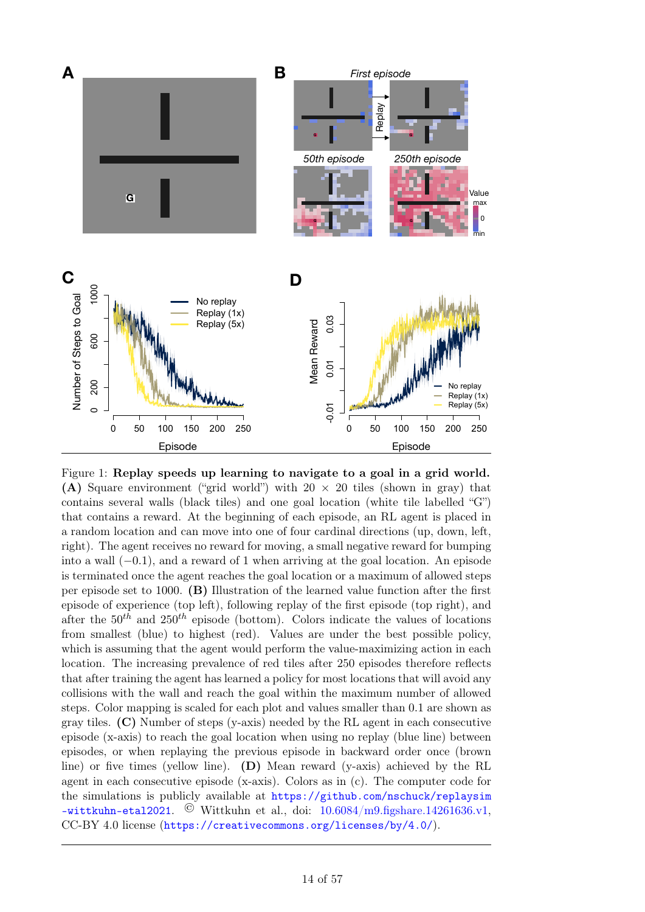Figure 1: **Replay speeds up learning to navigate to a goal in a grid world.** **(A)** Square environment ("grid world") with 20 × 20 tiles (shown in gray) that contains several walls (black tiles) and one goal location (white tile labelled "G") that contains a reward. At the beginning of each episode, an RL agent is placed in a random location and can move into one of four cardinal directions (up, down, left, right). The agent receives no reward for moving, a small negative reward for bumping into a wall (−0.1), and a reward of 1 when arriving at the goal location. An episode is terminated once the agent reaches the goal location or a maximum of allowed steps per episode set to 1000. **(B)** Illustration of the learned value function after the first episode of experience (top left), following replay of the first episode (top right), and after the 50$^{th}$ and 250$^{th}$ episode (bottom). Colors indicate the values of locations from smallest (blue) to highest (red). Values are under the best possible policy, which is assuming that the agent would perform the value-maximizing action in each location. The increasing prevalence of red tiles after 250 episodes therefore reflects that after training the agent has learned a policy for most locations that will avoid any collisions with the wall and reach the goal within the maximum number of allowed steps. Color mapping is scaled for each plot and values smaller than 0.1 are shown as gray tiles. **(C)** Number of steps (y-axis) needed by the RL agent in each consecutive episode (x-axis) to reach the goal location when using no replay (blue line) between episodes, or when replaying the previous episode in backward order once (brown line) or five times (yellow line). **(D)** Mean reward (y-axis) achieved by the RL agent in each consecutive episode (x-axis). Colors as in (c). The computer code for the simulations is publicly available at https://github.com/nschuck/replaysim-wittkuhn-etal2021. © Wittkuhn et al., doi: 10.6084/m9.figshare.14261636.v1, CC-BY 4.0 license (https://creativecommons.org/licenses/by/4.0/).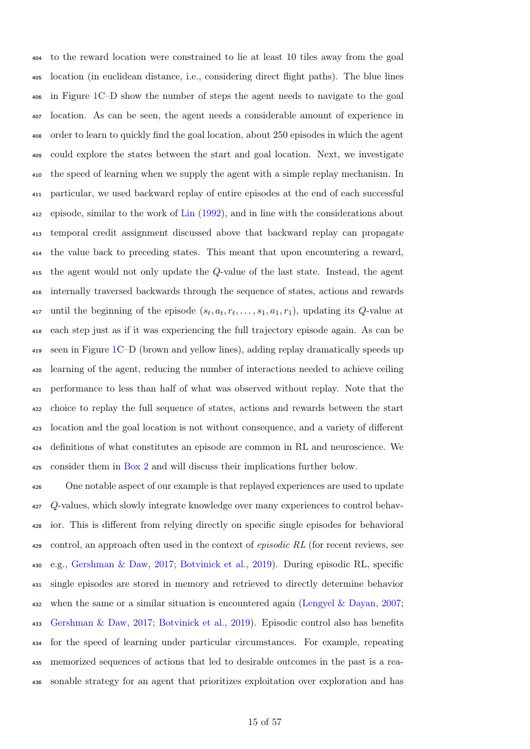to the reward location were constrained to lie at least 10 tiles away from the goal location (in euclidean distance, i.e., considering direct flight paths). The blue lines in Figure 1C–D show the number of steps the agent needs to navigate to the goal location. As can be seen, the agent needs a considerable amount of experience in order to learn to quickly find the goal location, about 250 episodes in which the agent could explore the states between the start and goal location. Next, we investigate the speed of learning when we supply the agent with a simple replay mechanism. In particular, we used backward replay of entire episodes at the end of each successful episode, similar to the work of Lin (1992), and in line with the considerations about temporal credit assignment discussed above that backward replay can propagate the value back to preceding states. This meant that upon encountering a reward, the agent would not only update the $Q$-value of the last state. Instead, the agent internally traversed backwards through the sequence of states, actions and rewards until the beginning of the episode $(s_t, a_t, r_t, \ldots, s_1, a_1, r_1)$, updating its $Q$-value at each step just as if it was experiencing the full trajectory episode again. As can be seen in Figure 1C–D (brown and yellow lines), adding replay dramatically speeds up learning of the agent, reducing the number of interactions needed to achieve ceiling performance to less than half of what was observed without replay. Note that the choice to replay the full sequence of states, actions and rewards between the start location and the goal location is not without consequence, and a variety of different definitions of what constitutes an episode are common in RL and neuroscience. We consider them in Box 2 and will discuss their implications further below.

One notable aspect of our example is that replayed experiences are used to update $Q$-values, which slowly integrate knowledge over many experiences to control behavior. This is different from relying directly on specific single episodes for behavioral control, an approach often used in the context of *episodic RL* (for recent reviews, see e.g., Gershman & Daw, 2017; Botvinick et al., 2019). During episodic RL, specific single episodes are stored in memory and retrieved to directly determine behavior when the same or a similar situation is encountered again (Lengyel & Dayan, 2007; Gershman & Daw, 2017; Botvinick et al., 2019). Episodic control also has benefits for the speed of learning under particular circumstances. For example, repeating memorized sequences of actions that led to desirable outcomes in the past is a reasonable strategy for an agent that prioritizes exploitation over exploration and has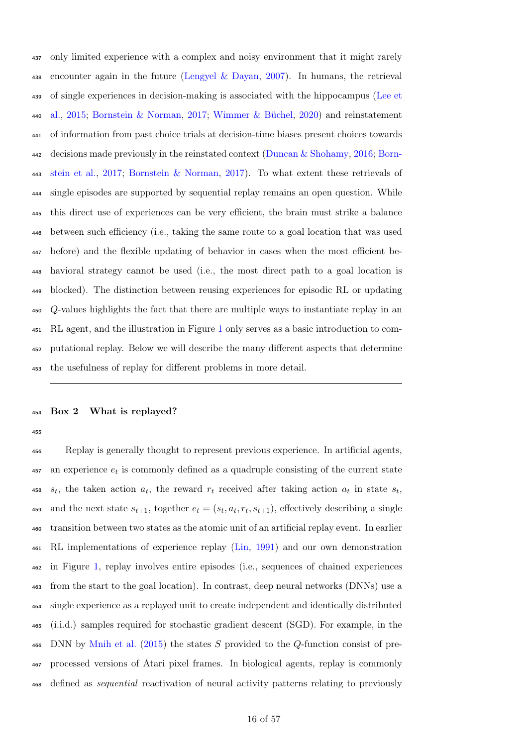only limited experience with a complex and noisy environment that it might rarely encounter again in the future (Lengyel & Dayan, 2007). In humans, the retrieval of single experiences in decision-making is associated with the hippocampus (Lee et al., 2015; Bornstein & Norman, 2017; Wimmer & Büchel, 2020) and reinstatement of information from past choice trials at decision-time biases present choices towards decisions made previously in the reinstated context (Duncan & Shohamy, 2016; Bornstein et al., 2017; Bornstein & Norman, 2017). To what extent these retrievals of single episodes are supported by sequential replay remains an open question. While this direct use of experiences can be very efficient, the brain must strike a balance between such efficiency (i.e., taking the same route to a goal location that was used before) and the flexible updating of behavior in cases when the most efficient behavioral strategy cannot be used (i.e., the most direct path to a goal location is blocked). The distinction between reusing experiences for episodic RL or updating $Q$-values highlights the fact that there are multiple ways to instantiate replay in an RL agent, and the illustration in Figure 1 only serves as a basic introduction to computational replay. Below we will describe the many different aspects that determine the usefulness of replay for different problems in more detail.

---

**Box 2 What is replayed?**

Replay is generally thought to represent previous experience. In artificial agents, an experience $e_t$ is commonly defined as a quadruple consisting of the current state $s_t$, the taken action $a_t$, the reward $r_t$ received after taking action $a_t$ in state $s_t$, and the next state $s_{t+1}$, together $e_t = (s_t, a_t, r_t, s_{t+1})$, effectively describing a single transition between two states as the atomic unit of an artificial replay event. In earlier RL implementations of experience replay (Lin, 1991) and our own demonstration in Figure 1, replay involves entire episodes (i.e., sequences of chained experiences from the start to the goal location). In contrast, deep neural networks (DNNs) use a single experience as a replayed unit to create independent and identically distributed (i.i.d.) samples required for stochastic gradient descent (SGD). For example, in the DNN by Mnih et al. (2015) the states $S$ provided to the $Q$-function consist of preprocessed versions of Atari pixel frames. In biological agents, replay is commonly defined as *sequential* reactivation of neural activity patterns relating to previously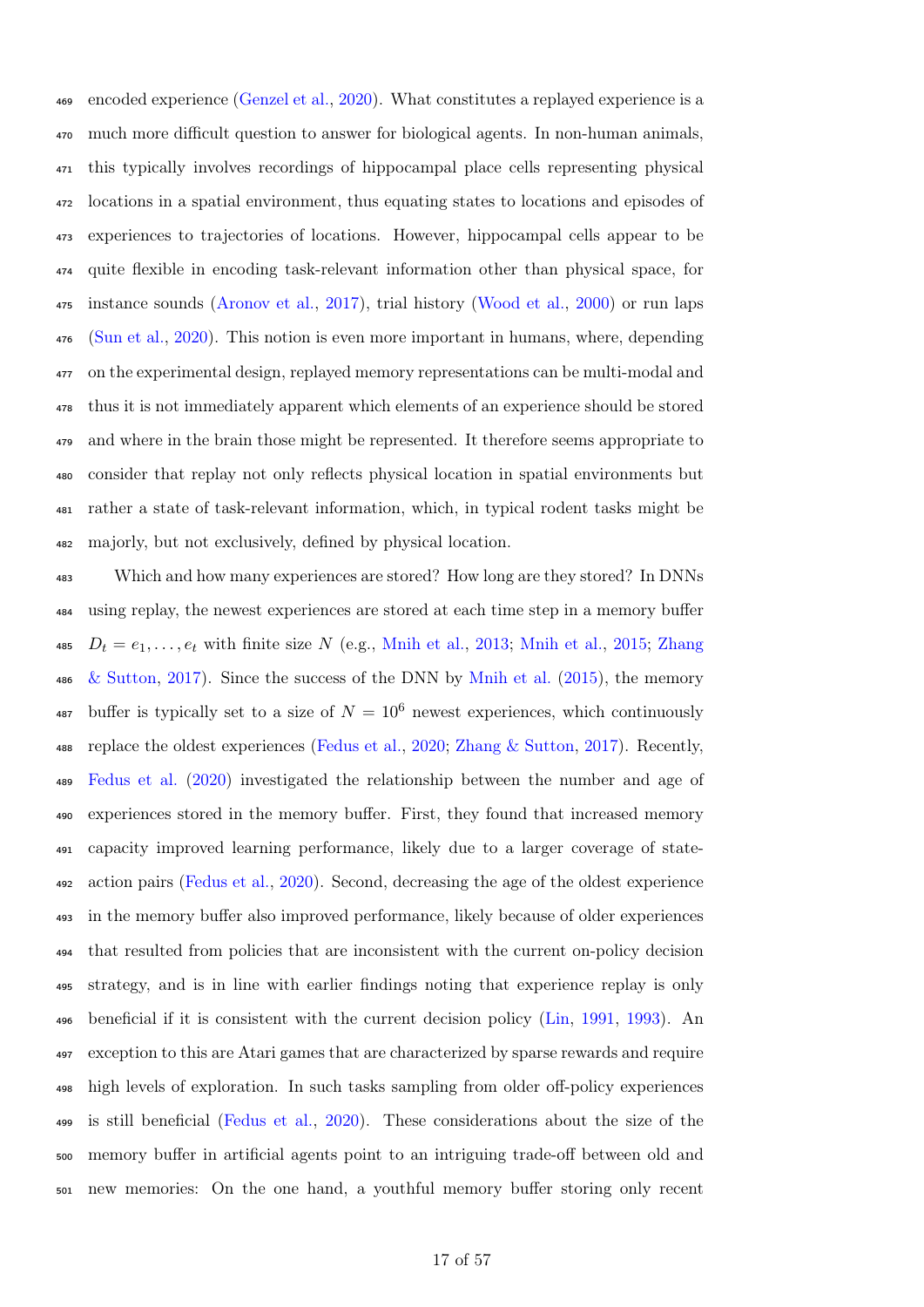encoded experience (Genzel et al., 2020). What constitutes a replayed experience is a much more difficult question to answer for biological agents. In non-human animals, this typically involves recordings of hippocampal place cells representing physical locations in a spatial environment, thus equating states to locations and episodes of experiences to trajectories of locations. However, hippocampal cells appear to be quite flexible in encoding task-relevant information other than physical space, for instance sounds (Aronov et al., 2017), trial history (Wood et al., 2000) or run laps (Sun et al., 2020). This notion is even more important in humans, where, depending on the experimental design, replayed memory representations can be multi-modal and thus it is not immediately apparent which elements of an experience should be stored and where in the brain those might be represented. It therefore seems appropriate to consider that replay not only reflects physical location in spatial environments but rather a state of task-relevant information, which, in typical rodent tasks might be majorly, but not exclusively, defined by physical location.

Which and how many experiences are stored? How long are they stored? In DNNs using replay, the newest experiences are stored at each time step in a memory buffer $D_t = e_1, \ldots, e_t$ with finite size $N$ (e.g., Mnih et al., 2013; Mnih et al., 2015; Zhang & Sutton, 2017). Since the success of the DNN by Mnih et al. (2015), the memory buffer is typically set to a size of $N = 10^6$ newest experiences, which continuously replace the oldest experiences (Fedus et al., 2020; Zhang & Sutton, 2017). Recently, Fedus et al. (2020) investigated the relationship between the number and age of experiences stored in the memory buffer. First, they found that increased memory capacity improved learning performance, likely due to a larger coverage of state-action pairs (Fedus et al., 2020). Second, decreasing the age of the oldest experience in the memory buffer also improved performance, likely because of older experiences that resulted from policies that are inconsistent with the current on-policy decision strategy, and is in line with earlier findings noting that experience replay is only beneficial if it is consistent with the current decision policy (Lin, 1991, 1993). An exception to this are Atari games that are characterized by sparse rewards and require high levels of exploration. In such tasks sampling from older off-policy experiences is still beneficial (Fedus et al., 2020). These considerations about the size of the memory buffer in artificial agents point to an intriguing trade-off between old and new memories: On the one hand, a youthful memory buffer storing only recent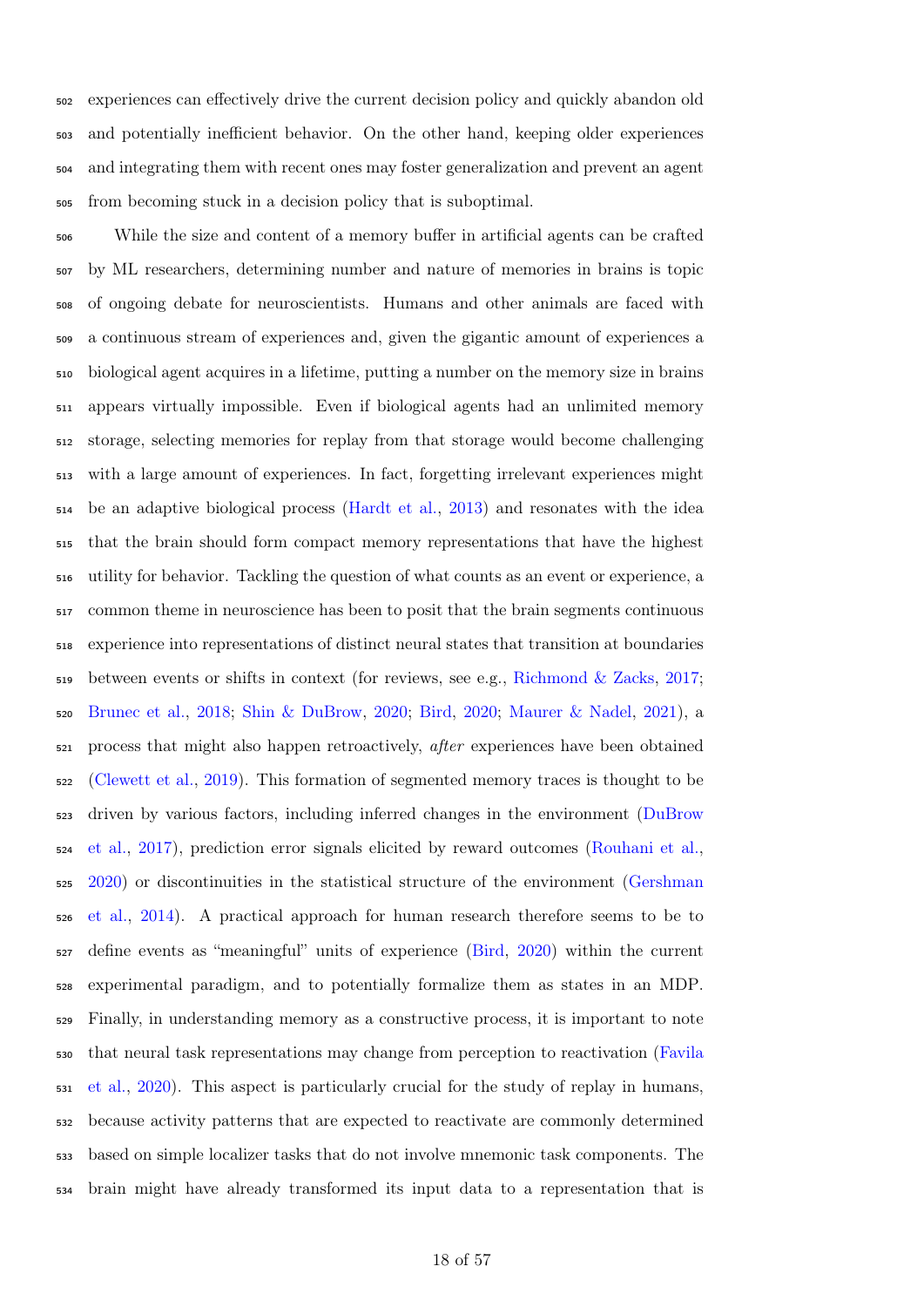experiences can effectively drive the current decision policy and quickly abandon old and potentially inefficient behavior. On the other hand, keeping older experiences and integrating them with recent ones may foster generalization and prevent an agent from becoming stuck in a decision policy that is suboptimal.

While the size and content of a memory buffer in artificial agents can be crafted by ML researchers, determining number and nature of memories in brains is topic of ongoing debate for neuroscientists. Humans and other animals are faced with a continuous stream of experiences and, given the gigantic amount of experiences a biological agent acquires in a lifetime, putting a number on the memory size in brains appears virtually impossible. Even if biological agents had an unlimited memory storage, selecting memories for replay from that storage would become challenging with a large amount of experiences. In fact, forgetting irrelevant experiences might be an adaptive biological process (Hardt et al., 2013) and resonates with the idea that the brain should form compact memory representations that have the highest utility for behavior. Tackling the question of what counts as an event or experience, a common theme in neuroscience has been to posit that the brain segments continuous experience into representations of distinct neural states that transition at boundaries between events or shifts in context (for reviews, see e.g., Richmond & Zacks, 2017; Brunec et al., 2018; Shin & DuBrow, 2020; Bird, 2020; Maurer & Nadel, 2021), a process that might also happen retroactively, *after* experiences have been obtained (Clewett et al., 2019). This formation of segmented memory traces is thought to be driven by various factors, including inferred changes in the environment (DuBrow et al., 2017), prediction error signals elicited by reward outcomes (Rouhani et al., 2020) or discontinuities in the statistical structure of the environment (Gershman et al., 2014). A practical approach for human research therefore seems to be to define events as "meaningful" units of experience (Bird, 2020) within the current experimental paradigm, and to potentially formalize them as states in an MDP. Finally, in understanding memory as a constructive process, it is important to note that neural task representations may change from perception to reactivation (Favila et al., 2020). This aspect is particularly crucial for the study of replay in humans, because activity patterns that are expected to reactivate are commonly determined based on simple localizer tasks that do not involve mnemonic task components. The brain might have already transformed its input data to a representation that is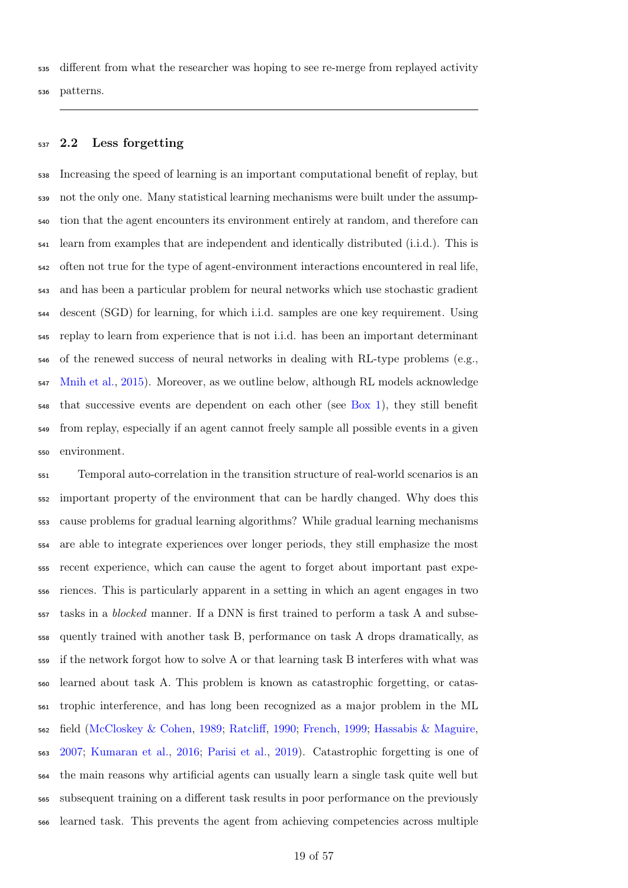different from what the researcher was hoping to see re-merge from replayed activity patterns.

---

## 2.2 Less forgetting

Increasing the speed of learning is an important computational benefit of replay, but not the only one. Many statistical learning mechanisms were built under the assumption that the agent encounters its environment entirely at random, and therefore can learn from examples that are independent and identically distributed (i.i.d.). This is often not true for the type of agent-environment interactions encountered in real life, and has been a particular problem for neural networks which use stochastic gradient descent (SGD) for learning, for which i.i.d. samples are one key requirement. Using replay to learn from experience that is not i.i.d. has been an important determinant of the renewed success of neural networks in dealing with RL-type problems (e.g., Mnih et al., 2015). Moreover, as we outline below, although RL models acknowledge that successive events are dependent on each other (see Box 1), they still benefit from replay, especially if an agent cannot freely sample all possible events in a given environment.

Temporal auto-correlation in the transition structure of real-world scenarios is an important property of the environment that can be hardly changed. Why does this cause problems for gradual learning algorithms? While gradual learning mechanisms are able to integrate experiences over longer periods, they still emphasize the most recent experience, which can cause the agent to forget about important past experiences. This is particularly apparent in a setting in which an agent engages in two tasks in a *blocked* manner. If a DNN is first trained to perform a task A and subsequently trained with another task B, performance on task A drops dramatically, as if the network forgot how to solve A or that learning task B interferes with what was learned about task A. This problem is known as catastrophic forgetting, or catastrophic interference, and has long been recognized as a major problem in the ML field (McCloskey & Cohen, 1989; Ratcliff, 1990; French, 1999; Hassabis & Maguire, 2007; Kumaran et al., 2016; Parisi et al., 2019). Catastrophic forgetting is one of the main reasons why artificial agents can usually learn a single task quite well but subsequent training on a different task results in poor performance on the previously learned task. This prevents the agent from achieving competencies across multiple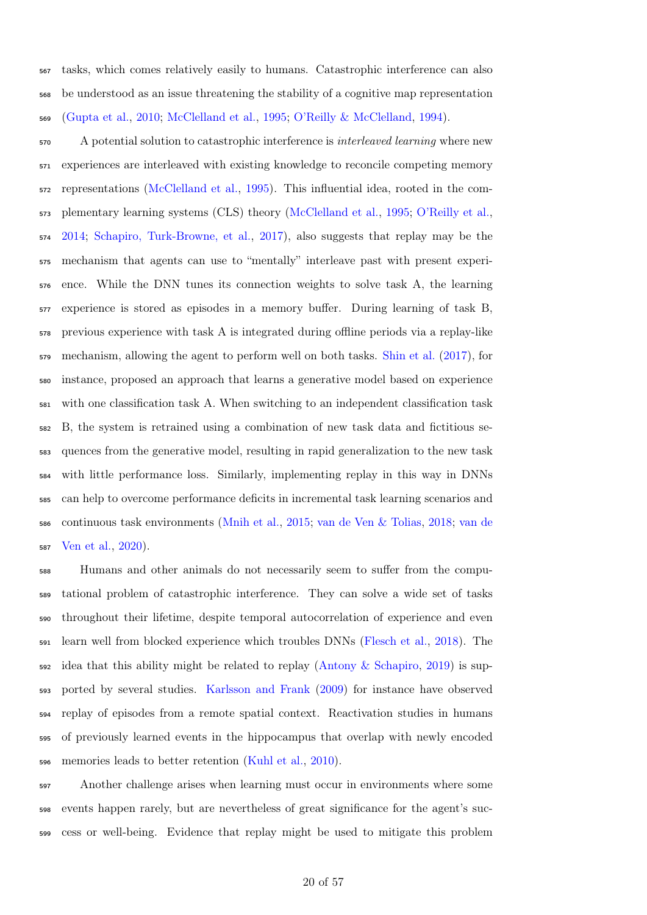tasks, which comes relatively easily to humans. Catastrophic interference can also be understood as an issue threatening the stability of a cognitive map representation (Gupta et al., 2010; McClelland et al., 1995; O'Reilly & McClelland, 1994).

A potential solution to catastrophic interference is *interleaved learning* where new experiences are interleaved with existing knowledge to reconcile competing memory representations (McClelland et al., 1995). This influential idea, rooted in the complementary learning systems (CLS) theory (McClelland et al., 1995; O'Reilly et al., 2014; Schapiro, Turk-Browne, et al., 2017), also suggests that replay may be the mechanism that agents can use to "mentally" interleave past with present experience. While the DNN tunes its connection weights to solve task A, the learning experience is stored as episodes in a memory buffer. During learning of task B, previous experience with task A is integrated during offline periods via a replay-like mechanism, allowing the agent to perform well on both tasks. Shin et al. (2017), for instance, proposed an approach that learns a generative model based on experience with one classification task A. When switching to an independent classification task B, the system is retrained using a combination of new task data and fictitious sequences from the generative model, resulting in rapid generalization to the new task with little performance loss. Similarly, implementing replay in this way in DNNs can help to overcome performance deficits in incremental task learning scenarios and continuous task environments (Mnih et al., 2015; van de Ven & Tolias, 2018; van de Ven et al., 2020).

Humans and other animals do not necessarily seem to suffer from the computational problem of catastrophic interference. They can solve a wide set of tasks throughout their lifetime, despite temporal autocorrelation of experience and even learn well from blocked experience which troubles DNNs (Flesch et al., 2018). The idea that this ability might be related to replay (Antony & Schapiro, 2019) is supported by several studies. Karlsson and Frank (2009) for instance have observed replay of episodes from a remote spatial context. Reactivation studies in humans of previously learned events in the hippocampus that overlap with newly encoded memories leads to better retention (Kuhl et al., 2010).

Another challenge arises when learning must occur in environments where some events happen rarely, but are nevertheless of great significance for the agent's success or well-being. Evidence that replay might be used to mitigate this problem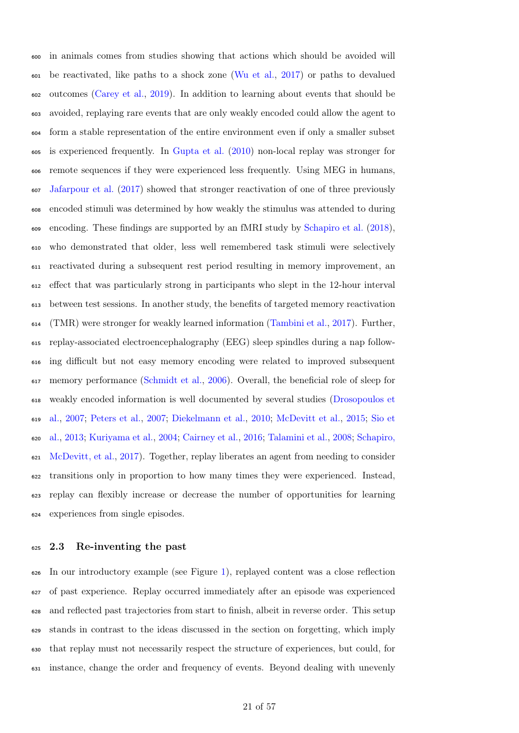in animals comes from studies showing that actions which should be avoided will be reactivated, like paths to a shock zone (Wu et al., 2017) or paths to devalued outcomes (Carey et al., 2019). In addition to learning about events that should be avoided, replaying rare events that are only weakly encoded could allow the agent to form a stable representation of the entire environment even if only a smaller subset is experienced frequently. In Gupta et al. (2010) non-local replay was stronger for remote sequences if they were experienced less frequently. Using MEG in humans, Jafarpour et al. (2017) showed that stronger reactivation of one of three previously encoded stimuli was determined by how weakly the stimulus was attended to during encoding. These findings are supported by an fMRI study by Schapiro et al. (2018), who demonstrated that older, less well remembered task stimuli were selectively reactivated during a subsequent rest period resulting in memory improvement, an effect that was particularly strong in participants who slept in the 12-hour interval between test sessions. In another study, the benefits of targeted memory reactivation (TMR) were stronger for weakly learned information (Tambini et al., 2017). Further, replay-associated electroencephalography (EEG) sleep spindles during a nap following difficult but not easy memory encoding were related to improved subsequent memory performance (Schmidt et al., 2006). Overall, the beneficial role of sleep for weakly encoded information is well documented by several studies (Drosopoulos et al., 2007; Peters et al., 2007; Diekelmann et al., 2010; McDevitt et al., 2015; Sio et al., 2013; Kuriyama et al., 2004; Cairney et al., 2016; Talamini et al., 2008; Schapiro, McDevitt, et al., 2017). Together, replay liberates an agent from needing to consider transitions only in proportion to how many times they were experienced. Instead, replay can flexibly increase or decrease the number of opportunities for learning experiences from single episodes.

### 2.3 Re-inventing the past

In our introductory example (see Figure 1), replayed content was a close reflection of past experience. Replay occurred immediately after an episode was experienced and reflected past trajectories from start to finish, albeit in reverse order. This setup stands in contrast to the ideas discussed in the section on forgetting, which imply that replay must not necessarily respect the structure of experiences, but could, for instance, change the order and frequency of events. Beyond dealing with unevenly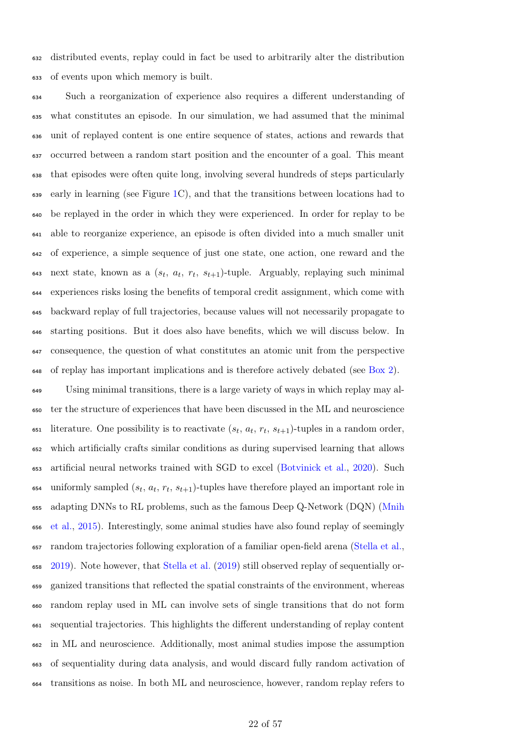distributed events, replay could in fact be used to arbitrarily alter the distribution of events upon which memory is built.

Such a reorganization of experience also requires a different understanding of what constitutes an episode. In our simulation, we had assumed that the minimal unit of replayed content is one entire sequence of states, actions and rewards that occurred between a random start position and the encounter of a goal. This meant that episodes were often quite long, involving several hundreds of steps particularly early in learning (see Figure 1C), and that the transitions between locations had to be replayed in the order in which they were experienced. In order for replay to be able to reorganize experience, an episode is often divided into a much smaller unit of experience, a simple sequence of just one state, one action, one reward and the next state, known as a ($s_t$, $a_t$, $r_t$, $s_{t+1}$)-tuple. Arguably, replaying such minimal experiences risks losing the benefits of temporal credit assignment, which come with backward replay of full trajectories, because values will not necessarily propagate to starting positions. But it does also have benefits, which we will discuss below. In consequence, the question of what constitutes an atomic unit from the perspective of replay has important implications and is therefore actively debated (see Box 2).

Using minimal transitions, there is a large variety of ways in which replay may alter the structure of experiences that have been discussed in the ML and neuroscience literature. One possibility is to reactivate ($s_t$, $a_t$, $r_t$, $s_{t+1}$)-tuples in a random order, which artificially crafts similar conditions as during supervised learning that allows artificial neural networks trained with SGD to excel (Botvinick et al., 2020). Such uniformly sampled ($s_t$, $a_t$, $r_t$, $s_{t+1}$)-tuples have therefore played an important role in adapting DNNs to RL problems, such as the famous Deep Q-Network (DQN) (Mnih et al., 2015). Interestingly, some animal studies have also found replay of seemingly random trajectories following exploration of a familiar open-field arena (Stella et al., 2019). Note however, that Stella et al. (2019) still observed replay of sequentially organized transitions that reflected the spatial constraints of the environment, whereas random replay used in ML can involve sets of single transitions that do not form sequential trajectories. This highlights the different understanding of replay content in ML and neuroscience. Additionally, most animal studies impose the assumption of sequentiality during data analysis, and would discard fully random activation of transitions as noise. In both ML and neuroscience, however, random replay refers to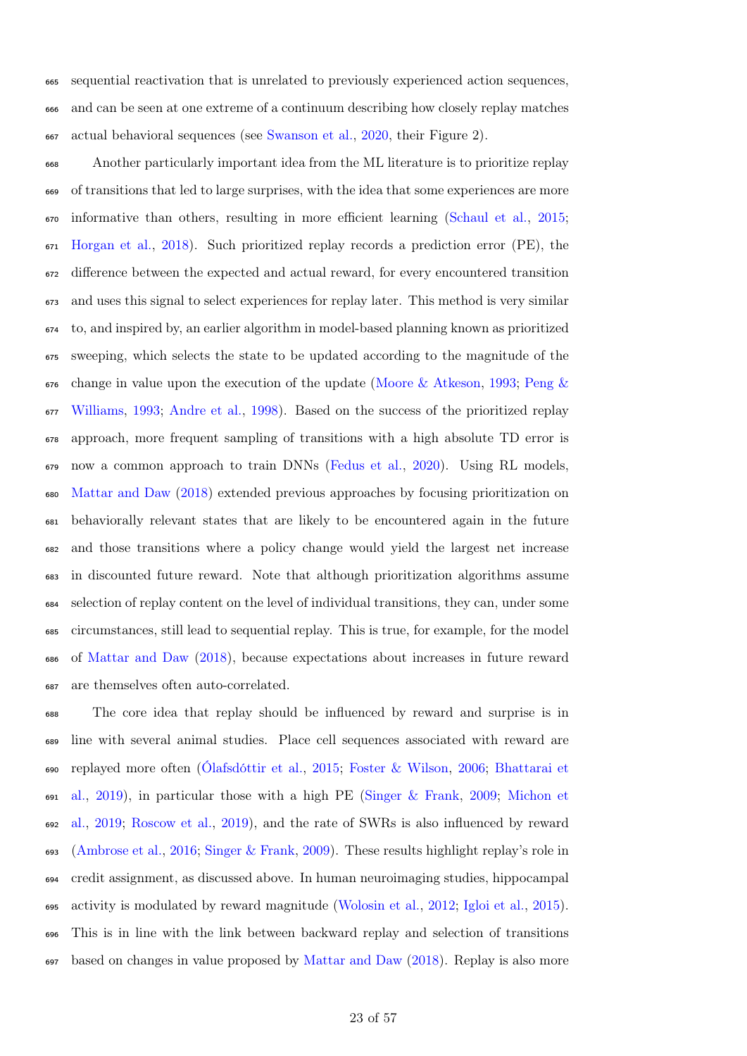sequential reactivation that is unrelated to previously experienced action sequences, and can be seen at one extreme of a continuum describing how closely replay matches actual behavioral sequences (see Swanson et al., 2020, their Figure 2).

Another particularly important idea from the ML literature is to prioritize replay of transitions that led to large surprises, with the idea that some experiences are more informative than others, resulting in more efficient learning (Schaul et al., 2015; Horgan et al., 2018). Such prioritized replay records a prediction error (PE), the difference between the expected and actual reward, for every encountered transition and uses this signal to select experiences for replay later. This method is very similar to, and inspired by, an earlier algorithm in model-based planning known as prioritized sweeping, which selects the state to be updated according to the magnitude of the change in value upon the execution of the update (Moore & Atkeson, 1993; Peng & Williams, 1993; Andre et al., 1998). Based on the success of the prioritized replay approach, more frequent sampling of transitions with a high absolute TD error is now a common approach to train DNNs (Fedus et al., 2020). Using RL models, Mattar and Daw (2018) extended previous approaches by focusing prioritization on behaviorally relevant states that are likely to be encountered again in the future and those transitions where a policy change would yield the largest net increase in discounted future reward. Note that although prioritization algorithms assume selection of replay content on the level of individual transitions, they can, under some circumstances, still lead to sequential replay. This is true, for example, for the model of Mattar and Daw (2018), because expectations about increases in future reward are themselves often auto-correlated.

The core idea that replay should be influenced by reward and surprise is in line with several animal studies. Place cell sequences associated with reward are replayed more often (Ólafsdóttir et al., 2015; Foster & Wilson, 2006; Bhattarai et al., 2019), in particular those with a high PE (Singer & Frank, 2009; Michon et al., 2019; Roscow et al., 2019), and the rate of SWRs is also influenced by reward (Ambrose et al., 2016; Singer & Frank, 2009). These results highlight replay's role in credit assignment, as discussed above. In human neuroimaging studies, hippocampal activity is modulated by reward magnitude (Wolosin et al., 2012; Igloi et al., 2015). This is in line with the link between backward replay and selection of transitions based on changes in value proposed by Mattar and Daw (2018). Replay is also more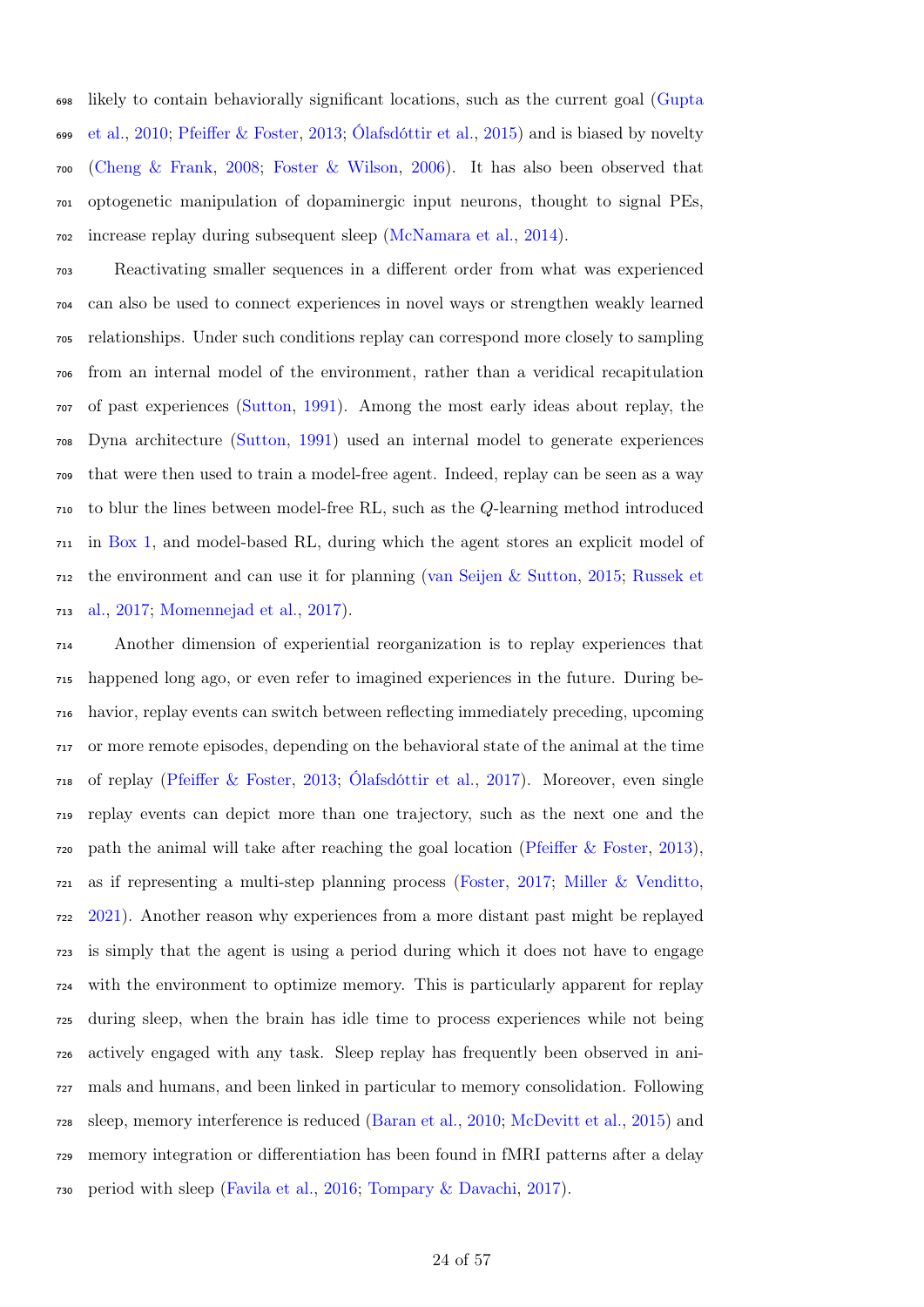likely to contain behaviorally significant locations, such as the current goal (Gupta et al., 2010; Pfeiffer & Foster, 2013; Ólafsdóttir et al., 2015) and is biased by novelty (Cheng & Frank, 2008; Foster & Wilson, 2006). It has also been observed that optogenetic manipulation of dopaminergic input neurons, thought to signal PEs, increase replay during subsequent sleep (McNamara et al., 2014).

Reactivating smaller sequences in a different order from what was experienced can also be used to connect experiences in novel ways or strengthen weakly learned relationships. Under such conditions replay can correspond more closely to sampling from an internal model of the environment, rather than a veridical recapitulation of past experiences (Sutton, 1991). Among the most early ideas about replay, the Dyna architecture (Sutton, 1991) used an internal model to generate experiences that were then used to train a model-free agent. Indeed, replay can be seen as a way to blur the lines between model-free RL, such as the $Q$-learning method introduced in Box 1, and model-based RL, during which the agent stores an explicit model of the environment and can use it for planning (van Seijen & Sutton, 2015; Russek et al., 2017; Momennejad et al., 2017).

Another dimension of experiential reorganization is to replay experiences that happened long ago, or even refer to imagined experiences in the future. During behavior, replay events can switch between reflecting immediately preceding, upcoming or more remote episodes, depending on the behavioral state of the animal at the time of replay (Pfeiffer & Foster, 2013; Ólafsdóttir et al., 2017). Moreover, even single replay events can depict more than one trajectory, such as the next one and the path the animal will take after reaching the goal location (Pfeiffer & Foster, 2013), as if representing a multi-step planning process (Foster, 2017; Miller & Venditto, 2021). Another reason why experiences from a more distant past might be replayed is simply that the agent is using a period during which it does not have to engage with the environment to optimize memory. This is particularly apparent for replay during sleep, when the brain has idle time to process experiences while not being actively engaged with any task. Sleep replay has frequently been observed in animals and humans, and been linked in particular to memory consolidation. Following sleep, memory interference is reduced (Baran et al., 2010; McDevitt et al., 2015) and memory integration or differentiation has been found in fMRI patterns after a delay period with sleep (Favila et al., 2016; Tompary & Davachi, 2017).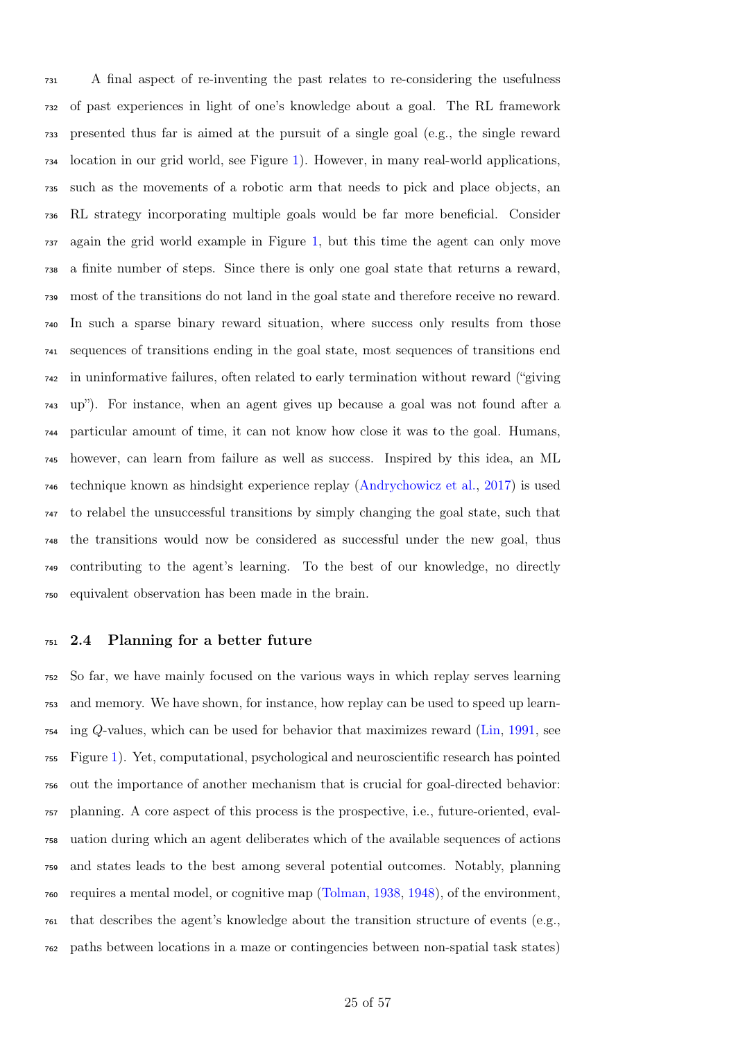A final aspect of re-inventing the past relates to re-considering the usefulness of past experiences in light of one's knowledge about a goal. The RL framework presented thus far is aimed at the pursuit of a single goal (e.g., the single reward location in our grid world, see Figure 1). However, in many real-world applications, such as the movements of a robotic arm that needs to pick and place objects, an RL strategy incorporating multiple goals would be far more beneficial. Consider again the grid world example in Figure 1, but this time the agent can only move a finite number of steps. Since there is only one goal state that returns a reward, most of the transitions do not land in the goal state and therefore receive no reward. In such a sparse binary reward situation, where success only results from those sequences of transitions ending in the goal state, most sequences of transitions end in uninformative failures, often related to early termination without reward ("giving up"). For instance, when an agent gives up because a goal was not found after a particular amount of time, it can not know how close it was to the goal. Humans, however, can learn from failure as well as success. Inspired by this idea, an ML technique known as hindsight experience replay (Andrychowicz et al., 2017) is used to relabel the unsuccessful transitions by simply changing the goal state, such that the transitions would now be considered as successful under the new goal, thus contributing to the agent's learning. To the best of our knowledge, no directly equivalent observation has been made in the brain.

### 2.4 Planning for a better future

So far, we have mainly focused on the various ways in which replay serves learning and memory. We have shown, for instance, how replay can be used to speed up learning $Q$-values, which can be used for behavior that maximizes reward (Lin, 1991, see Figure 1). Yet, computational, psychological and neuroscientific research has pointed out the importance of another mechanism that is crucial for goal-directed behavior: planning. A core aspect of this process is the prospective, i.e., future-oriented, evaluation during which an agent deliberates which of the available sequences of actions and states leads to the best among several potential outcomes. Notably, planning requires a mental model, or cognitive map (Tolman, 1938, 1948), of the environment, that describes the agent's knowledge about the transition structure of events (e.g., paths between locations in a maze or contingencies between non-spatial task states)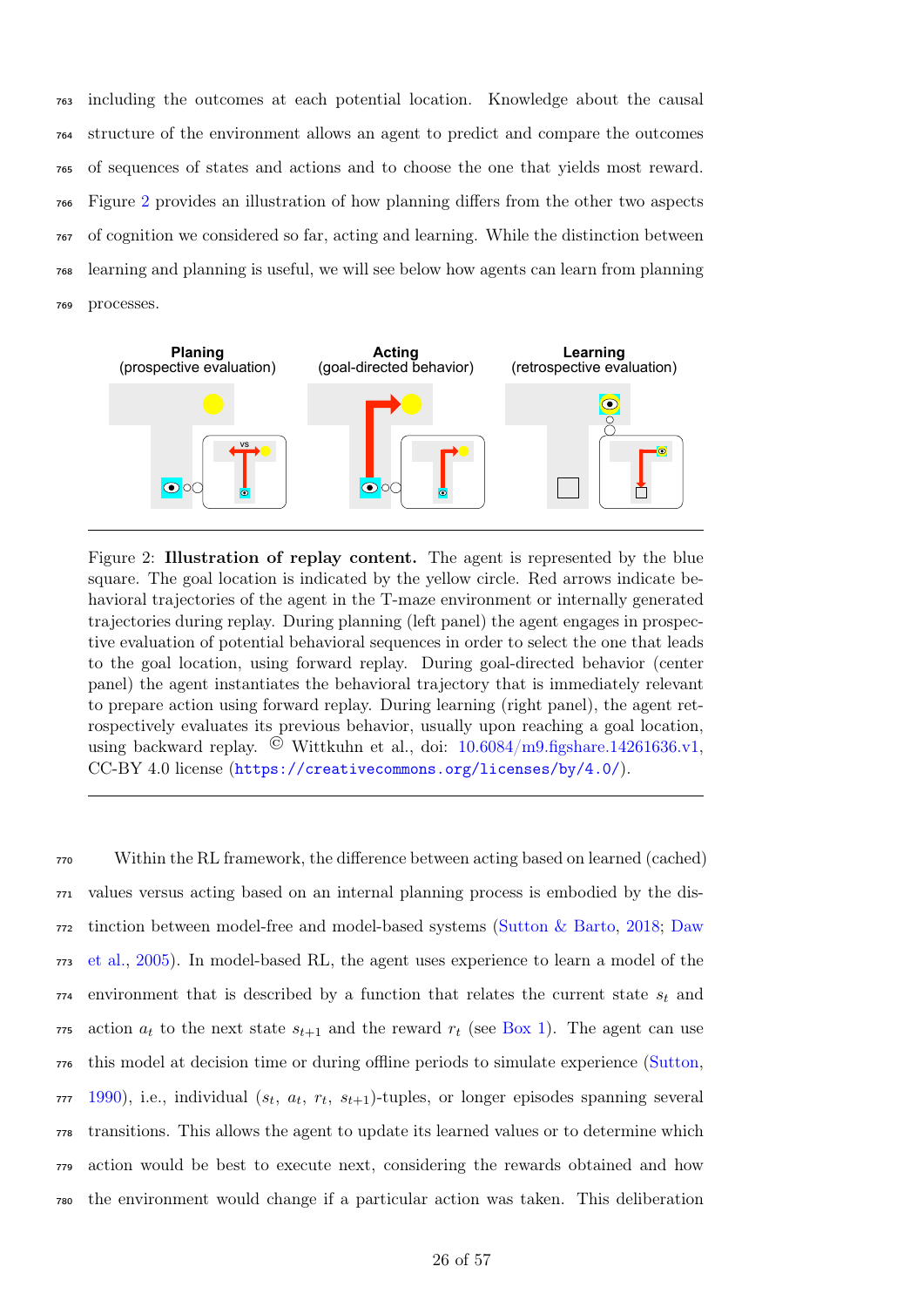including the outcomes at each potential location. Knowledge about the causal structure of the environment allows an agent to predict and compare the outcomes of sequences of states and actions and to choose the one that yields most reward. Figure 2 provides an illustration of how planning differs from the other two aspects of cognition we considered so far, acting and learning. While the distinction between learning and planning is useful, we will see below how agents can learn from planning processes.

Figure 2: **Illustration of replay content.** The agent is represented by the blue square. The goal location is indicated by the yellow circle. Red arrows indicate behavioral trajectories of the agent in the T-maze environment or internally generated trajectories during replay. During planning (left panel) the agent engages in prospective evaluation of potential behavioral sequences in order to select the one that leads to the goal location, using forward replay. During goal-directed behavior (center panel) the agent instantiates the behavioral trajectory that is immediately relevant to prepare action using forward replay. During learning (right panel), the agent retrospectively evaluates its previous behavior, usually upon reaching a goal location, using backward replay. © Wittkuhn et al., doi: 10.6084/m9.figshare.14261636.v1, CC-BY 4.0 license (https://creativecommons.org/licenses/by/4.0/).

Within the RL framework, the difference between acting based on learned (cached) values versus acting based on an internal planning process is embodied by the distinction between model-free and model-based systems (Sutton & Barto, 2018; Daw et al., 2005). In model-based RL, the agent uses experience to learn a model of the environment that is described by a function that relates the current state $s_t$ and action $a_t$ to the next state $s_{t+1}$ and the reward $r_t$ (see Box 1). The agent can use this model at decision time or during offline periods to simulate experience (Sutton, 1990), i.e., individual ($s_t$, $a_t$, $r_t$, $s_{t+1}$)-tuples, or longer episodes spanning several transitions. This allows the agent to update its learned values or to determine which action would be best to execute next, considering the rewards obtained and how the environment would change if a particular action was taken. This deliberation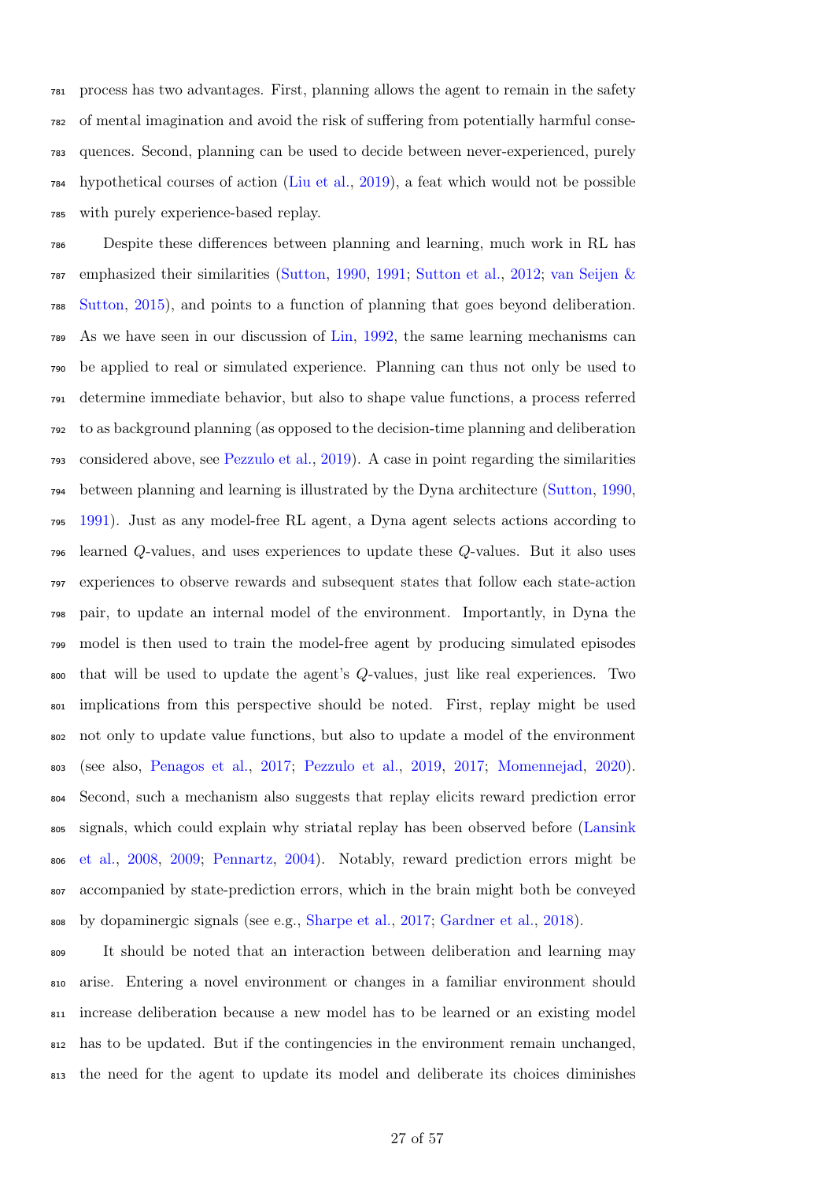process has two advantages. First, planning allows the agent to remain in the safety of mental imagination and avoid the risk of suffering from potentially harmful consequences. Second, planning can be used to decide between never-experienced, purely hypothetical courses of action (Liu et al., 2019), a feat which would not be possible with purely experience-based replay.

Despite these differences between planning and learning, much work in RL has emphasized their similarities (Sutton, 1990, 1991; Sutton et al., 2012; van Seijen & Sutton, 2015), and points to a function of planning that goes beyond deliberation. As we have seen in our discussion of Lin, 1992, the same learning mechanisms can be applied to real or simulated experience. Planning can thus not only be used to determine immediate behavior, but also to shape value functions, a process referred to as background planning (as opposed to the decision-time planning and deliberation considered above, see Pezzulo et al., 2019). A case in point regarding the similarities between planning and learning is illustrated by the Dyna architecture (Sutton, 1990, 1991). Just as any model-free RL agent, a Dyna agent selects actions according to learned $Q$-values, and uses experiences to update these $Q$-values. But it also uses experiences to observe rewards and subsequent states that follow each state-action pair, to update an internal model of the environment. Importantly, in Dyna the model is then used to train the model-free agent by producing simulated episodes that will be used to update the agent's $Q$-values, just like real experiences. Two implications from this perspective should be noted. First, replay might be used not only to update value functions, but also to update a model of the environment (see also, Penagos et al., 2017; Pezzulo et al., 2019, 2017; Momennejad, 2020). Second, such a mechanism also suggests that replay elicits reward prediction error signals, which could explain why striatal replay has been observed before (Lansink et al., 2008, 2009; Pennartz, 2004). Notably, reward prediction errors might be accompanied by state-prediction errors, which in the brain might both be conveyed by dopaminergic signals (see e.g., Sharpe et al., 2017; Gardner et al., 2018).

It should be noted that an interaction between deliberation and learning may arise. Entering a novel environment or changes in a familiar environment should increase deliberation because a new model has to be learned or an existing model has to be updated. But if the contingencies in the environment remain unchanged, the need for the agent to update its model and deliberate its choices diminishes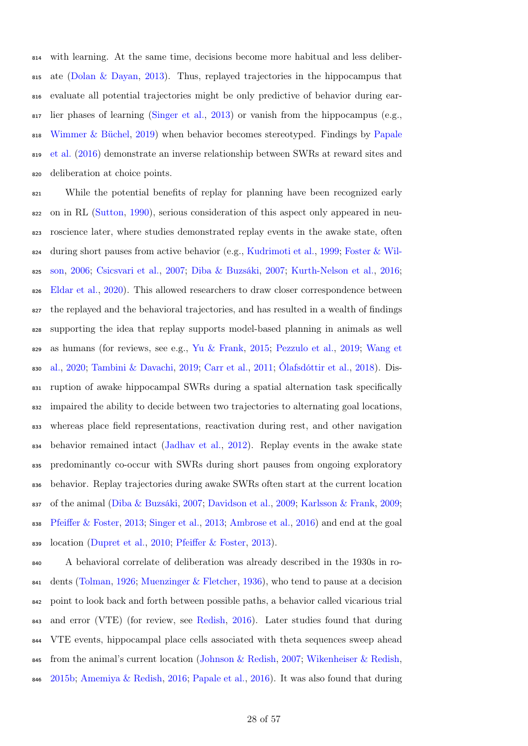with learning. At the same time, decisions become more habitual and less deliberate (Dolan & Dayan, 2013). Thus, replayed trajectories in the hippocampus that evaluate all potential trajectories might be only predictive of behavior during earlier phases of learning (Singer et al., 2013) or vanish from the hippocampus (e.g., Wimmer & Büchel, 2019) when behavior becomes stereotyped. Findings by Papale et al. (2016) demonstrate an inverse relationship between SWRs at reward sites and deliberation at choice points.

While the potential benefits of replay for planning have been recognized early on in RL (Sutton, 1990), serious consideration of this aspect only appeared in neuroscience later, where studies demonstrated replay events in the awake state, often during short pauses from active behavior (e.g., Kudrimoti et al., 1999; Foster & Wilson, 2006; Csicsvari et al., 2007; Diba & Buzsáki, 2007; Kurth-Nelson et al., 2016; Eldar et al., 2020). This allowed researchers to draw closer correspondence between the replayed and the behavioral trajectories, and has resulted in a wealth of findings supporting the idea that replay supports model-based planning in animals as well as humans (for reviews, see e.g., Yu & Frank, 2015; Pezzulo et al., 2019; Wang et al., 2020; Tambini & Davachi, 2019; Carr et al., 2011; Ólafsdóttir et al., 2018). Disruption of awake hippocampal SWRs during a spatial alternation task specifically impaired the ability to decide between two trajectories to alternating goal locations, whereas place field representations, reactivation during rest, and other navigation behavior remained intact (Jadhav et al., 2012). Replay events in the awake state predominantly co-occur with SWRs during short pauses from ongoing exploratory behavior. Replay trajectories during awake SWRs often start at the current location of the animal (Diba & Buzsáki, 2007; Davidson et al., 2009; Karlsson & Frank, 2009; Pfeiffer & Foster, 2013; Singer et al., 2013; Ambrose et al., 2016) and end at the goal location (Dupret et al., 2010; Pfeiffer & Foster, 2013).

A behavioral correlate of deliberation was already described in the 1930s in rodents (Tolman, 1926; Muenzinger & Fletcher, 1936), who tend to pause at a decision point to look back and forth between possible paths, a behavior called vicarious trial and error (VTE) (for review, see Redish, 2016). Later studies found that during VTE events, hippocampal place cells associated with theta sequences sweep ahead from the animal's current location (Johnson & Redish, 2007; Wikenheiser & Redish, 2015b; Amemiya & Redish, 2016; Papale et al., 2016). It was also found that during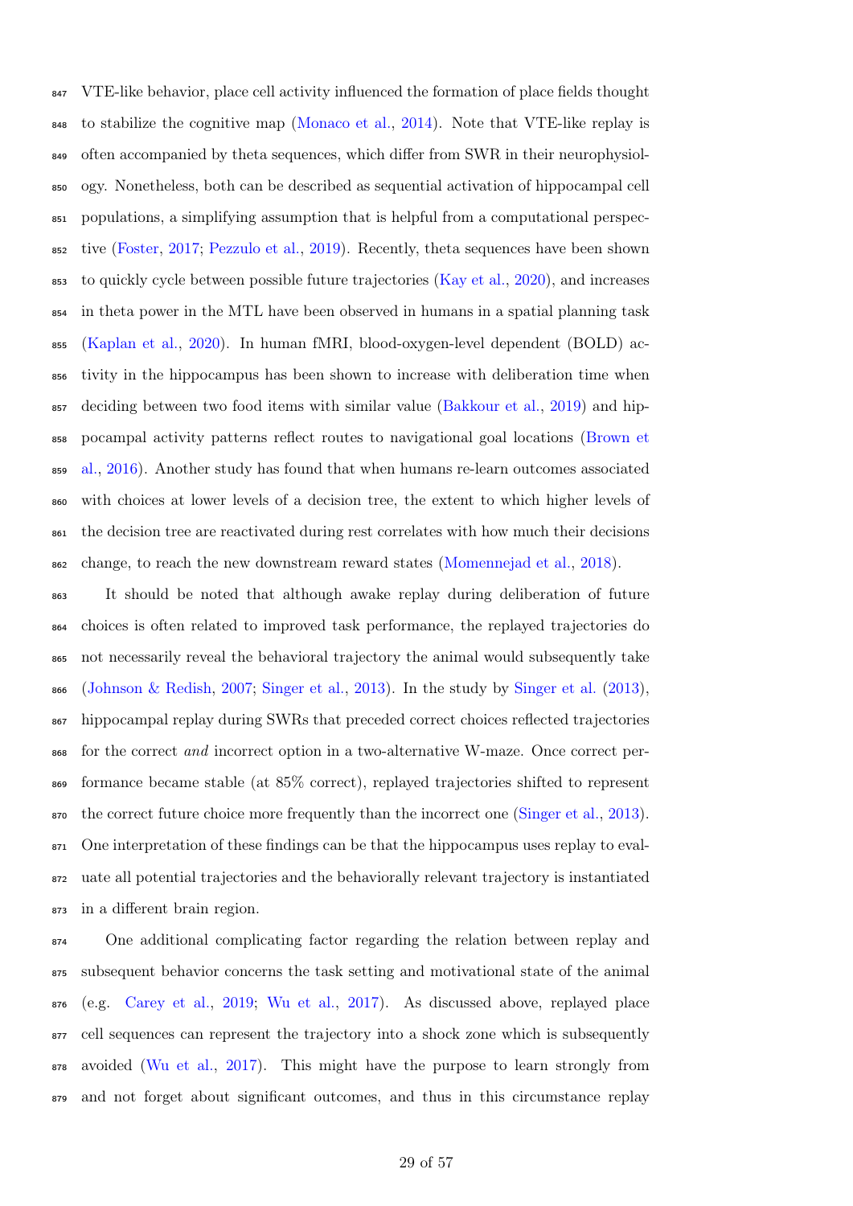VTE-like behavior, place cell activity influenced the formation of place fields thought to stabilize the cognitive map (Monaco et al., 2014). Note that VTE-like replay is often accompanied by theta sequences, which differ from SWR in their neurophysiology. Nonetheless, both can be described as sequential activation of hippocampal cell populations, a simplifying assumption that is helpful from a computational perspective (Foster, 2017; Pezzulo et al., 2019). Recently, theta sequences have been shown to quickly cycle between possible future trajectories (Kay et al., 2020), and increases in theta power in the MTL have been observed in humans in a spatial planning task (Kaplan et al., 2020). In human fMRI, blood-oxygen-level dependent (BOLD) activity in the hippocampus has been shown to increase with deliberation time when deciding between two food items with similar value (Bakkour et al., 2019) and hippocampal activity patterns reflect routes to navigational goal locations (Brown et al., 2016). Another study has found that when humans re-learn outcomes associated with choices at lower levels of a decision tree, the extent to which higher levels of the decision tree are reactivated during rest correlates with how much their decisions change, to reach the new downstream reward states (Momennejad et al., 2018).

It should be noted that although awake replay during deliberation of future choices is often related to improved task performance, the replayed trajectories do not necessarily reveal the behavioral trajectory the animal would subsequently take (Johnson & Redish, 2007; Singer et al., 2013). In the study by Singer et al. (2013), hippocampal replay during SWRs that preceded correct choices reflected trajectories for the correct *and* incorrect option in a two-alternative W-maze. Once correct performance became stable (at 85% correct), replayed trajectories shifted to represent the correct future choice more frequently than the incorrect one (Singer et al., 2013). One interpretation of these findings can be that the hippocampus uses replay to evaluate all potential trajectories and the behaviorally relevant trajectory is instantiated in a different brain region.

One additional complicating factor regarding the relation between replay and subsequent behavior concerns the task setting and motivational state of the animal (e.g. Carey et al., 2019; Wu et al., 2017). As discussed above, replayed place cell sequences can represent the trajectory into a shock zone which is subsequently avoided (Wu et al., 2017). This might have the purpose to learn strongly from and not forget about significant outcomes, and thus in this circumstance replay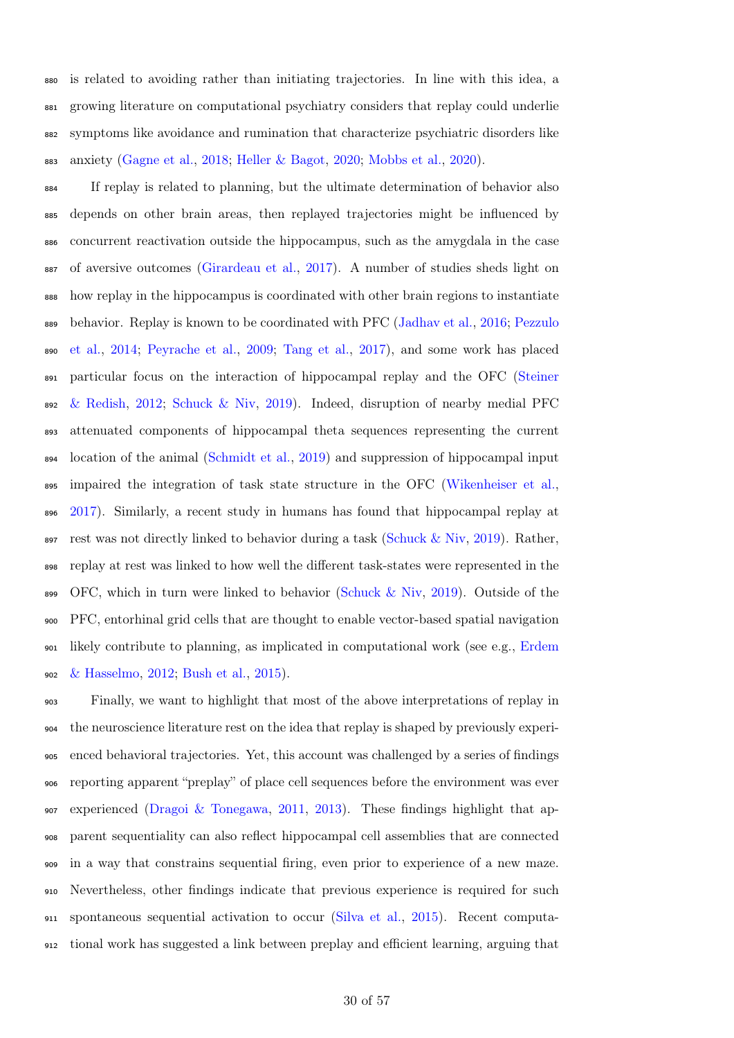is related to avoiding rather than initiating trajectories. In line with this idea, a growing literature on computational psychiatry considers that replay could underlie symptoms like avoidance and rumination that characterize psychiatric disorders like anxiety (Gagne et al., 2018; Heller & Bagot, 2020; Mobbs et al., 2020).

If replay is related to planning, but the ultimate determination of behavior also depends on other brain areas, then replayed trajectories might be influenced by concurrent reactivation outside the hippocampus, such as the amygdala in the case of aversive outcomes (Girardeau et al., 2017). A number of studies sheds light on how replay in the hippocampus is coordinated with other brain regions to instantiate behavior. Replay is known to be coordinated with PFC (Jadhav et al., 2016; Pezzulo et al., 2014; Peyrache et al., 2009; Tang et al., 2017), and some work has placed particular focus on the interaction of hippocampal replay and the OFC (Steiner & Redish, 2012; Schuck & Niv, 2019). Indeed, disruption of nearby medial PFC attenuated components of hippocampal theta sequences representing the current location of the animal (Schmidt et al., 2019) and suppression of hippocampal input impaired the integration of task state structure in the OFC (Wikenheiser et al., 2017). Similarly, a recent study in humans has found that hippocampal replay at rest was not directly linked to behavior during a task (Schuck & Niv, 2019). Rather, replay at rest was linked to how well the different task-states were represented in the OFC, which in turn were linked to behavior (Schuck & Niv, 2019). Outside of the PFC, entorhinal grid cells that are thought to enable vector-based spatial navigation likely contribute to planning, as implicated in computational work (see e.g., Erdem & Hasselmo, 2012; Bush et al., 2015).

Finally, we want to highlight that most of the above interpretations of replay in the neuroscience literature rest on the idea that replay is shaped by previously experienced behavioral trajectories. Yet, this account was challenged by a series of findings reporting apparent "preplay" of place cell sequences before the environment was ever experienced (Dragoi & Tonegawa, 2011, 2013). These findings highlight that apparent sequentiality can also reflect hippocampal cell assemblies that are connected in a way that constrains sequential firing, even prior to experience of a new maze. Nevertheless, other findings indicate that previous experience is required for such spontaneous sequential activation to occur (Silva et al., 2015). Recent computational work has suggested a link between preplay and efficient learning, arguing that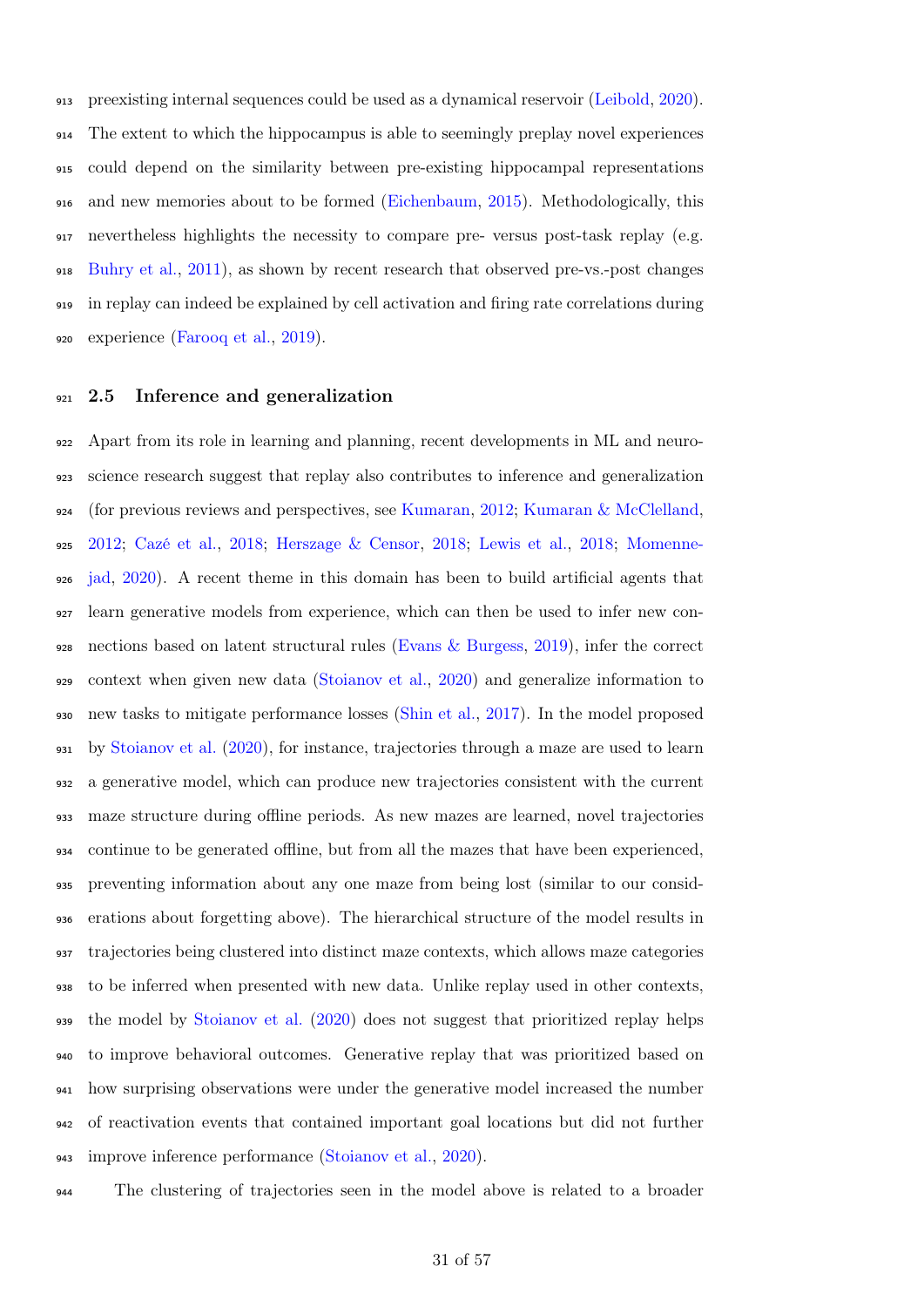preexisting internal sequences could be used as a dynamical reservoir (Leibold, 2020). The extent to which the hippocampus is able to seemingly preplay novel experiences could depend on the similarity between pre-existing hippocampal representations and new memories about to be formed (Eichenbaum, 2015). Methodologically, this nevertheless highlights the necessity to compare pre- versus post-task replay (e.g. Buhry et al., 2011), as shown by recent research that observed pre-vs.-post changes in replay can indeed be explained by cell activation and firing rate correlations during experience (Farooq et al., 2019).

## 2.5 Inference and generalization

Apart from its role in learning and planning, recent developments in ML and neuroscience research suggest that replay also contributes to inference and generalization (for previous reviews and perspectives, see Kumaran, 2012; Kumaran & McClelland, 2012; Cazé et al., 2018; Herszage & Censor, 2018; Lewis et al., 2018; Momennejad, 2020). A recent theme in this domain has been to build artificial agents that learn generative models from experience, which can then be used to infer new connections based on latent structural rules (Evans & Burgess, 2019), infer the correct context when given new data (Stoianov et al., 2020) and generalize information to new tasks to mitigate performance losses (Shin et al., 2017). In the model proposed by Stoianov et al. (2020), for instance, trajectories through a maze are used to learn a generative model, which can produce new trajectories consistent with the current maze structure during offline periods. As new mazes are learned, novel trajectories continue to be generated offline, but from all the mazes that have been experienced, preventing information about any one maze from being lost (similar to our considerations about forgetting above). The hierarchical structure of the model results in trajectories being clustered into distinct maze contexts, which allows maze categories to be inferred when presented with new data. Unlike replay used in other contexts, the model by Stoianov et al. (2020) does not suggest that prioritized replay helps to improve behavioral outcomes. Generative replay that was prioritized based on how surprising observations were under the generative model increased the number of reactivation events that contained important goal locations but did not further improve inference performance (Stoianov et al., 2020).

The clustering of trajectories seen in the model above is related to a broader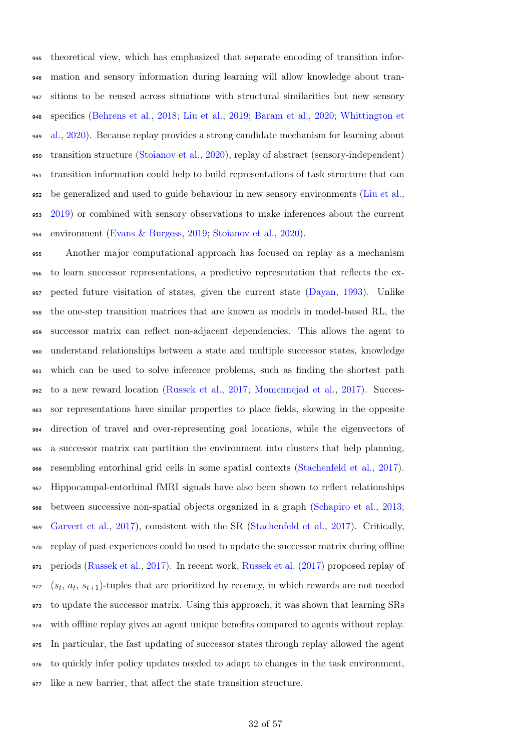theoretical view, which has emphasized that separate encoding of transition information and sensory information during learning will allow knowledge about transitions to be reused across situations with structural similarities but new sensory specifics (Behrens et al., 2018; Liu et al., 2019; Baram et al., 2020; Whittington et al., 2020). Because replay provides a strong candidate mechanism for learning about transition structure (Stoianov et al., 2020), replay of abstract (sensory-independent) transition information could help to build representations of task structure that can be generalized and used to guide behaviour in new sensory environments (Liu et al., 2019) or combined with sensory observations to make inferences about the current environment (Evans & Burgess, 2019; Stoianov et al., 2020).

Another major computational approach has focused on replay as a mechanism to learn successor representations, a predictive representation that reflects the expected future visitation of states, given the current state (Dayan, 1993). Unlike the one-step transition matrices that are known as models in model-based RL, the successor matrix can reflect non-adjacent dependencies. This allows the agent to understand relationships between a state and multiple successor states, knowledge which can be used to solve inference problems, such as finding the shortest path to a new reward location (Russek et al., 2017; Momennejad et al., 2017). Successor representations have similar properties to place fields, skewing in the opposite direction of travel and over-representing goal locations, while the eigenvectors of a successor matrix can partition the environment into clusters that help planning, resembling entorhinal grid cells in some spatial contexts (Stachenfeld et al., 2017). Hippocampal-entorhinal fMRI signals have also been shown to reflect relationships between successive non-spatial objects organized in a graph (Schapiro et al., 2013; Garvert et al., 2017), consistent with the SR (Stachenfeld et al., 2017). Critically, replay of past experiences could be used to update the successor matrix during offline periods (Russek et al., 2017). In recent work, Russek et al. (2017) proposed replay of ($s_t$, $a_t$, $s_{t+1}$)-tuples that are prioritized by recency, in which rewards are not needed to update the successor matrix. Using this approach, it was shown that learning SRs with offline replay gives an agent unique benefits compared to agents without replay. In particular, the fast updating of successor states through replay allowed the agent to quickly infer policy updates needed to adapt to changes in the task environment, like a new barrier, that affect the state transition structure.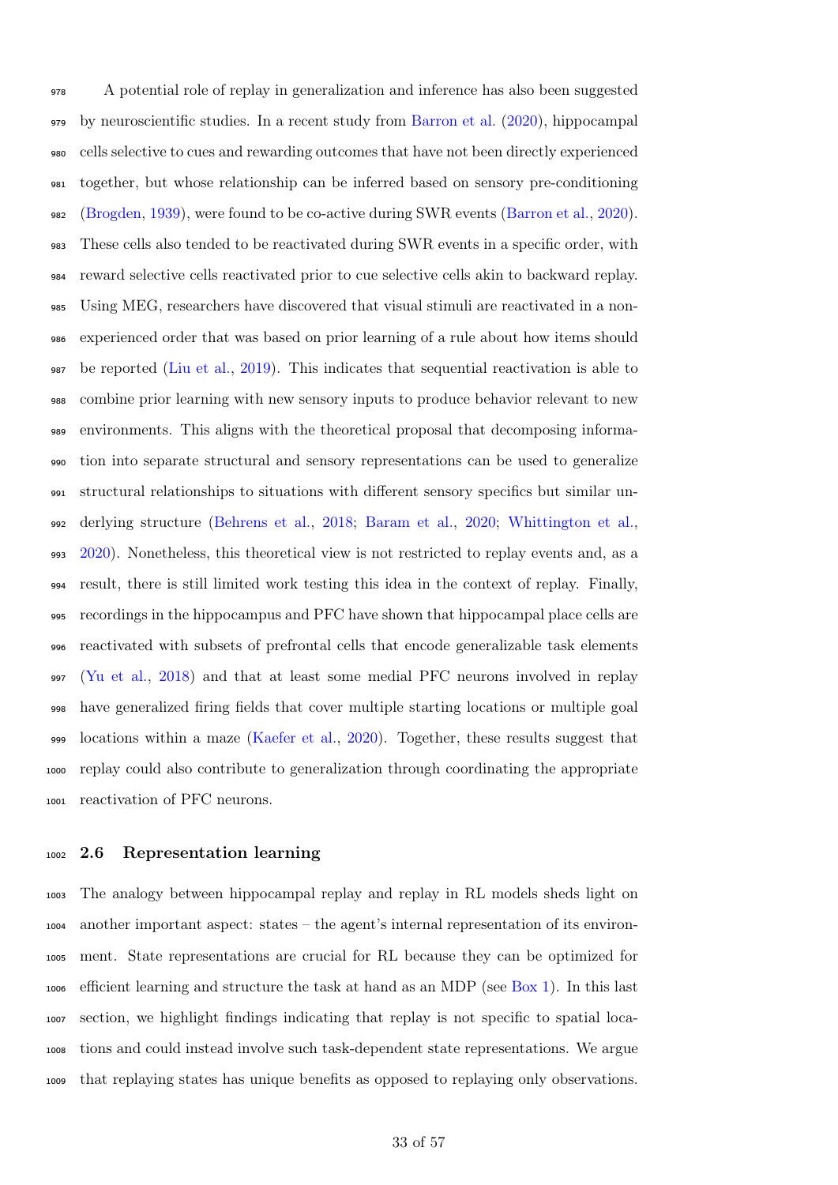A potential role of replay in generalization and inference has also been suggested by neuroscientific studies. In a recent study from Barron et al. (2020), hippocampal cells selective to cues and rewarding outcomes that have not been directly experienced together, but whose relationship can be inferred based on sensory pre-conditioning (Brogden, 1939), were found to be co-active during SWR events (Barron et al., 2020). These cells also tended to be reactivated during SWR events in a specific order, with reward selective cells reactivated prior to cue selective cells akin to backward replay. Using MEG, researchers have discovered that visual stimuli are reactivated in a non-experienced order that was based on prior learning of a rule about how items should be reported (Liu et al., 2019). This indicates that sequential reactivation is able to combine prior learning with new sensory inputs to produce behavior relevant to new environments. This aligns with the theoretical proposal that decomposing information into separate structural and sensory representations can be used to generalize structural relationships to situations with different sensory specifics but similar underlying structure (Behrens et al., 2018; Baram et al., 2020; Whittington et al., 2020). Nonetheless, this theoretical view is not restricted to replay events and, as a result, there is still limited work testing this idea in the context of replay. Finally, recordings in the hippocampus and PFC have shown that hippocampal place cells are reactivated with subsets of prefrontal cells that encode generalizable task elements (Yu et al., 2018) and that at least some medial PFC neurons involved in replay have generalized firing fields that cover multiple starting locations or multiple goal locations within a maze (Kaefer et al., 2020). Together, these results suggest that replay could also contribute to generalization through coordinating the appropriate reactivation of PFC neurons.

### 2.6 Representation learning

The analogy between hippocampal replay and replay in RL models sheds light on another important aspect: states – the agent's internal representation of its environment. State representations are crucial for RL because they can be optimized for efficient learning and structure the task at hand as an MDP (see Box 1). In this last section, we highlight findings indicating that replay is not specific to spatial locations and could instead involve such task-dependent state representations. We argue that replaying states has unique benefits as opposed to replaying only observations.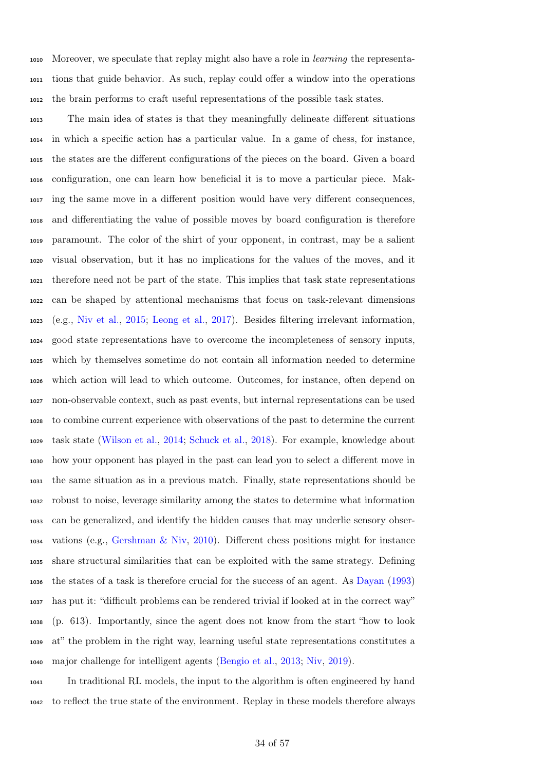Moreover, we speculate that replay might also have a role in *learning* the representations that guide behavior. As such, replay could offer a window into the operations the brain performs to craft useful representations of the possible task states.

The main idea of states is that they meaningfully delineate different situations in which a specific action has a particular value. In a game of chess, for instance, the states are the different configurations of the pieces on the board. Given a board configuration, one can learn how beneficial it is to move a particular piece. Making the same move in a different position would have very different consequences, and differentiating the value of possible moves by board configuration is therefore paramount. The color of the shirt of your opponent, in contrast, may be a salient visual observation, but it has no implications for the values of the moves, and it therefore need not be part of the state. This implies that task state representations can be shaped by attentional mechanisms that focus on task-relevant dimensions (e.g., Niv et al., 2015; Leong et al., 2017). Besides filtering irrelevant information, good state representations have to overcome the incompleteness of sensory inputs, which by themselves sometime do not contain all information needed to determine which action will lead to which outcome. Outcomes, for instance, often depend on non-observable context, such as past events, but internal representations can be used to combine current experience with observations of the past to determine the current task state (Wilson et al., 2014; Schuck et al., 2018). For example, knowledge about how your opponent has played in the past can lead you to select a different move in the same situation as in a previous match. Finally, state representations should be robust to noise, leverage similarity among the states to determine what information can be generalized, and identify the hidden causes that may underlie sensory observations (e.g., Gershman & Niv, 2010). Different chess positions might for instance share structural similarities that can be exploited with the same strategy. Defining the states of a task is therefore crucial for the success of an agent. As Dayan (1993) has put it: "difficult problems can be rendered trivial if looked at in the correct way" (p. 613). Importantly, since the agent does not know from the start "how to look at" the problem in the right way, learning useful state representations constitutes a major challenge for intelligent agents (Bengio et al., 2013; Niv, 2019).

In traditional RL models, the input to the algorithm is often engineered by hand to reflect the true state of the environment. Replay in these models therefore always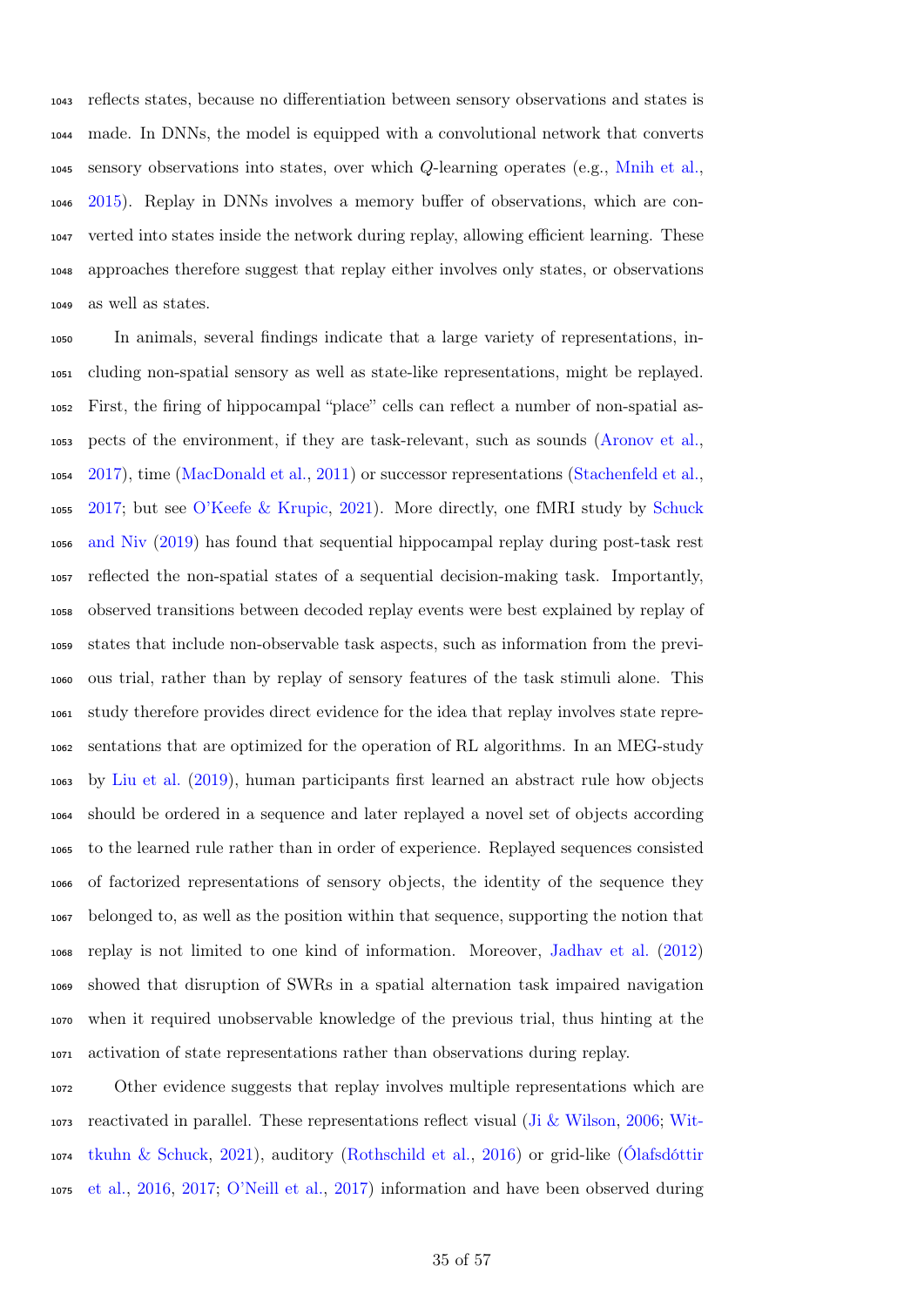reflects states, because no differentiation between sensory observations and states is made. In DNNs, the model is equipped with a convolutional network that converts sensory observations into states, over which $Q$-learning operates (e.g., Mnih et al., 2015). Replay in DNNs involves a memory buffer of observations, which are converted into states inside the network during replay, allowing efficient learning. These approaches therefore suggest that replay either involves only states, or observations as well as states.

In animals, several findings indicate that a large variety of representations, including non-spatial sensory as well as state-like representations, might be replayed. First, the firing of hippocampal "place" cells can reflect a number of non-spatial aspects of the environment, if they are task-relevant, such as sounds (Aronov et al., 2017), time (MacDonald et al., 2011) or successor representations (Stachenfeld et al., 2017; but see O'Keefe & Krupic, 2021). More directly, one fMRI study by Schuck and Niv (2019) has found that sequential hippocampal replay during post-task rest reflected the non-spatial states of a sequential decision-making task. Importantly, observed transitions between decoded replay events were best explained by replay of states that include non-observable task aspects, such as information from the previous trial, rather than by replay of sensory features of the task stimuli alone. This study therefore provides direct evidence for the idea that replay involves state representations that are optimized for the operation of RL algorithms. In an MEG-study by Liu et al. (2019), human participants first learned an abstract rule how objects should be ordered in a sequence and later replayed a novel set of objects according to the learned rule rather than in order of experience. Replayed sequences consisted of factorized representations of sensory objects, the identity of the sequence they belonged to, as well as the position within that sequence, supporting the notion that replay is not limited to one kind of information. Moreover, Jadhav et al. (2012) showed that disruption of SWRs in a spatial alternation task impaired navigation when it required unobservable knowledge of the previous trial, thus hinting at the activation of state representations rather than observations during replay.

Other evidence suggests that replay involves multiple representations which are reactivated in parallel. These representations reflect visual (Ji & Wilson, 2006; Wittkuhn & Schuck, 2021), auditory (Rothschild et al., 2016) or grid-like (Ólafsdóttir et al., 2016, 2017; O'Neill et al., 2017) information and have been observed during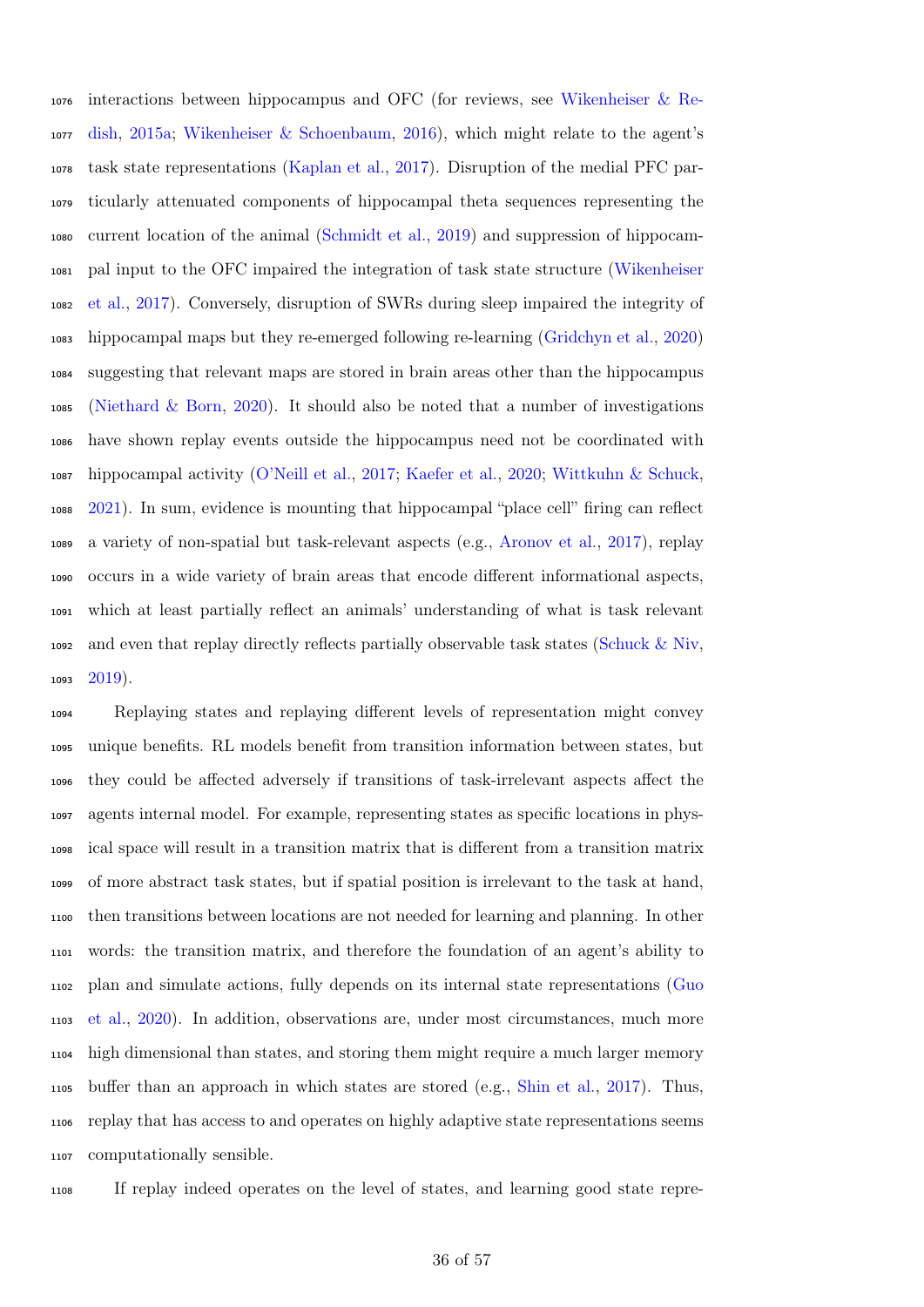interactions between hippocampus and OFC (for reviews, see Wikenheiser & Redish, 2015a; Wikenheiser & Schoenbaum, 2016), which might relate to the agent's task state representations (Kaplan et al., 2017). Disruption of the medial PFC particularly attenuated components of hippocampal theta sequences representing the current location of the animal (Schmidt et al., 2019) and suppression of hippocampal input to the OFC impaired the integration of task state structure (Wikenheiser et al., 2017). Conversely, disruption of SWRs during sleep impaired the integrity of hippocampal maps but they re-emerged following re-learning (Gridchyn et al., 2020) suggesting that relevant maps are stored in brain areas other than the hippocampus (Niethard & Born, 2020). It should also be noted that a number of investigations have shown replay events outside the hippocampus need not be coordinated with hippocampal activity (O'Neill et al., 2017; Kaefer et al., 2020; Wittkuhn & Schuck, 2021). In sum, evidence is mounting that hippocampal "place cell" firing can reflect a variety of non-spatial but task-relevant aspects (e.g., Aronov et al., 2017), replay occurs in a wide variety of brain areas that encode different informational aspects, which at least partially reflect an animals' understanding of what is task relevant and even that replay directly reflects partially observable task states (Schuck & Niv, 2019).

Replaying states and replaying different levels of representation might convey unique benefits. RL models benefit from transition information between states, but they could be affected adversely if transitions of task-irrelevant aspects affect the agents internal model. For example, representing states as specific locations in physical space will result in a transition matrix that is different from a transition matrix of more abstract task states, but if spatial position is irrelevant to the task at hand, then transitions between locations are not needed for learning and planning. In other words: the transition matrix, and therefore the foundation of an agent's ability to plan and simulate actions, fully depends on its internal state representations (Guo et al., 2020). In addition, observations are, under most circumstances, much more high dimensional than states, and storing them might require a much larger memory buffer than an approach in which states are stored (e.g., Shin et al., 2017). Thus, replay that has access to and operates on highly adaptive state representations seems computationally sensible.

If replay indeed operates on the level of states, and learning good state repre-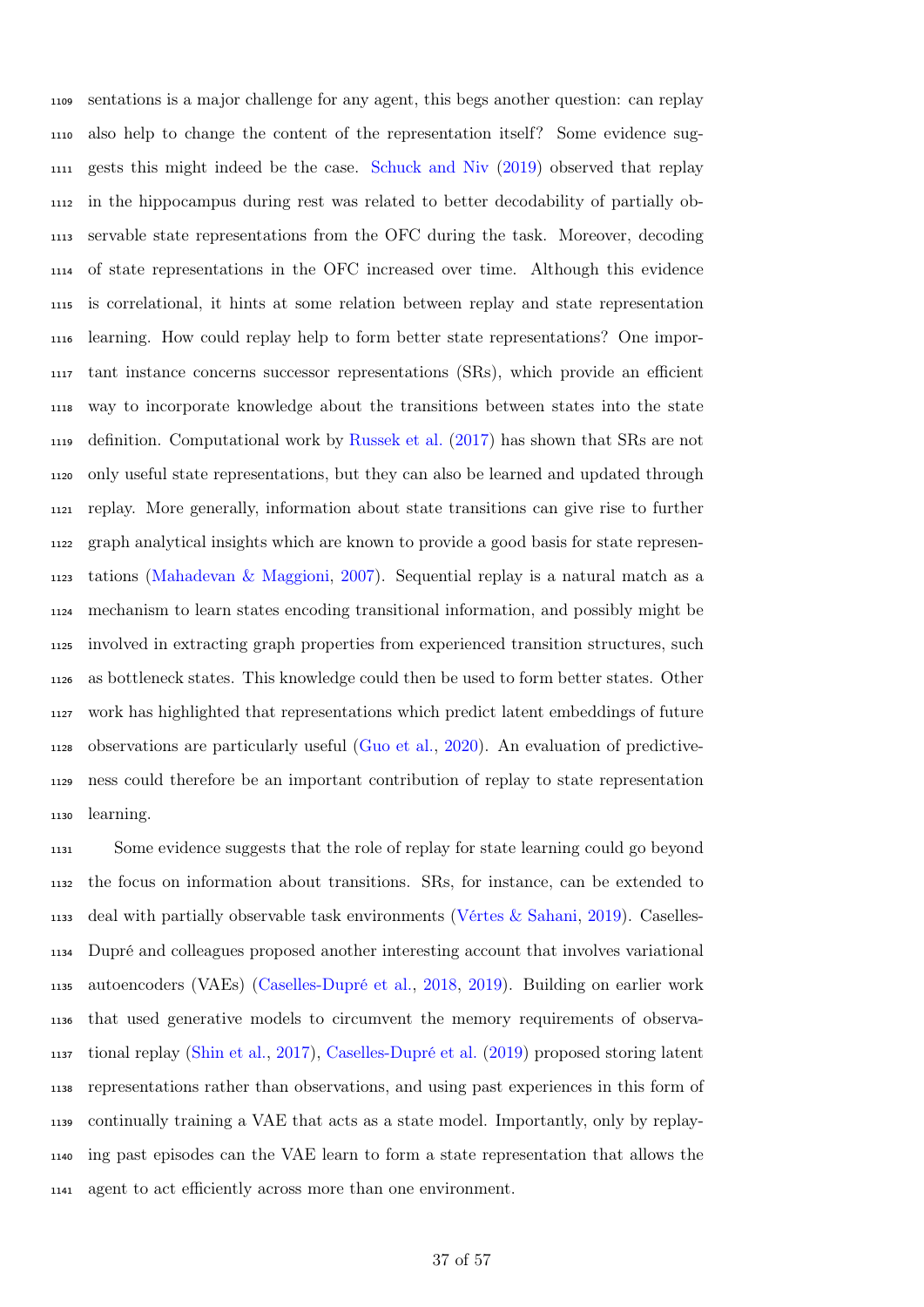sentations is a major challenge for any agent, this begs another question: can replay also help to change the content of the representation itself? Some evidence suggests this might indeed be the case. Schuck and Niv (2019) observed that replay in the hippocampus during rest was related to better decodability of partially observable state representations from the OFC during the task. Moreover, decoding of state representations in the OFC increased over time. Although this evidence is correlational, it hints at some relation between replay and state representation learning. How could replay help to form better state representations? One important instance concerns successor representations (SRs), which provide an efficient way to incorporate knowledge about the transitions between states into the state definition. Computational work by Russek et al. (2017) has shown that SRs are not only useful state representations, but they can also be learned and updated through replay. More generally, information about state transitions can give rise to further graph analytical insights which are known to provide a good basis for state representations (Mahadevan & Maggioni, 2007). Sequential replay is a natural match as a mechanism to learn states encoding transitional information, and possibly might be involved in extracting graph properties from experienced transition structures, such as bottleneck states. This knowledge could then be used to form better states. Other work has highlighted that representations which predict latent embeddings of future observations are particularly useful (Guo et al., 2020). An evaluation of predictiveness could therefore be an important contribution of replay to state representation learning.

Some evidence suggests that the role of replay for state learning could go beyond the focus on information about transitions. SRs, for instance, can be extended to deal with partially observable task environments (Vértes & Sahani, 2019). Caselles-Dupré and colleagues proposed another interesting account that involves variational autoencoders (VAEs) (Caselles-Dupré et al., 2018, 2019). Building on earlier work that used generative models to circumvent the memory requirements of observational replay (Shin et al., 2017), Caselles-Dupré et al. (2019) proposed storing latent representations rather than observations, and using past experiences in this form of continually training a VAE that acts as a state model. Importantly, only by replaying past episodes can the VAE learn to form a state representation that allows the agent to act efficiently across more than one environment.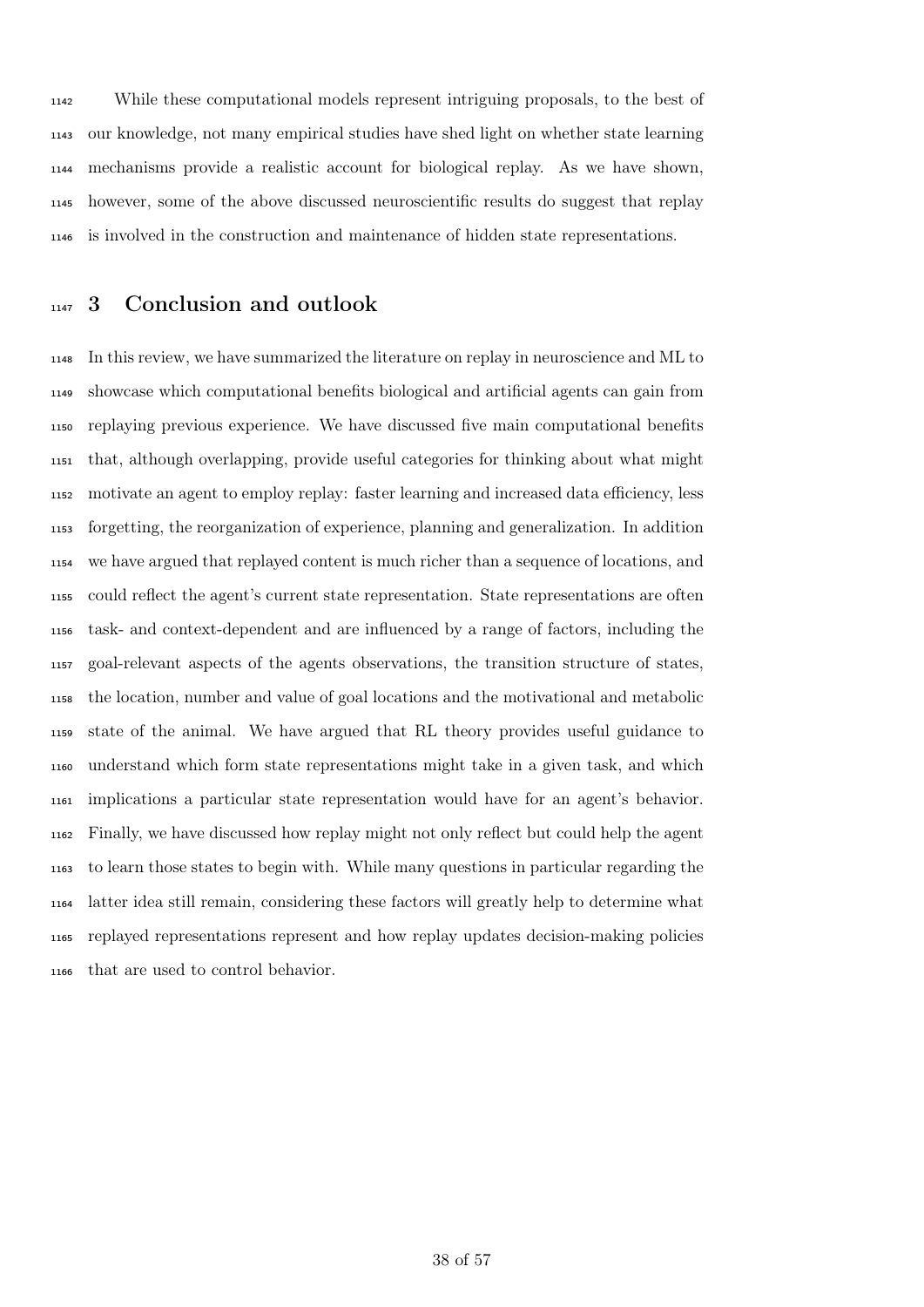While these computational models represent intriguing proposals, to the best of our knowledge, not many empirical studies have shed light on whether state learning mechanisms provide a realistic account for biological replay. As we have shown, however, some of the above discussed neuroscientific results do suggest that replay is involved in the construction and maintenance of hidden state representations.

# 3 Conclusion and outlook

In this review, we have summarized the literature on replay in neuroscience and ML to showcase which computational benefits biological and artificial agents can gain from replaying previous experience. We have discussed five main computational benefits that, although overlapping, provide useful categories for thinking about what might motivate an agent to employ replay: faster learning and increased data efficiency, less forgetting, the reorganization of experience, planning and generalization. In addition we have argued that replayed content is much richer than a sequence of locations, and could reflect the agent's current state representation. State representations are often task- and context-dependent and are influenced by a range of factors, including the goal-relevant aspects of the agents observations, the transition structure of states, the location, number and value of goal locations and the motivational and metabolic state of the animal. We have argued that RL theory provides useful guidance to understand which form state representations might take in a given task, and which implications a particular state representation would have for an agent's behavior. Finally, we have discussed how replay might not only reflect but could help the agent to learn those states to begin with. While many questions in particular regarding the latter idea still remain, considering these factors will greatly help to determine what replayed representations represent and how replay updates decision-making policies that are used to control behavior.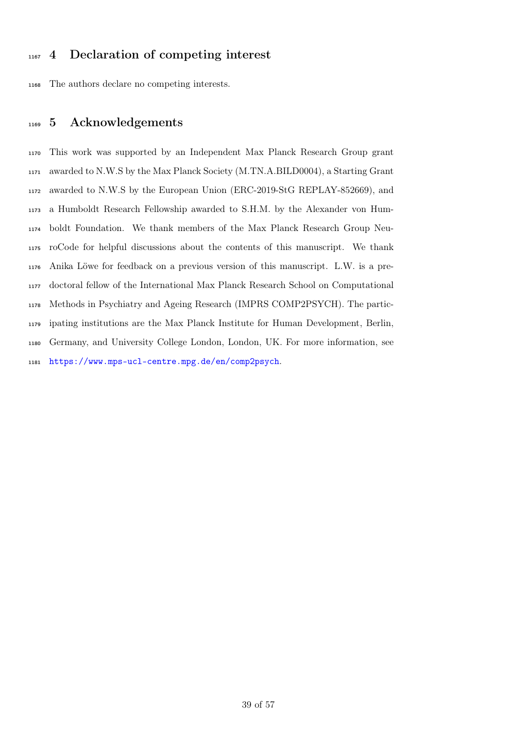# 4 Declaration of competing interest

The authors declare no competing interests.

# 5 Acknowledgements

This work was supported by an Independent Max Planck Research Group grant awarded to N.W.S by the Max Planck Society (M.TN.A.BILD0004), a Starting Grant awarded to N.W.S by the European Union (ERC-2019-StG REPLAY-852669), and a Humboldt Research Fellowship awarded to S.H.M. by the Alexander von Humboldt Foundation. We thank members of the Max Planck Research Group NeuroCode for helpful discussions about the contents of this manuscript. We thank Anika Löwe for feedback on a previous version of this manuscript. L.W. is a pre-doctoral fellow of the International Max Planck Research School on Computational Methods in Psychiatry and Ageing Research (IMPRS COMP2PSYCH). The participating institutions are the Max Planck Institute for Human Development, Berlin, Germany, and University College London, London, UK. For more information, see https://www.mps-ucl-centre.mpg.de/en/comp2psych.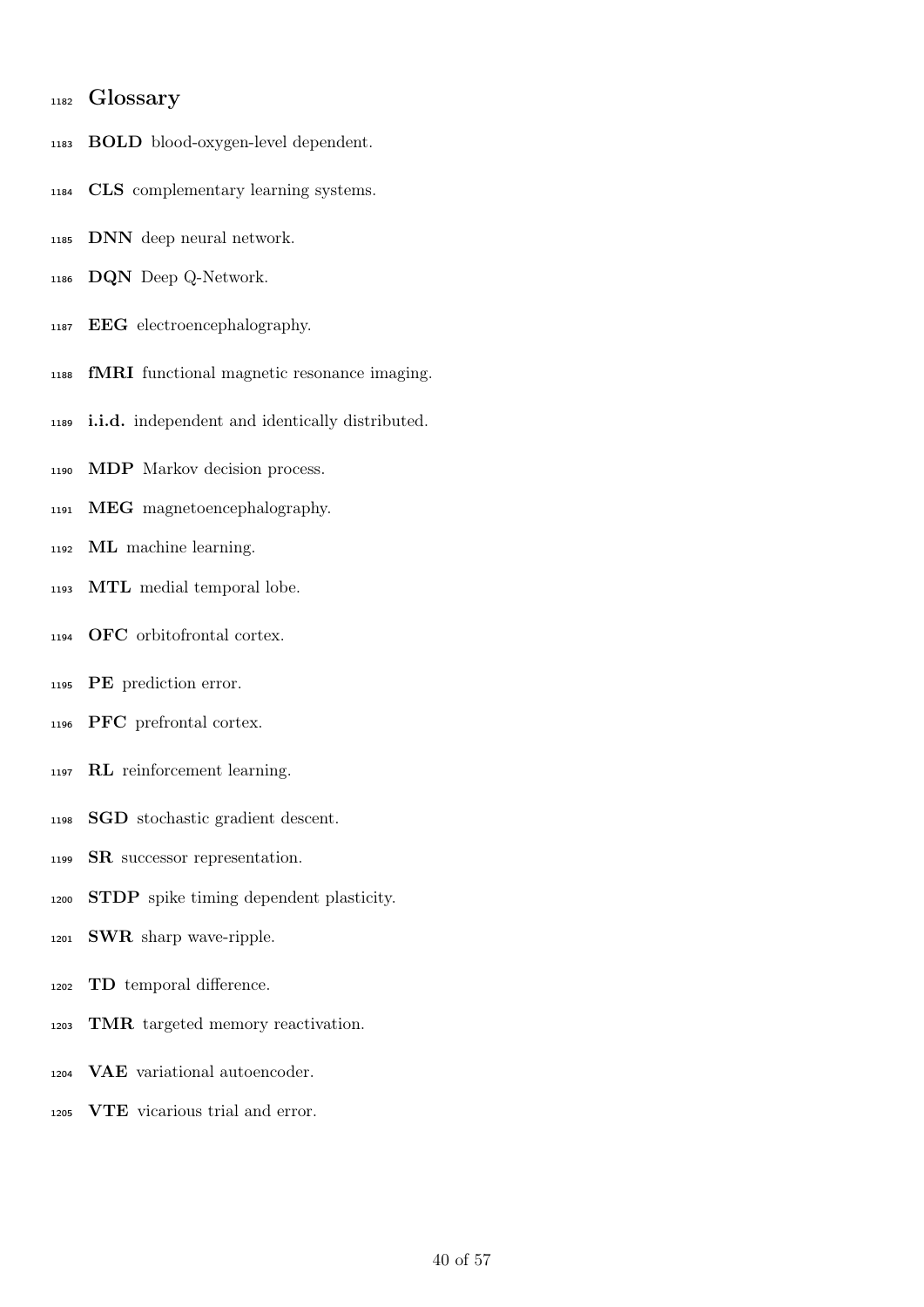# Glossary

**BOLD** blood-oxygen-level dependent.

**CLS** complementary learning systems.

**DNN** deep neural network.

**DQN** Deep Q-Network.

**EEG** electroencephalography.

**fMRI** functional magnetic resonance imaging.

**i.i.d.** independent and identically distributed.

**MDP** Markov decision process.

**MEG** magnetoencephalography.

**ML** machine learning.

**MTL** medial temporal lobe.

**OFC** orbitofrontal cortex.

**PE** prediction error.

**PFC** prefrontal cortex.

**RL** reinforcement learning.

**SGD** stochastic gradient descent.

**SR** successor representation.

**STDP** spike timing dependent plasticity.

**SWR** sharp wave-ripple.

**TD** temporal difference.

**TMR** targeted memory reactivation.

**VAE** variational autoencoder.

**VTE** vicarious trial and error.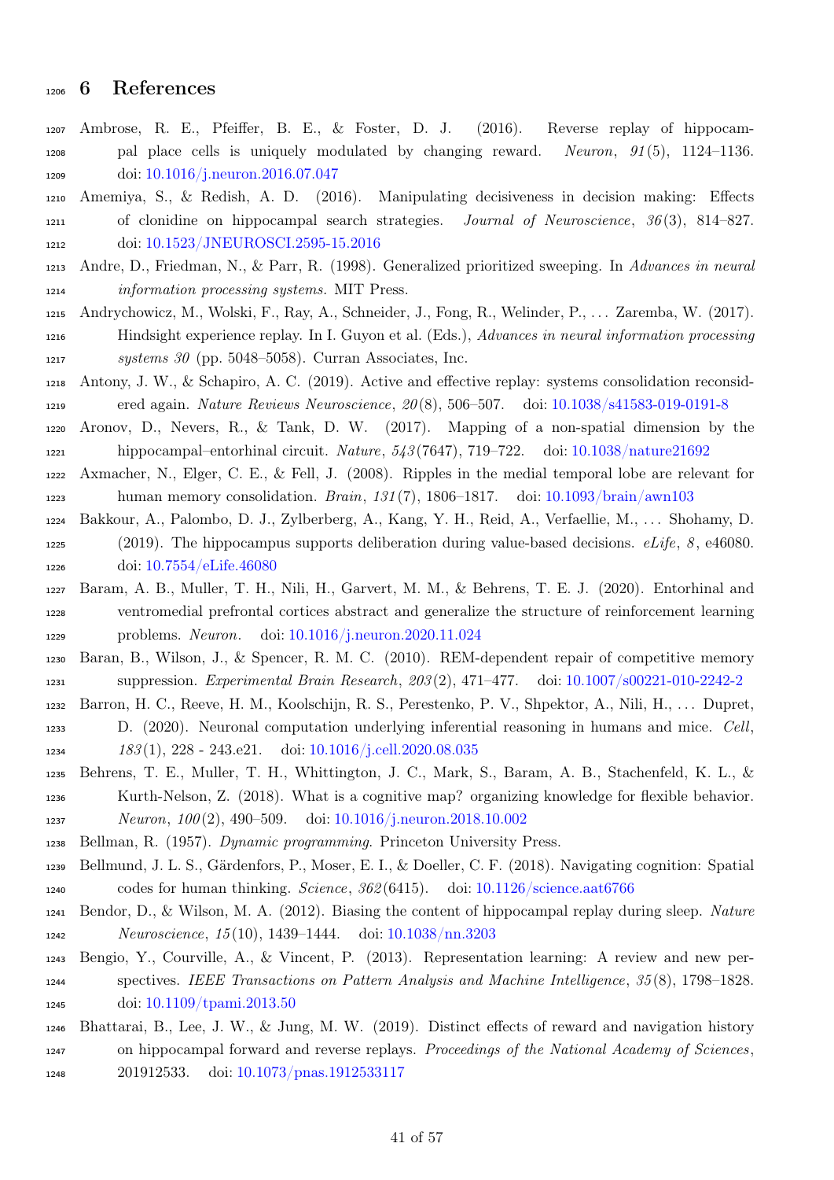# 6 References

Ambrose, R. E., Pfeiffer, B. E., & Foster, D. J. (2016). Reverse replay of hippocampal place cells is uniquely modulated by changing reward. *Neuron*, *91*(5), 1124–1136. doi: 10.1016/j.neuron.2016.07.047

Amemiya, S., & Redish, A. D. (2016). Manipulating decisiveness in decision making: Effects of clonidine on hippocampal search strategies. *Journal of Neuroscience*, *36*(3), 814–827. doi: 10.1523/JNEUROSCI.2595-15.2016

Andre, D., Friedman, N., & Parr, R. (1998). Generalized prioritized sweeping. In *Advances in neural information processing systems.* MIT Press.

Andrychowicz, M., Wolski, F., Ray, A., Schneider, J., Fong, R., Welinder, P., ... Zaremba, W. (2017). Hindsight experience replay. In I. Guyon et al. (Eds.), *Advances in neural information processing systems 30* (pp. 5048–5058). Curran Associates, Inc.

Antony, J. W., & Schapiro, A. C. (2019). Active and effective replay: systems consolidation reconsidered again. *Nature Reviews Neuroscience*, *20*(8), 506–507. doi: 10.1038/s41583-019-0191-8

Aronov, D., Nevers, R., & Tank, D. W. (2017). Mapping of a non-spatial dimension by the hippocampal–entorhinal circuit. *Nature*, *543*(7647), 719–722. doi: 10.1038/nature21692

Axmacher, N., Elger, C. E., & Fell, J. (2008). Ripples in the medial temporal lobe are relevant for human memory consolidation. *Brain*, *131*(7), 1806–1817. doi: 10.1093/brain/awn103

Bakkour, A., Palombo, D. J., Zylberberg, A., Kang, Y. H., Reid, A., Verfaellie, M., ... Shohamy, D. (2019). The hippocampus supports deliberation during value-based decisions. *eLife*, *8*, e46080. doi: 10.7554/eLife.46080

Baram, A. B., Muller, T. H., Nili, H., Garvert, M. M., & Behrens, T. E. J. (2020). Entorhinal and ventromedial prefrontal cortices abstract and generalize the structure of reinforcement learning problems. *Neuron*. doi: 10.1016/j.neuron.2020.11.024

Baran, B., Wilson, J., & Spencer, R. M. C. (2010). REM-dependent repair of competitive memory suppression. *Experimental Brain Research*, *203*(2), 471–477. doi: 10.1007/s00221-010-2242-2

Barron, H. C., Reeve, H. M., Koolschijn, R. S., Perestenko, P. V., Shpektor, A., Nili, H., ... Dupret, D. (2020). Neuronal computation underlying inferential reasoning in humans and mice. *Cell*, *183*(1), 228 - 243.e21. doi: 10.1016/j.cell.2020.08.035

Behrens, T. E., Muller, T. H., Whittington, J. C., Mark, S., Baram, A. B., Stachenfeld, K. L., & Kurth-Nelson, Z. (2018). What is a cognitive map? organizing knowledge for flexible behavior. *Neuron*, *100*(2), 490–509. doi: 10.1016/j.neuron.2018.10.002

Bellman, R. (1957). *Dynamic programming.* Princeton University Press.

Bellmund, J. L. S., Gärdenfors, P., Moser, E. I., & Doeller, C. F. (2018). Navigating cognition: Spatial codes for human thinking. *Science*, *362*(6415). doi: 10.1126/science.aat6766

Bendor, D., & Wilson, M. A. (2012). Biasing the content of hippocampal replay during sleep. *Nature Neuroscience*, *15*(10), 1439–1444. doi: 10.1038/nn.3203

Bengio, Y., Courville, A., & Vincent, P. (2013). Representation learning: A review and new perspectives. *IEEE Transactions on Pattern Analysis and Machine Intelligence*, *35*(8), 1798–1828. doi: 10.1109/tpami.2013.50

Bhattarai, B., Lee, J. W., & Jung, M. W. (2019). Distinct effects of reward and navigation history on hippocampal forward and reverse replays. *Proceedings of the National Academy of Sciences*, 201912533. doi: 10.1073/pnas.1912533117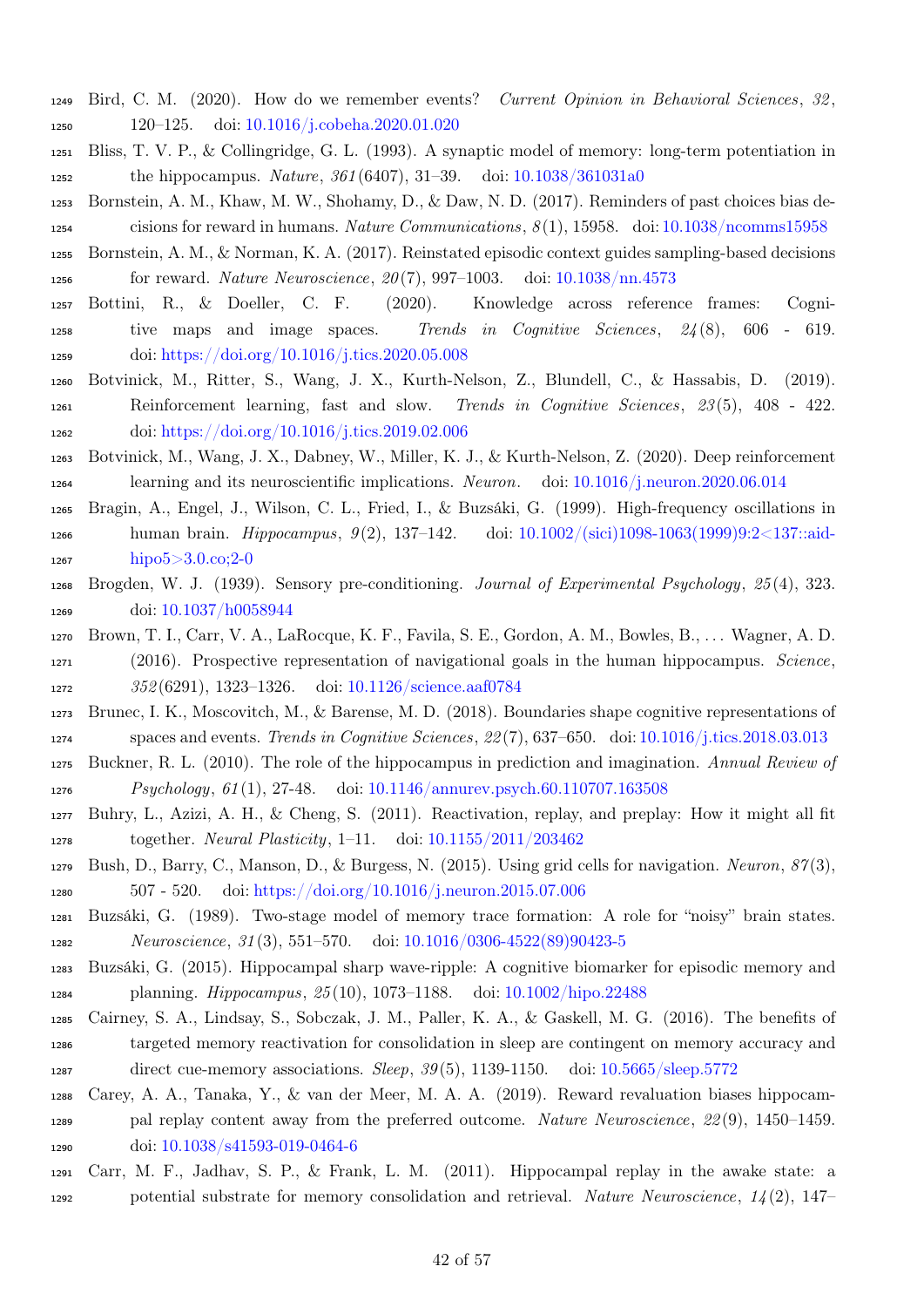Bird, C. M. (2020). How do we remember events? *Current Opinion in Behavioral Sciences*, *32*, 120–125. doi: 10.1016/j.cobeha.2020.01.020

Bliss, T. V. P., & Collingridge, G. L. (1993). A synaptic model of memory: long-term potentiation in the hippocampus. *Nature*, *361*(6407), 31–39. doi: 10.1038/361031a0

Bornstein, A. M., Khaw, M. W., Shohamy, D., & Daw, N. D. (2017). Reminders of past choices bias decisions for reward in humans. *Nature Communications*, *8*(1), 15958. doi: 10.1038/ncomms15958

Bornstein, A. M., & Norman, K. A. (2017). Reinstated episodic context guides sampling-based decisions for reward. *Nature Neuroscience*, *20*(7), 997–1003. doi: 10.1038/nn.4573

Bottini, R., & Doeller, C. F. (2020). Knowledge across reference frames: Cognitive maps and image spaces. *Trends in Cognitive Sciences*, *24*(8), 606 - 619. doi: https://doi.org/10.1016/j.tics.2020.05.008

Botvinick, M., Ritter, S., Wang, J. X., Kurth-Nelson, Z., Blundell, C., & Hassabis, D. (2019). Reinforcement learning, fast and slow. *Trends in Cognitive Sciences*, *23*(5), 408 - 422. doi: https://doi.org/10.1016/j.tics.2019.02.006

Botvinick, M., Wang, J. X., Dabney, W., Miller, K. J., & Kurth-Nelson, Z. (2020). Deep reinforcement learning and its neuroscientific implications. *Neuron*. doi: 10.1016/j.neuron.2020.06.014

Bragin, A., Engel, J., Wilson, C. L., Fried, I., & Buzsáki, G. (1999). High-frequency oscillations in human brain. *Hippocampus*, *9*(2), 137–142. doi: 10.1002/(sici)1098-1063(1999)9:2<137::aid-hipo5>3.0.co;2-0

Brogden, W. J. (1939). Sensory pre-conditioning. *Journal of Experimental Psychology*, *25*(4), 323. doi: 10.1037/h0058944

Brown, T. I., Carr, V. A., LaRocque, K. F., Favila, S. E., Gordon, A. M., Bowles, B., ... Wagner, A. D. (2016). Prospective representation of navigational goals in the human hippocampus. *Science*, *352*(6291), 1323–1326. doi: 10.1126/science.aaf0784

Brunec, I. K., Moscovitch, M., & Barense, M. D. (2018). Boundaries shape cognitive representations of spaces and events. *Trends in Cognitive Sciences*, *22*(7), 637–650. doi: 10.1016/j.tics.2018.03.013

Buckner, R. L. (2010). The role of the hippocampus in prediction and imagination. *Annual Review of Psychology*, *61*(1), 27-48. doi: 10.1146/annurev.psych.60.110707.163508

Buhry, L., Azizi, A. H., & Cheng, S. (2011). Reactivation, replay, and preplay: How it might all fit together. *Neural Plasticity*, 1–11. doi: 10.1155/2011/203462

Bush, D., Barry, C., Manson, D., & Burgess, N. (2015). Using grid cells for navigation. *Neuron*, *87*(3), 507 - 520. doi: https://doi.org/10.1016/j.neuron.2015.07.006

Buzsáki, G. (1989). Two-stage model of memory trace formation: A role for "noisy" brain states. *Neuroscience*, *31*(3), 551–570. doi: 10.1016/0306-4522(89)90423-5

Buzsáki, G. (2015). Hippocampal sharp wave-ripple: A cognitive biomarker for episodic memory and planning. *Hippocampus*, *25*(10), 1073–1188. doi: 10.1002/hipo.22488

Cairney, S. A., Lindsay, S., Sobczak, J. M., Paller, K. A., & Gaskell, M. G. (2016). The benefits of targeted memory reactivation for consolidation in sleep are contingent on memory accuracy and direct cue-memory associations. *Sleep*, *39*(5), 1139-1150. doi: 10.5665/sleep.5772

Carey, A. A., Tanaka, Y., & van der Meer, M. A. A. (2019). Reward revaluation biases hippocampal replay content away from the preferred outcome. *Nature Neuroscience*, *22*(9), 1450–1459. doi: 10.1038/s41593-019-0464-6

Carr, M. F., Jadhav, S. P., & Frank, L. M. (2011). Hippocampal replay in the awake state: a potential substrate for memory consolidation and retrieval. *Nature Neuroscience*, *14*(2), 147–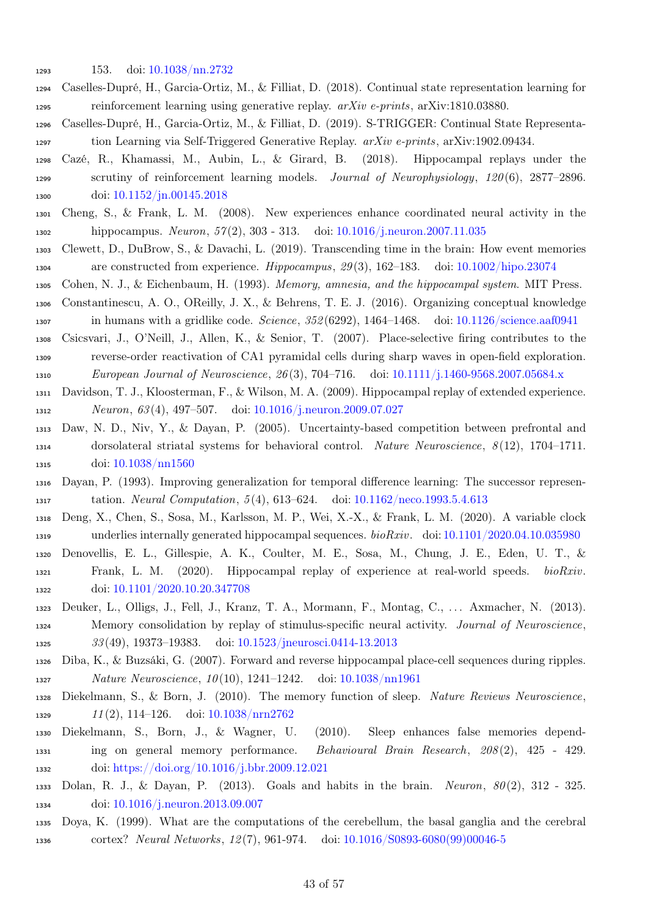153. doi: 10.1038/nn.2732

Caselles-Dupré, H., Garcia-Ortiz, M., & Filliat, D. (2018). Continual state representation learning for reinforcement learning using generative replay. *arXiv e-prints*, arXiv:1810.03880.

Caselles-Dupré, H., Garcia-Ortiz, M., & Filliat, D. (2019). S-TRIGGER: Continual State Representation Learning via Self-Triggered Generative Replay. *arXiv e-prints*, arXiv:1902.09434.

Cazé, R., Khamassi, M., Aubin, L., & Girard, B. (2018). Hippocampal replays under the scrutiny of reinforcement learning models. *Journal of Neurophysiology*, *120*(6), 2877–2896. doi: 10.1152/jn.00145.2018

Cheng, S., & Frank, L. M. (2008). New experiences enhance coordinated neural activity in the hippocampus. *Neuron*, *57*(2), 303 - 313. doi: 10.1016/j.neuron.2007.11.035

Clewett, D., DuBrow, S., & Davachi, L. (2019). Transcending time in the brain: How event memories are constructed from experience. *Hippocampus*, *29*(3), 162–183. doi: 10.1002/hipo.23074

Cohen, N. J., & Eichenbaum, H. (1993). *Memory, amnesia, and the hippocampal system*. MIT Press.

Constantinescu, A. O., OReilly, J. X., & Behrens, T. E. J. (2016). Organizing conceptual knowledge in humans with a gridlike code. *Science*, *352*(6292), 1464–1468. doi: 10.1126/science.aaf0941

Csicsvari, J., O'Neill, J., Allen, K., & Senior, T. (2007). Place-selective firing contributes to the reverse-order reactivation of CA1 pyramidal cells during sharp waves in open-field exploration. *European Journal of Neuroscience*, *26*(3), 704–716. doi: 10.1111/j.1460-9568.2007.05684.x

Davidson, T. J., Kloosterman, F., & Wilson, M. A. (2009). Hippocampal replay of extended experience. *Neuron*, *63*(4), 497–507. doi: 10.1016/j.neuron.2009.07.027

Daw, N. D., Niv, Y., & Dayan, P. (2005). Uncertainty-based competition between prefrontal and dorsolateral striatal systems for behavioral control. *Nature Neuroscience*, *8*(12), 1704–1711. doi: 10.1038/nn1560

Dayan, P. (1993). Improving generalization for temporal difference learning: The successor representation. *Neural Computation*, *5*(4), 613–624. doi: 10.1162/neco.1993.5.4.613

Deng, X., Chen, S., Sosa, M., Karlsson, M. P., Wei, X.-X., & Frank, L. M. (2020). A variable clock underlies internally generated hippocampal sequences. *bioRxiv*. doi: 10.1101/2020.04.10.035980

Denovellis, E. L., Gillespie, A. K., Coulter, M. E., Sosa, M., Chung, J. E., Eden, U. T., & Frank, L. M. (2020). Hippocampal replay of experience at real-world speeds. *bioRxiv*. doi: 10.1101/2020.10.20.347708

Deuker, L., Olligs, J., Fell, J., Kranz, T. A., Mormann, F., Montag, C., ... Axmacher, N. (2013). Memory consolidation by replay of stimulus-specific neural activity. *Journal of Neuroscience*, *33*(49), 19373–19383. doi: 10.1523/jneurosci.0414-13.2013

Diba, K., & Buzsáki, G. (2007). Forward and reverse hippocampal place-cell sequences during ripples. *Nature Neuroscience*, *10*(10), 1241–1242. doi: 10.1038/nn1961

Diekelmann, S., & Born, J. (2010). The memory function of sleep. *Nature Reviews Neuroscience*, *11*(2), 114–126. doi: 10.1038/nrn2762

Diekelmann, S., Born, J., & Wagner, U. (2010). Sleep enhances false memories depending on general memory performance. *Behavioural Brain Research*, *208*(2), 425 - 429. doi: https://doi.org/10.1016/j.bbr.2009.12.021

Dolan, R. J., & Dayan, P. (2013). Goals and habits in the brain. *Neuron*, *80*(2), 312 - 325. doi: 10.1016/j.neuron.2013.09.007

Doya, K. (1999). What are the computations of the cerebellum, the basal ganglia and the cerebral cortex? *Neural Networks*, *12*(7), 961-974. doi: 10.1016/S0893-6080(99)00046-5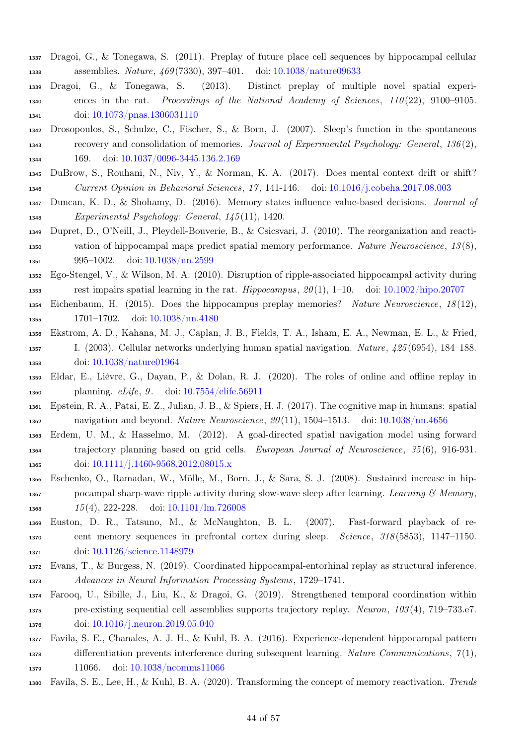Dragoi, G., & Tonegawa, S. (2011). Preplay of future place cell sequences by hippocampal cellular assemblies. *Nature*, *469*(7330), 397–401. doi: 10.1038/nature09633

Dragoi, G., & Tonegawa, S. (2013). Distinct preplay of multiple novel spatial experiences in the rat. *Proceedings of the National Academy of Sciences*, *110*(22), 9100–9105. doi: 10.1073/pnas.1306031110

Drosopoulos, S., Schulze, C., Fischer, S., & Born, J. (2007). Sleep's function in the spontaneous recovery and consolidation of memories. *Journal of Experimental Psychology: General*, *136*(2), 169. doi: 10.1037/0096-3445.136.2.169

DuBrow, S., Rouhani, N., Niv, Y., & Norman, K. A. (2017). Does mental context drift or shift? *Current Opinion in Behavioral Sciences*, *17*, 141-146. doi: 10.1016/j.cobeha.2017.08.003

Duncan, K. D., & Shohamy, D. (2016). Memory states influence value-based decisions. *Journal of Experimental Psychology: General*, *145*(11), 1420.

Dupret, D., O'Neill, J., Pleydell-Bouverie, B., & Csicsvari, J. (2010). The reorganization and reactivation of hippocampal maps predict spatial memory performance. *Nature Neuroscience*, *13*(8), 995–1002. doi: 10.1038/nn.2599

Ego-Stengel, V., & Wilson, M. A. (2010). Disruption of ripple-associated hippocampal activity during rest impairs spatial learning in the rat. *Hippocampus*, *20*(1), 1–10. doi: 10.1002/hipo.20707

Eichenbaum, H. (2015). Does the hippocampus preplay memories? *Nature Neuroscience*, *18*(12), 1701–1702. doi: 10.1038/nn.4180

Ekstrom, A. D., Kahana, M. J., Caplan, J. B., Fields, T. A., Isham, E. A., Newman, E. L., & Fried, I. (2003). Cellular networks underlying human spatial navigation. *Nature*, *425*(6954), 184–188. doi: 10.1038/nature01964

Eldar, E., Lièvre, G., Dayan, P., & Dolan, R. J. (2020). The roles of online and offline replay in planning. *eLife*, *9*. doi: 10.7554/elife.56911

Epstein, R. A., Patai, E. Z., Julian, J. B., & Spiers, H. J. (2017). The cognitive map in humans: spatial navigation and beyond. *Nature Neuroscience*, *20*(11), 1504–1513. doi: 10.1038/nn.4656

Erdem, U. M., & Hasselmo, M. (2012). A goal-directed spatial navigation model using forward trajectory planning based on grid cells. *European Journal of Neuroscience*, *35*(6), 916-931. doi: 10.1111/j.1460-9568.2012.08015.x

Eschenko, O., Ramadan, W., Mölle, M., Born, J., & Sara, S. J. (2008). Sustained increase in hippocampal sharp-wave ripple activity during slow-wave sleep after learning. *Learning & Memory*, *15*(4), 222-228. doi: 10.1101/lm.726008

Euston, D. R., Tatsuno, M., & McNaughton, B. L. (2007). Fast-forward playback of recent memory sequences in prefrontal cortex during sleep. *Science*, *318*(5853), 1147–1150. doi: 10.1126/science.1148979

Evans, T., & Burgess, N. (2019). Coordinated hippocampal-entorhinal replay as structural inference. *Advances in Neural Information Processing Systems*, 1729–1741.

Farooq, U., Sibille, J., Liu, K., & Dragoi, G. (2019). Strengthened temporal coordination within pre-existing sequential cell assemblies supports trajectory replay. *Neuron*, *103*(4), 719–733.e7. doi: 10.1016/j.neuron.2019.05.040

Favila, S. E., Chanales, A. J. H., & Kuhl, B. A. (2016). Experience-dependent hippocampal pattern differentiation prevents interference during subsequent learning. *Nature Communications*, *7*(1), 11066. doi: 10.1038/ncomms11066

Favila, S. E., Lee, H., & Kuhl, B. A. (2020). Transforming the concept of memory reactivation. *Trends*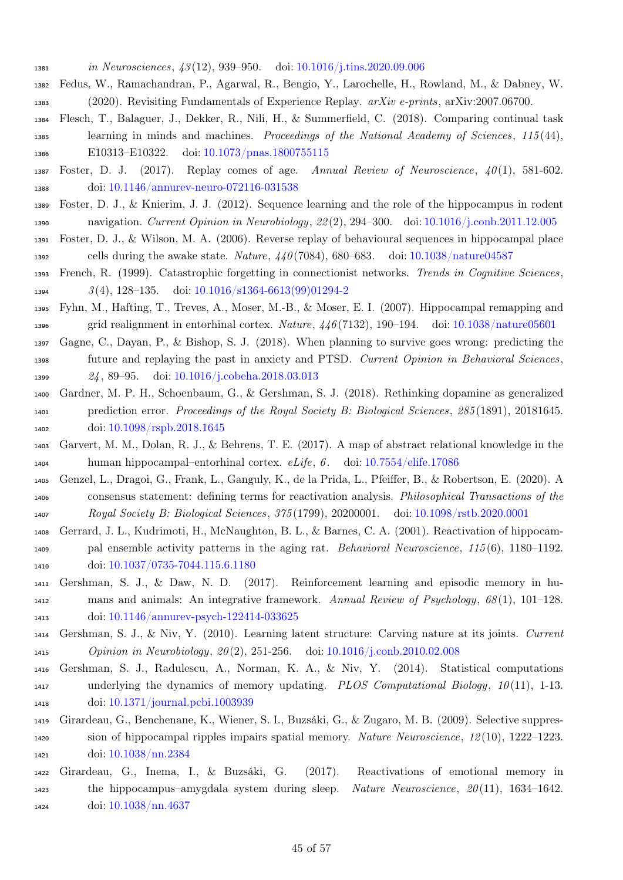*in Neurosciences*, *43*(12), 939–950. doi: 10.1016/j.tins.2020.09.006

Fedus, W., Ramachandran, P., Agarwal, R., Bengio, Y., Larochelle, H., Rowland, M., & Dabney, W. (2020). Revisiting Fundamentals of Experience Replay. *arXiv e-prints*, arXiv:2007.06700.

Flesch, T., Balaguer, J., Dekker, R., Nili, H., & Summerfield, C. (2018). Comparing continual task learning in minds and machines. *Proceedings of the National Academy of Sciences*, *115*(44), E10313–E10322. doi: 10.1073/pnas.1800755115

Foster, D. J. (2017). Replay comes of age. *Annual Review of Neuroscience*, *40*(1), 581-602. doi: 10.1146/annurev-neuro-072116-031538

Foster, D. J., & Knierim, J. J. (2012). Sequence learning and the role of the hippocampus in rodent navigation. *Current Opinion in Neurobiology*, *22*(2), 294–300. doi: 10.1016/j.conb.2011.12.005

Foster, D. J., & Wilson, M. A. (2006). Reverse replay of behavioural sequences in hippocampal place cells during the awake state. *Nature*, *440*(7084), 680–683. doi: 10.1038/nature04587

French, R. (1999). Catastrophic forgetting in connectionist networks. *Trends in Cognitive Sciences*, *3*(4), 128–135. doi: 10.1016/s1364-6613(99)01294-2

Fyhn, M., Hafting, T., Treves, A., Moser, M.-B., & Moser, E. I. (2007). Hippocampal remapping and grid realignment in entorhinal cortex. *Nature*, *446*(7132), 190–194. doi: 10.1038/nature05601

Gagne, C., Dayan, P., & Bishop, S. J. (2018). When planning to survive goes wrong: predicting the future and replaying the past in anxiety and PTSD. *Current Opinion in Behavioral Sciences*, *24*, 89–95. doi: 10.1016/j.cobeha.2018.03.013

Gardner, M. P. H., Schoenbaum, G., & Gershman, S. J. (2018). Rethinking dopamine as generalized prediction error. *Proceedings of the Royal Society B: Biological Sciences*, *285*(1891), 20181645. doi: 10.1098/rspb.2018.1645

Garvert, M. M., Dolan, R. J., & Behrens, T. E. (2017). A map of abstract relational knowledge in the human hippocampal–entorhinal cortex. *eLife*, *6*. doi: 10.7554/elife.17086

Genzel, L., Dragoi, G., Frank, L., Ganguly, K., de la Prida, L., Pfeiffer, B., & Robertson, E. (2020). A consensus statement: defining terms for reactivation analysis. *Philosophical Transactions of the Royal Society B: Biological Sciences*, *375*(1799), 20200001. doi: 10.1098/rstb.2020.0001

Gerrard, J. L., Kudrimoti, H., McNaughton, B. L., & Barnes, C. A. (2001). Reactivation of hippocampal ensemble activity patterns in the aging rat. *Behavioral Neuroscience*, *115*(6), 1180–1192. doi: 10.1037/0735-7044.115.6.1180

Gershman, S. J., & Daw, N. D. (2017). Reinforcement learning and episodic memory in humans and animals: An integrative framework. *Annual Review of Psychology*, *68*(1), 101–128. doi: 10.1146/annurev-psych-122414-033625

Gershman, S. J., & Niv, Y. (2010). Learning latent structure: Carving nature at its joints. *Current Opinion in Neurobiology*, *20*(2), 251-256. doi: 10.1016/j.conb.2010.02.008

Gershman, S. J., Radulescu, A., Norman, K. A., & Niv, Y. (2014). Statistical computations underlying the dynamics of memory updating. *PLOS Computational Biology*, *10*(11), 1-13. doi: 10.1371/journal.pcbi.1003939

Girardeau, G., Benchenane, K., Wiener, S. I., Buzsáki, G., & Zugaro, M. B. (2009). Selective suppression of hippocampal ripples impairs spatial memory. *Nature Neuroscience*, *12*(10), 1222–1223. doi: 10.1038/nn.2384

Girardeau, G., Inema, I., & Buzsáki, G. (2017). Reactivations of emotional memory in the hippocampus–amygdala system during sleep. *Nature Neuroscience*, *20*(11), 1634–1642. doi: 10.1038/nn.4637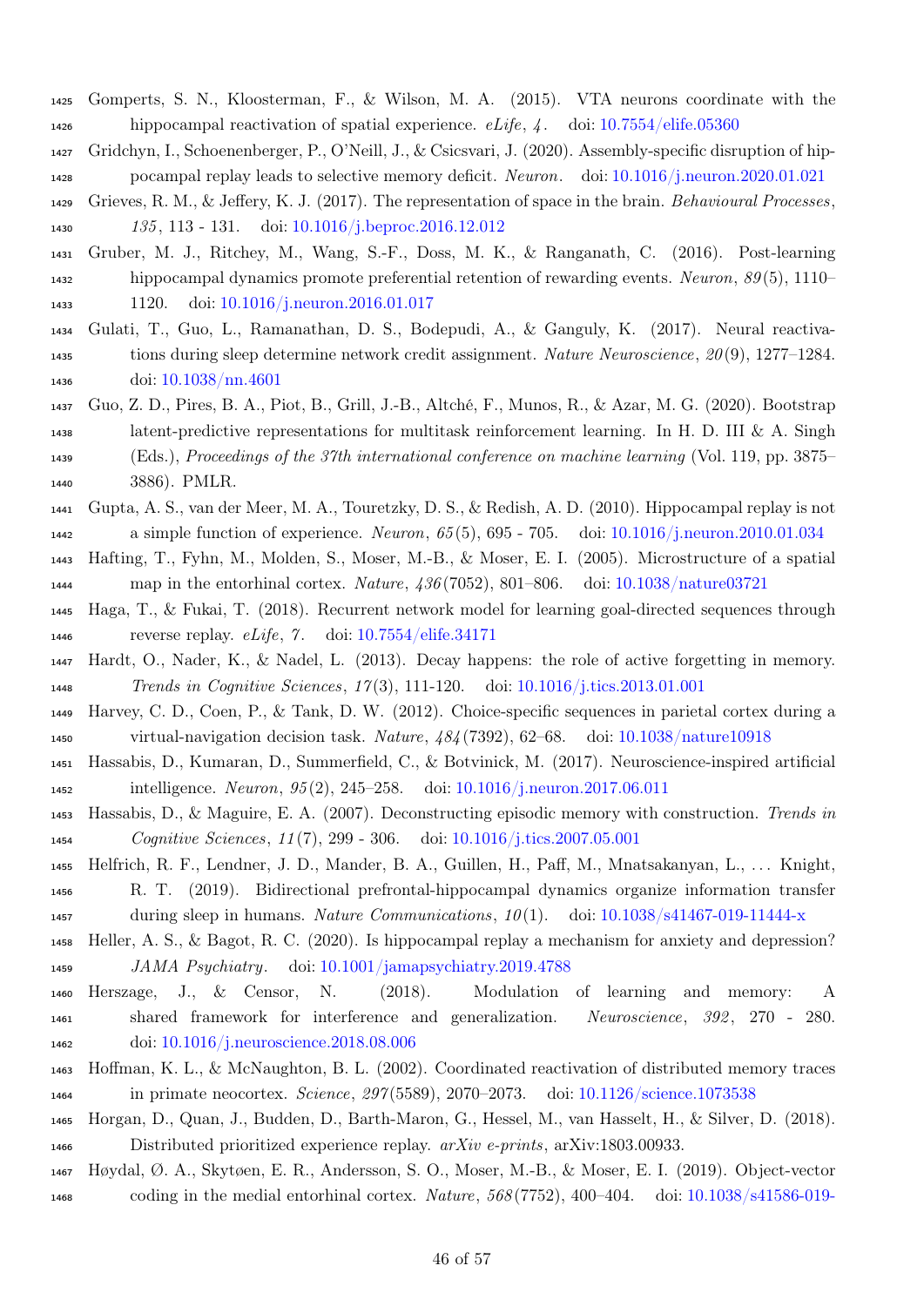Gomperts, S. N., Kloosterman, F., & Wilson, M. A. (2015). VTA neurons coordinate with the hippocampal reactivation of spatial experience. *eLife*, *4*. doi: 10.7554/elife.05360

Gridchyn, I., Schoenenberger, P., O'Neill, J., & Csicsvari, J. (2020). Assembly-specific disruption of hippocampal replay leads to selective memory deficit. *Neuron*. doi: 10.1016/j.neuron.2020.01.021

Grieves, R. M., & Jeffery, K. J. (2017). The representation of space in the brain. *Behavioural Processes*, *135*, 113 - 131. doi: 10.1016/j.beproc.2016.12.012

Gruber, M. J., Ritchey, M., Wang, S.-F., Doss, M. K., & Ranganath, C. (2016). Post-learning hippocampal dynamics promote preferential retention of rewarding events. *Neuron*, *89*(5), 1110–1120. doi: 10.1016/j.neuron.2016.01.017

Gulati, T., Guo, L., Ramanathan, D. S., Bodepudi, A., & Ganguly, K. (2017). Neural reactivations during sleep determine network credit assignment. *Nature Neuroscience*, *20*(9), 1277–1284. doi: 10.1038/nn.4601

Guo, Z. D., Pires, B. A., Piot, B., Grill, J.-B., Altché, F., Munos, R., & Azar, M. G. (2020). Bootstrap latent-predictive representations for multitask reinforcement learning. In H. D. III & A. Singh (Eds.), *Proceedings of the 37th international conference on machine learning* (Vol. 119, pp. 3875–3886). PMLR.

Gupta, A. S., van der Meer, M. A., Touretzky, D. S., & Redish, A. D. (2010). Hippocampal replay is not a simple function of experience. *Neuron*, *65*(5), 695 - 705. doi: 10.1016/j.neuron.2010.01.034

Hafting, T., Fyhn, M., Molden, S., Moser, M.-B., & Moser, E. I. (2005). Microstructure of a spatial map in the entorhinal cortex. *Nature*, *436*(7052), 801–806. doi: 10.1038/nature03721

Haga, T., & Fukai, T. (2018). Recurrent network model for learning goal-directed sequences through reverse replay. *eLife*, *7*. doi: 10.7554/elife.34171

Hardt, O., Nader, K., & Nadel, L. (2013). Decay happens: the role of active forgetting in memory. *Trends in Cognitive Sciences*, *17*(3), 111-120. doi: 10.1016/j.tics.2013.01.001

Harvey, C. D., Coen, P., & Tank, D. W. (2012). Choice-specific sequences in parietal cortex during a virtual-navigation decision task. *Nature*, *484*(7392), 62–68. doi: 10.1038/nature10918

Hassabis, D., Kumaran, D., Summerfield, C., & Botvinick, M. (2017). Neuroscience-inspired artificial intelligence. *Neuron*, *95*(2), 245–258. doi: 10.1016/j.neuron.2017.06.011

Hassabis, D., & Maguire, E. A. (2007). Deconstructing episodic memory with construction. *Trends in Cognitive Sciences*, *11*(7), 299 - 306. doi: 10.1016/j.tics.2007.05.001

Helfrich, R. F., Lendner, J. D., Mander, B. A., Guillen, H., Paff, M., Mnatsakanyan, L., ... Knight, R. T. (2019). Bidirectional prefrontal-hippocampal dynamics organize information transfer during sleep in humans. *Nature Communications*, *10*(1). doi: 10.1038/s41467-019-11444-x

Heller, A. S., & Bagot, R. C. (2020). Is hippocampal replay a mechanism for anxiety and depression? *JAMA Psychiatry*. doi: 10.1001/jamapsychiatry.2019.4788

Herszage, J., & Censor, N. (2018). Modulation of learning and memory: A shared framework for interference and generalization. *Neuroscience*, *392*, 270 - 280. doi: 10.1016/j.neuroscience.2018.08.006

Hoffman, K. L., & McNaughton, B. L. (2002). Coordinated reactivation of distributed memory traces in primate neocortex. *Science*, *297*(5589), 2070–2073. doi: 10.1126/science.1073538

Horgan, D., Quan, J., Budden, D., Barth-Maron, G., Hessel, M., van Hasselt, H., & Silver, D. (2018). Distributed prioritized experience replay. *arXiv e-prints*, arXiv:1803.00933.

Høydal, Ø. A., Skytøen, E. R., Andersson, S. O., Moser, M.-B., & Moser, E. I. (2019). Object-vector coding in the medial entorhinal cortex. *Nature*, *568*(7752), 400–404. doi: 10.1038/s41586-019-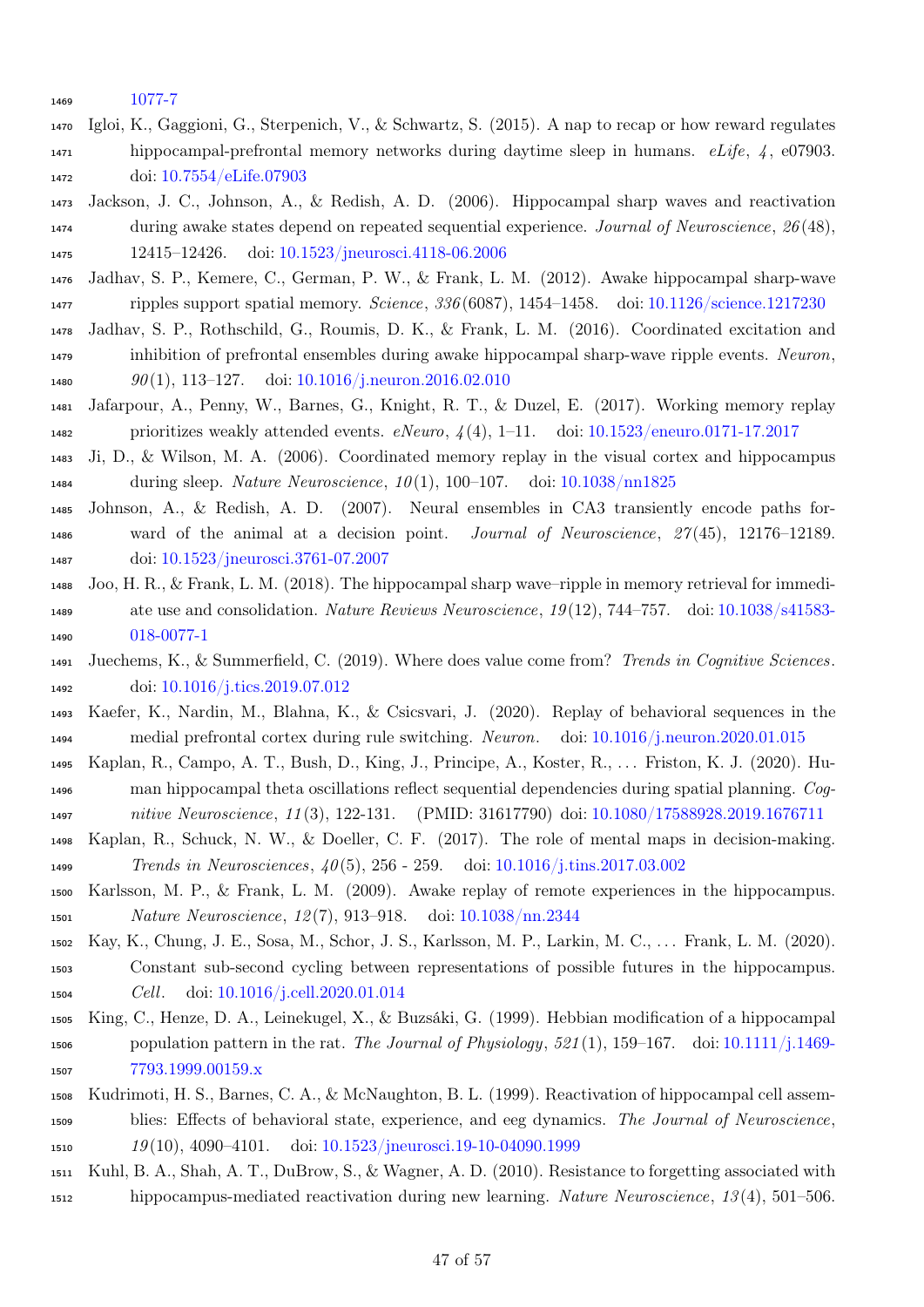1077-7

Igloi, K., Gaggioni, G., Sterpenich, V., & Schwartz, S. (2015). A nap to recap or how reward regulates hippocampal-prefrontal memory networks during daytime sleep in humans. *eLife*, *4*, e07903. doi: 10.7554/eLife.07903

Jackson, J. C., Johnson, A., & Redish, A. D. (2006). Hippocampal sharp waves and reactivation during awake states depend on repeated sequential experience. *Journal of Neuroscience*, *26*(48), 12415–12426. doi: 10.1523/jneurosci.4118-06.2006

Jadhav, S. P., Kemere, C., German, P. W., & Frank, L. M. (2012). Awake hippocampal sharp-wave ripples support spatial memory. *Science*, *336*(6087), 1454–1458. doi: 10.1126/science.1217230

Jadhav, S. P., Rothschild, G., Roumis, D. K., & Frank, L. M. (2016). Coordinated excitation and inhibition of prefrontal ensembles during awake hippocampal sharp-wave ripple events. *Neuron*, *90*(1), 113–127. doi: 10.1016/j.neuron.2016.02.010

Jafarpour, A., Penny, W., Barnes, G., Knight, R. T., & Duzel, E. (2017). Working memory replay prioritizes weakly attended events. *eNeuro*, *4*(4), 1–11. doi: 10.1523/eneuro.0171-17.2017

Ji, D., & Wilson, M. A. (2006). Coordinated memory replay in the visual cortex and hippocampus during sleep. *Nature Neuroscience*, *10*(1), 100–107. doi: 10.1038/nn1825

Johnson, A., & Redish, A. D. (2007). Neural ensembles in CA3 transiently encode paths forward of the animal at a decision point. *Journal of Neuroscience*, *27*(45), 12176–12189. doi: 10.1523/jneurosci.3761-07.2007

Joo, H. R., & Frank, L. M. (2018). The hippocampal sharp wave–ripple in memory retrieval for immediate use and consolidation. *Nature Reviews Neuroscience*, *19*(12), 744–757. doi: 10.1038/s41583-018-0077-1

Juechems, K., & Summerfield, C. (2019). Where does value come from? *Trends in Cognitive Sciences*. doi: 10.1016/j.tics.2019.07.012

Kaefer, K., Nardin, M., Blahna, K., & Csicsvari, J. (2020). Replay of behavioral sequences in the medial prefrontal cortex during rule switching. *Neuron*. doi: 10.1016/j.neuron.2020.01.015

Kaplan, R., Campo, A. T., Bush, D., King, J., Principe, A., Koster, R., ... Friston, K. J. (2020). Human hippocampal theta oscillations reflect sequential dependencies during spatial planning. *Cognitive Neuroscience*, *11*(3), 122-131. (PMID: 31617790) doi: 10.1080/17588928.2019.1676711

Kaplan, R., Schuck, N. W., & Doeller, C. F. (2017). The role of mental maps in decision-making. *Trends in Neurosciences*, *40*(5), 256 - 259. doi: 10.1016/j.tins.2017.03.002

Karlsson, M. P., & Frank, L. M. (2009). Awake replay of remote experiences in the hippocampus. *Nature Neuroscience*, *12*(7), 913–918. doi: 10.1038/nn.2344

Kay, K., Chung, J. E., Sosa, M., Schor, J. S., Karlsson, M. P., Larkin, M. C., ... Frank, L. M. (2020). Constant sub-second cycling between representations of possible futures in the hippocampus. *Cell*. doi: 10.1016/j.cell.2020.01.014

King, C., Henze, D. A., Leinekugel, X., & Buzsáki, G. (1999). Hebbian modification of a hippocampal population pattern in the rat. *The Journal of Physiology*, *521*(1), 159–167. doi: 10.1111/j.1469-7793.1999.00159.x

Kudrimoti, H. S., Barnes, C. A., & McNaughton, B. L. (1999). Reactivation of hippocampal cell assemblies: Effects of behavioral state, experience, and eeg dynamics. *The Journal of Neuroscience*, *19*(10), 4090–4101. doi: 10.1523/jneurosci.19-10-04090.1999

Kuhl, B. A., Shah, A. T., DuBrow, S., & Wagner, A. D. (2010). Resistance to forgetting associated with hippocampus-mediated reactivation during new learning. *Nature Neuroscience*, *13*(4), 501–506.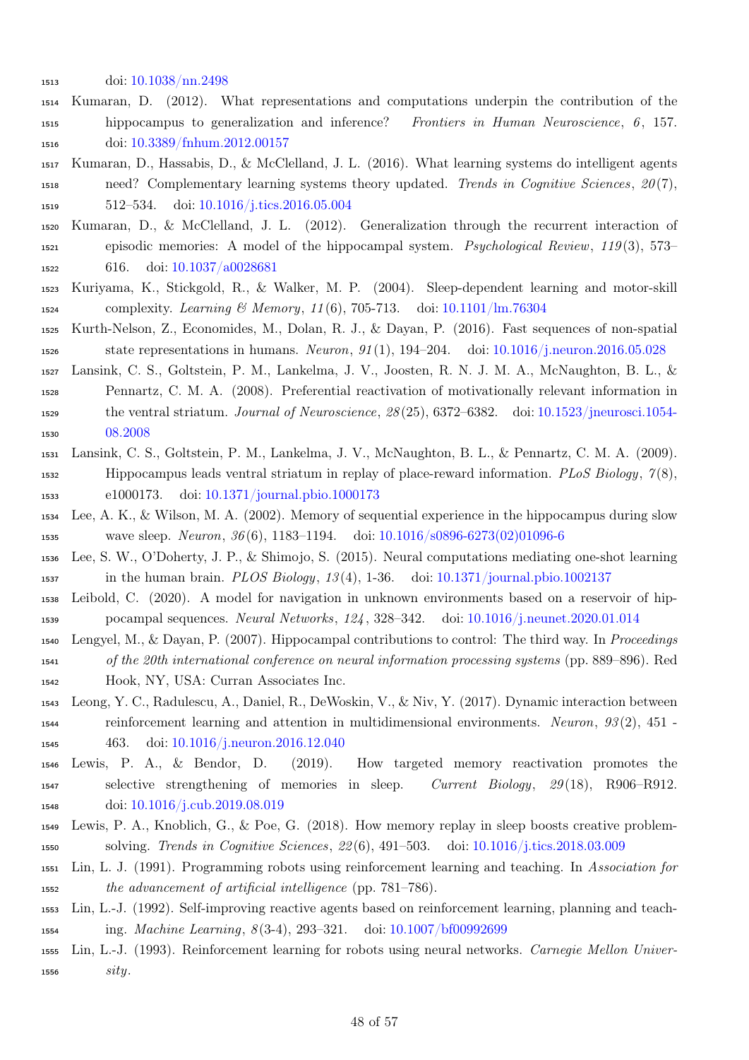doi: 10.1038/nn.2498

Kumaran, D. (2012). What representations and computations underpin the contribution of the hippocampus to generalization and inference? *Frontiers in Human Neuroscience*, *6*, 157. doi: 10.3389/fnhum.2012.00157

Kumaran, D., Hassabis, D., & McClelland, J. L. (2016). What learning systems do intelligent agents need? Complementary learning systems theory updated. *Trends in Cognitive Sciences*, *20*(7), 512–534. doi: 10.1016/j.tics.2016.05.004

Kumaran, D., & McClelland, J. L. (2012). Generalization through the recurrent interaction of episodic memories: A model of the hippocampal system. *Psychological Review*, *119*(3), 573–616. doi: 10.1037/a0028681

Kuriyama, K., Stickgold, R., & Walker, M. P. (2004). Sleep-dependent learning and motor-skill complexity. *Learning & Memory*, *11*(6), 705-713. doi: 10.1101/lm.76304

Kurth-Nelson, Z., Economides, M., Dolan, R. J., & Dayan, P. (2016). Fast sequences of non-spatial state representations in humans. *Neuron*, *91*(1), 194–204. doi: 10.1016/j.neuron.2016.05.028

Lansink, C. S., Goltstein, P. M., Lankelma, J. V., Joosten, R. N. J. M. A., McNaughton, B. L., & Pennartz, C. M. A. (2008). Preferential reactivation of motivationally relevant information in the ventral striatum. *Journal of Neuroscience*, *28*(25), 6372–6382. doi: 10.1523/jneurosci.1054-08.2008

Lansink, C. S., Goltstein, P. M., Lankelma, J. V., McNaughton, B. L., & Pennartz, C. M. A. (2009). Hippocampus leads ventral striatum in replay of place-reward information. *PLoS Biology*, *7*(8), e1000173. doi: 10.1371/journal.pbio.1000173

Lee, A. K., & Wilson, M. A. (2002). Memory of sequential experience in the hippocampus during slow wave sleep. *Neuron*, *36*(6), 1183–1194. doi: 10.1016/s0896-6273(02)01096-6

Lee, S. W., O'Doherty, J. P., & Shimojo, S. (2015). Neural computations mediating one-shot learning in the human brain. *PLOS Biology*, *13*(4), 1-36. doi: 10.1371/journal.pbio.1002137

Leibold, C. (2020). A model for navigation in unknown environments based on a reservoir of hippocampal sequences. *Neural Networks*, *124*, 328–342. doi: 10.1016/j.neunet.2020.01.014

Lengyel, M., & Dayan, P. (2007). Hippocampal contributions to control: The third way. In *Proceedings of the 20th international conference on neural information processing systems* (pp. 889–896). Red Hook, NY, USA: Curran Associates Inc.

Leong, Y. C., Radulescu, A., Daniel, R., DeWoskin, V., & Niv, Y. (2017). Dynamic interaction between reinforcement learning and attention in multidimensional environments. *Neuron*, *93*(2), 451 - 463. doi: 10.1016/j.neuron.2016.12.040

Lewis, P. A., & Bendor, D. (2019). How targeted memory reactivation promotes the selective strengthening of memories in sleep. *Current Biology*, *29*(18), R906–R912. doi: 10.1016/j.cub.2019.08.019

Lewis, P. A., Knoblich, G., & Poe, G. (2018). How memory replay in sleep boosts creative problem-solving. *Trends in Cognitive Sciences*, *22*(6), 491–503. doi: 10.1016/j.tics.2018.03.009

Lin, L. J. (1991). Programming robots using reinforcement learning and teaching. In *Association for the advancement of artificial intelligence* (pp. 781–786).

Lin, L.-J. (1992). Self-improving reactive agents based on reinforcement learning, planning and teaching. *Machine Learning*, *8*(3-4), 293–321. doi: 10.1007/bf00992699

Lin, L.-J. (1993). Reinforcement learning for robots using neural networks. *Carnegie Mellon University*.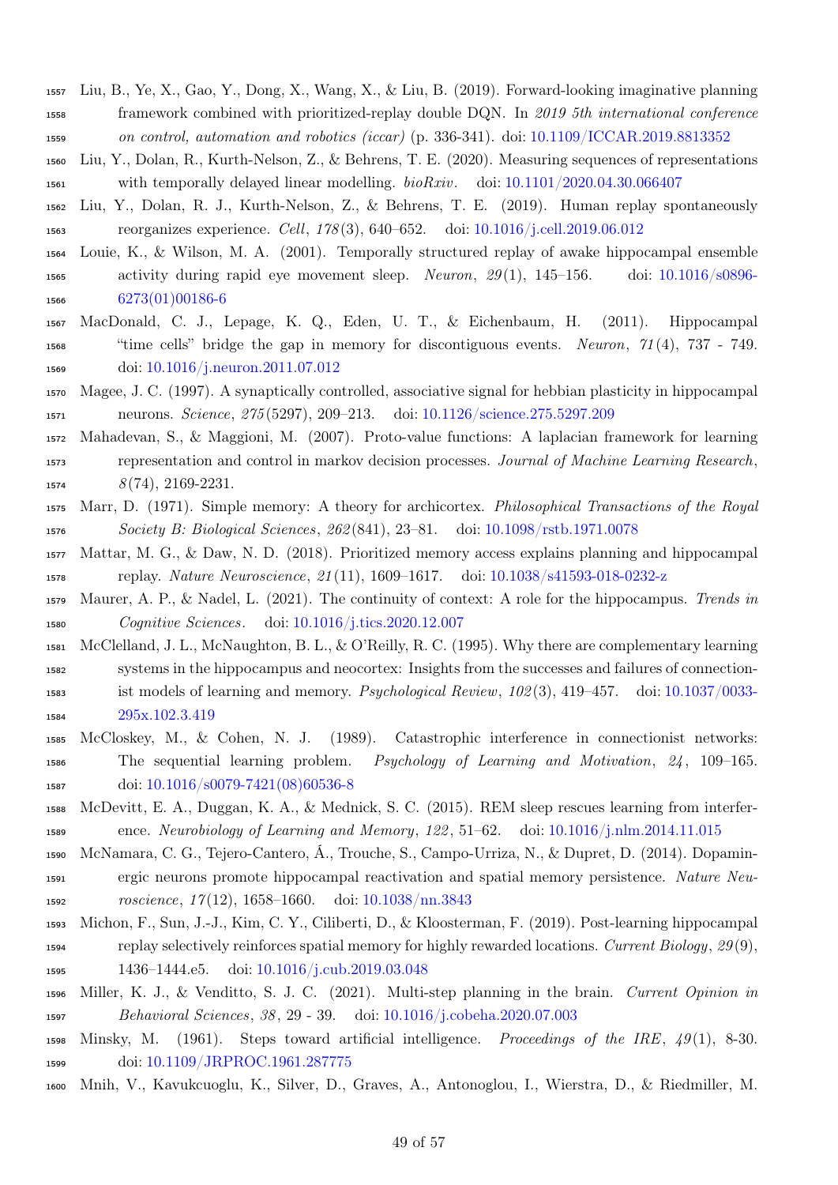Liu, B., Ye, X., Gao, Y., Dong, X., Wang, X., & Liu, B. (2019). Forward-looking imaginative planning framework combined with prioritized-replay double DQN. In *2019 5th international conference on control, automation and robotics (iccar)* (p. 336-341). doi: 10.1109/ICCAR.2019.8813352

Liu, Y., Dolan, R., Kurth-Nelson, Z., & Behrens, T. E. (2020). Measuring sequences of representations with temporally delayed linear modelling. *bioRxiv*. doi: 10.1101/2020.04.30.066407

Liu, Y., Dolan, R. J., Kurth-Nelson, Z., & Behrens, T. E. (2019). Human replay spontaneously reorganizes experience. *Cell*, *178*(3), 640–652. doi: 10.1016/j.cell.2019.06.012

Louie, K., & Wilson, M. A. (2001). Temporally structured replay of awake hippocampal ensemble activity during rapid eye movement sleep. *Neuron*, *29*(1), 145–156. doi: 10.1016/s0896-6273(01)00186-6

MacDonald, C. J., Lepage, K. Q., Eden, U. T., & Eichenbaum, H. (2011). Hippocampal "time cells" bridge the gap in memory for discontiguous events. *Neuron*, *71*(4), 737 - 749. doi: 10.1016/j.neuron.2011.07.012

Magee, J. C. (1997). A synaptically controlled, associative signal for hebbian plasticity in hippocampal neurons. *Science*, *275*(5297), 209–213. doi: 10.1126/science.275.5297.209

Mahadevan, S., & Maggioni, M. (2007). Proto-value functions: A laplacian framework for learning representation and control in markov decision processes. *Journal of Machine Learning Research*, *8*(74), 2169-2231.

Marr, D. (1971). Simple memory: A theory for archicortex. *Philosophical Transactions of the Royal Society B: Biological Sciences*, *262*(841), 23–81. doi: 10.1098/rstb.1971.0078

Mattar, M. G., & Daw, N. D. (2018). Prioritized memory access explains planning and hippocampal replay. *Nature Neuroscience*, *21*(11), 1609–1617. doi: 10.1038/s41593-018-0232-z

Maurer, A. P., & Nadel, L. (2021). The continuity of context: A role for the hippocampus. *Trends in Cognitive Sciences*. doi: 10.1016/j.tics.2020.12.007

McClelland, J. L., McNaughton, B. L., & O'Reilly, R. C. (1995). Why there are complementary learning systems in the hippocampus and neocortex: Insights from the successes and failures of connectionist models of learning and memory. *Psychological Review*, *102*(3), 419–457. doi: 10.1037/0033-295x.102.3.419

McCloskey, M., & Cohen, N. J. (1989). Catastrophic interference in connectionist networks: The sequential learning problem. *Psychology of Learning and Motivation*, *24*, 109–165. doi: 10.1016/s0079-7421(08)60536-8

McDevitt, E. A., Duggan, K. A., & Mednick, S. C. (2015). REM sleep rescues learning from interference. *Neurobiology of Learning and Memory*, *122*, 51–62. doi: 10.1016/j.nlm.2014.11.015

McNamara, C. G., Tejero-Cantero, Á., Trouche, S., Campo-Urriza, N., & Dupret, D. (2014). Dopaminergic neurons promote hippocampal reactivation and spatial memory persistence. *Nature Neuroscience*, *17*(12), 1658–1660. doi: 10.1038/nn.3843

Michon, F., Sun, J.-J., Kim, C. Y., Ciliberti, D., & Kloosterman, F. (2019). Post-learning hippocampal replay selectively reinforces spatial memory for highly rewarded locations. *Current Biology*, *29*(9), 1436–1444.e5. doi: 10.1016/j.cub.2019.03.048

Miller, K. J., & Venditto, S. J. C. (2021). Multi-step planning in the brain. *Current Opinion in Behavioral Sciences*, *38*, 29 - 39. doi: 10.1016/j.cobeha.2020.07.003

Minsky, M. (1961). Steps toward artificial intelligence. *Proceedings of the IRE*, *49*(1), 8-30. doi: 10.1109/JRPROC.1961.287775

Mnih, V., Kavukcuoglu, K., Silver, D., Graves, A., Antonoglou, I., Wierstra, D., & Riedmiller, M.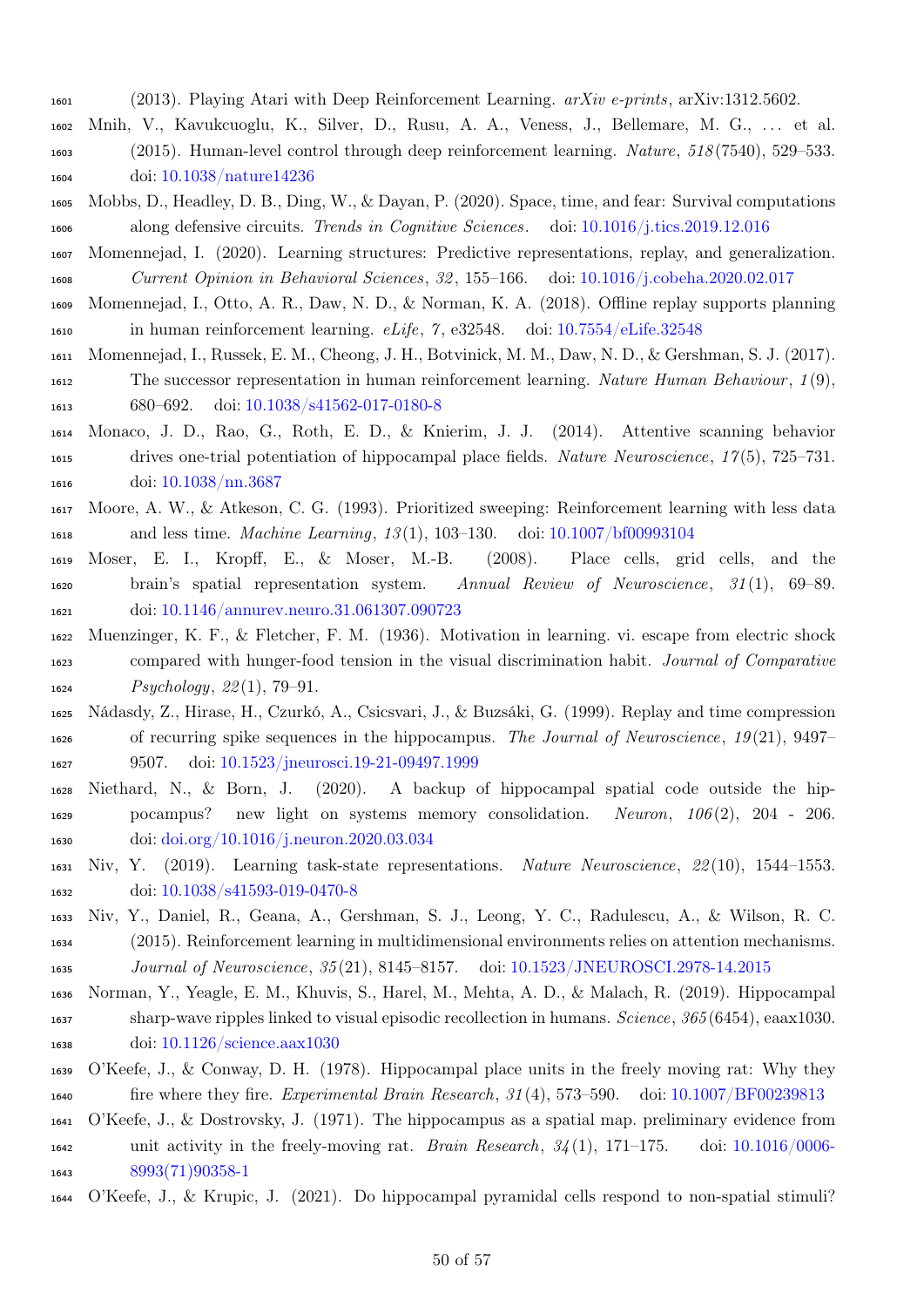(2013). Playing Atari with Deep Reinforcement Learning. *arXiv e-prints*, arXiv:1312.5602.

Mnih, V., Kavukcuoglu, K., Silver, D., Rusu, A. A., Veness, J., Bellemare, M. G., … et al. (2015). Human-level control through deep reinforcement learning. *Nature*, *518*(7540), 529–533. doi: 10.1038/nature14236

Mobbs, D., Headley, D. B., Ding, W., & Dayan, P. (2020). Space, time, and fear: Survival computations along defensive circuits. *Trends in Cognitive Sciences*. doi: 10.1016/j.tics.2019.12.016

Momennejad, I. (2020). Learning structures: Predictive representations, replay, and generalization. *Current Opinion in Behavioral Sciences*, *32*, 155–166. doi: 10.1016/j.cobeha.2020.02.017

Momennejad, I., Otto, A. R., Daw, N. D., & Norman, K. A. (2018). Offline replay supports planning in human reinforcement learning. *eLife*, *7*, e32548. doi: 10.7554/eLife.32548

Momennejad, I., Russek, E. M., Cheong, J. H., Botvinick, M. M., Daw, N. D., & Gershman, S. J. (2017). The successor representation in human reinforcement learning. *Nature Human Behaviour*, *1*(9), 680–692. doi: 10.1038/s41562-017-0180-8

Monaco, J. D., Rao, G., Roth, E. D., & Knierim, J. J. (2014). Attentive scanning behavior drives one-trial potentiation of hippocampal place fields. *Nature Neuroscience*, *17*(5), 725–731. doi: 10.1038/nn.3687

Moore, A. W., & Atkeson, C. G. (1993). Prioritized sweeping: Reinforcement learning with less data and less time. *Machine Learning*, *13*(1), 103–130. doi: 10.1007/bf00993104

Moser, E. I., Kropff, E., & Moser, M.-B. (2008). Place cells, grid cells, and the brain's spatial representation system. *Annual Review of Neuroscience*, *31*(1), 69–89. doi: 10.1146/annurev.neuro.31.061307.090723

Muenzinger, K. F., & Fletcher, F. M. (1936). Motivation in learning. vi. escape from electric shock compared with hunger-food tension in the visual discrimination habit. *Journal of Comparative Psychology*, *22*(1), 79–91.

Nádasdy, Z., Hirase, H., Czurkó, A., Csicsvari, J., & Buzsáki, G. (1999). Replay and time compression of recurring spike sequences in the hippocampus. *The Journal of Neuroscience*, *19*(21), 9497–9507. doi: 10.1523/jneurosci.19-21-09497.1999

Niethard, N., & Born, J. (2020). A backup of hippocampal spatial code outside the hippocampus? new light on systems memory consolidation. *Neuron*, *106*(2), 204 - 206. doi: doi.org/10.1016/j.neuron.2020.03.034

Niv, Y. (2019). Learning task-state representations. *Nature Neuroscience*, *22*(10), 1544–1553. doi: 10.1038/s41593-019-0470-8

Niv, Y., Daniel, R., Geana, A., Gershman, S. J., Leong, Y. C., Radulescu, A., & Wilson, R. C. (2015). Reinforcement learning in multidimensional environments relies on attention mechanisms. *Journal of Neuroscience*, *35*(21), 8145–8157. doi: 10.1523/JNEUROSCI.2978-14.2015

Norman, Y., Yeagle, E. M., Khuvis, S., Harel, M., Mehta, A. D., & Malach, R. (2019). Hippocampal sharp-wave ripples linked to visual episodic recollection in humans. *Science*, *365*(6454), eaax1030. doi: 10.1126/science.aax1030

O'Keefe, J., & Conway, D. H. (1978). Hippocampal place units in the freely moving rat: Why they fire where they fire. *Experimental Brain Research*, *31*(4), 573–590. doi: 10.1007/BF00239813

O'Keefe, J., & Dostrovsky, J. (1971). The hippocampus as a spatial map. preliminary evidence from unit activity in the freely-moving rat. *Brain Research*, *34*(1), 171–175. doi: 10.1016/0006-8993(71)90358-1

O'Keefe, J., & Krupic, J. (2021). Do hippocampal pyramidal cells respond to non-spatial stimuli?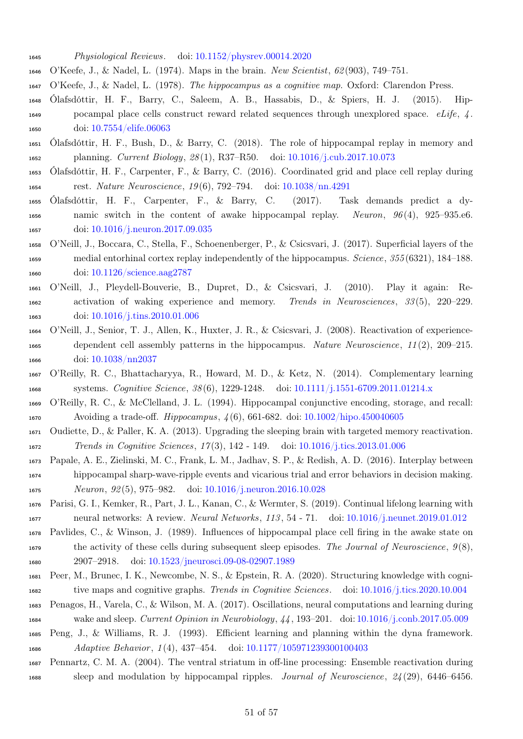*Physiological Reviews*. doi: 10.1152/physrev.00014.2020

O'Keefe, J., & Nadel, L. (1974). Maps in the brain. *New Scientist*, *62*(903), 749–751.

O'Keefe, J., & Nadel, L. (1978). *The hippocampus as a cognitive map*. Oxford: Clarendon Press.

Ólafsdóttir, H. F., Barry, C., Saleem, A. B., Hassabis, D., & Spiers, H. J. (2015). Hippocampal place cells construct reward related sequences through unexplored space. *eLife*, *4*. doi: 10.7554/elife.06063

Ólafsdóttir, H. F., Bush, D., & Barry, C. (2018). The role of hippocampal replay in memory and planning. *Current Biology*, *28*(1), R37–R50. doi: 10.1016/j.cub.2017.10.073

Ólafsdóttir, H. F., Carpenter, F., & Barry, C. (2016). Coordinated grid and place cell replay during rest. *Nature Neuroscience*, *19*(6), 792–794. doi: 10.1038/nn.4291

Ólafsdóttir, H. F., Carpenter, F., & Barry, C. (2017). Task demands predict a dynamic switch in the content of awake hippocampal replay. *Neuron*, *96*(4), 925–935.e6. doi: 10.1016/j.neuron.2017.09.035

O'Neill, J., Boccara, C., Stella, F., Schoenenberger, P., & Csicsvari, J. (2017). Superficial layers of the medial entorhinal cortex replay independently of the hippocampus. *Science*, *355*(6321), 184–188. doi: 10.1126/science.aag2787

O'Neill, J., Pleydell-Bouverie, B., Dupret, D., & Csicsvari, J. (2010). Play it again: Reactivation of waking experience and memory. *Trends in Neurosciences*, *33*(5), 220–229. doi: 10.1016/j.tins.2010.01.006

O'Neill, J., Senior, T. J., Allen, K., Huxter, J. R., & Csicsvari, J. (2008). Reactivation of experience-dependent cell assembly patterns in the hippocampus. *Nature Neuroscience*, *11*(2), 209–215. doi: 10.1038/nn2037

O'Reilly, R. C., Bhattacharyya, R., Howard, M. D., & Ketz, N. (2014). Complementary learning systems. *Cognitive Science*, *38*(6), 1229-1248. doi: 10.1111/j.1551-6709.2011.01214.x

O'Reilly, R. C., & McClelland, J. L. (1994). Hippocampal conjunctive encoding, storage, and recall: Avoiding a trade-off. *Hippocampus*, *4*(6), 661-682. doi: 10.1002/hipo.450040605

Oudiette, D., & Paller, K. A. (2013). Upgrading the sleeping brain with targeted memory reactivation. *Trends in Cognitive Sciences*, *17*(3), 142 - 149. doi: 10.1016/j.tics.2013.01.006

Papale, A. E., Zielinski, M. C., Frank, L. M., Jadhav, S. P., & Redish, A. D. (2016). Interplay between hippocampal sharp-wave-ripple events and vicarious trial and error behaviors in decision making. *Neuron*, *92*(5), 975–982. doi: 10.1016/j.neuron.2016.10.028

Parisi, G. I., Kemker, R., Part, J. L., Kanan, C., & Wermter, S. (2019). Continual lifelong learning with neural networks: A review. *Neural Networks*, *113*, 54 - 71. doi: 10.1016/j.neunet.2019.01.012

Pavlides, C., & Winson, J. (1989). Influences of hippocampal place cell firing in the awake state on the activity of these cells during subsequent sleep episodes. *The Journal of Neuroscience*, *9*(8), 2907–2918. doi: 10.1523/jneurosci.09-08-02907.1989

Peer, M., Brunec, I. K., Newcombe, N. S., & Epstein, R. A. (2020). Structuring knowledge with cognitive maps and cognitive graphs. *Trends in Cognitive Sciences*. doi: 10.1016/j.tics.2020.10.004

Penagos, H., Varela, C., & Wilson, M. A. (2017). Oscillations, neural computations and learning during wake and sleep. *Current Opinion in Neurobiology*, *44*, 193–201. doi: 10.1016/j.conb.2017.05.009

Peng, J., & Williams, R. J. (1993). Efficient learning and planning within the dyna framework. *Adaptive Behavior*, *1*(4), 437–454. doi: 10.1177/105971239300100403

Pennartz, C. M. A. (2004). The ventral striatum in off-line processing: Ensemble reactivation during sleep and modulation by hippocampal ripples. *Journal of Neuroscience*, *24*(29), 6446–6456.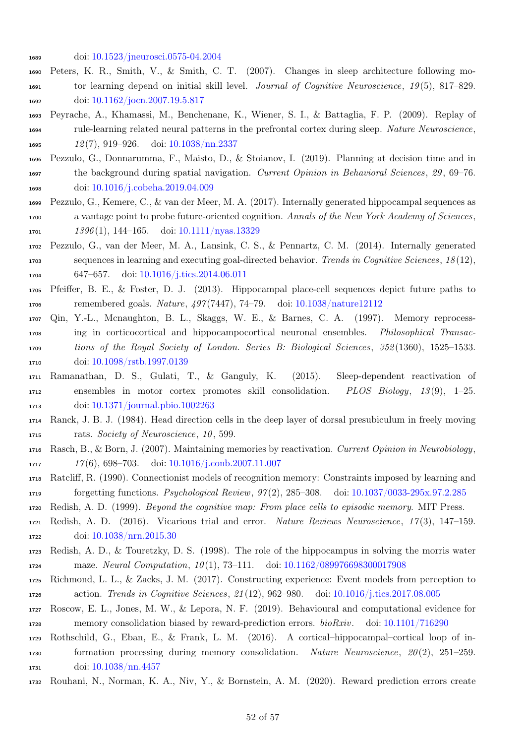doi: 10.1523/jneurosci.0575-04.2004

Peters, K. R., Smith, V., & Smith, C. T. (2007). Changes in sleep architecture following motor learning depend on initial skill level. *Journal of Cognitive Neuroscience*, *19*(5), 817–829. doi: 10.1162/jocn.2007.19.5.817

Peyrache, A., Khamassi, M., Benchenane, K., Wiener, S. I., & Battaglia, F. P. (2009). Replay of rule-learning related neural patterns in the prefrontal cortex during sleep. *Nature Neuroscience*, *12*(7), 919–926. doi: 10.1038/nn.2337

Pezzulo, G., Donnarumma, F., Maisto, D., & Stoianov, I. (2019). Planning at decision time and in the background during spatial navigation. *Current Opinion in Behavioral Sciences*, *29*, 69–76. doi: 10.1016/j.cobeha.2019.04.009

Pezzulo, G., Kemere, C., & van der Meer, M. A. (2017). Internally generated hippocampal sequences as a vantage point to probe future-oriented cognition. *Annals of the New York Academy of Sciences*, *1396*(1), 144–165. doi: 10.1111/nyas.13329

Pezzulo, G., van der Meer, M. A., Lansink, C. S., & Pennartz, C. M. (2014). Internally generated sequences in learning and executing goal-directed behavior. *Trends in Cognitive Sciences*, *18*(12), 647–657. doi: 10.1016/j.tics.2014.06.011

Pfeiffer, B. E., & Foster, D. J. (2013). Hippocampal place-cell sequences depict future paths to remembered goals. *Nature*, *497*(7447), 74–79. doi: 10.1038/nature12112

Qin, Y.-L., Mcnaughton, B. L., Skaggs, W. E., & Barnes, C. A. (1997). Memory reprocessing in corticocortical and hippocampocortical neuronal ensembles. *Philosophical Transactions of the Royal Society of London. Series B: Biological Sciences*, *352*(1360), 1525–1533. doi: 10.1098/rstb.1997.0139

Ramanathan, D. S., Gulati, T., & Ganguly, K. (2015). Sleep-dependent reactivation of ensembles in motor cortex promotes skill consolidation. *PLOS Biology*, *13*(9), 1–25. doi: 10.1371/journal.pbio.1002263

Ranck, J. B. J. (1984). Head direction cells in the deep layer of dorsal presubiculum in freely moving rats. *Society of Neuroscience*, *10*, 599.

Rasch, B., & Born, J. (2007). Maintaining memories by reactivation. *Current Opinion in Neurobiology*, *17*(6), 698–703. doi: 10.1016/j.conb.2007.11.007

Ratcliff, R. (1990). Connectionist models of recognition memory: Constraints imposed by learning and forgetting functions. *Psychological Review*, *97*(2), 285–308. doi: 10.1037/0033-295x.97.2.285

Redish, A. D. (1999). *Beyond the cognitive map: From place cells to episodic memory*. MIT Press.

Redish, A. D. (2016). Vicarious trial and error. *Nature Reviews Neuroscience*, *17*(3), 147–159. doi: 10.1038/nrn.2015.30

Redish, A. D., & Touretzky, D. S. (1998). The role of the hippocampus in solving the morris water maze. *Neural Computation*, *10*(1), 73–111. doi: 10.1162/089976698300017908

Richmond, L. L., & Zacks, J. M. (2017). Constructing experience: Event models from perception to action. *Trends in Cognitive Sciences*, *21*(12), 962–980. doi: 10.1016/j.tics.2017.08.005

Roscow, E. L., Jones, M. W., & Lepora, N. F. (2019). Behavioural and computational evidence for memory consolidation biased by reward-prediction errors. *bioRxiv*. doi: 10.1101/716290

Rothschild, G., Eban, E., & Frank, L. M. (2016). A cortical–hippocampal–cortical loop of information processing during memory consolidation. *Nature Neuroscience*, *20*(2), 251–259. doi: 10.1038/nn.4457

Rouhani, N., Norman, K. A., Niv, Y., & Bornstein, A. M. (2020). Reward prediction errors create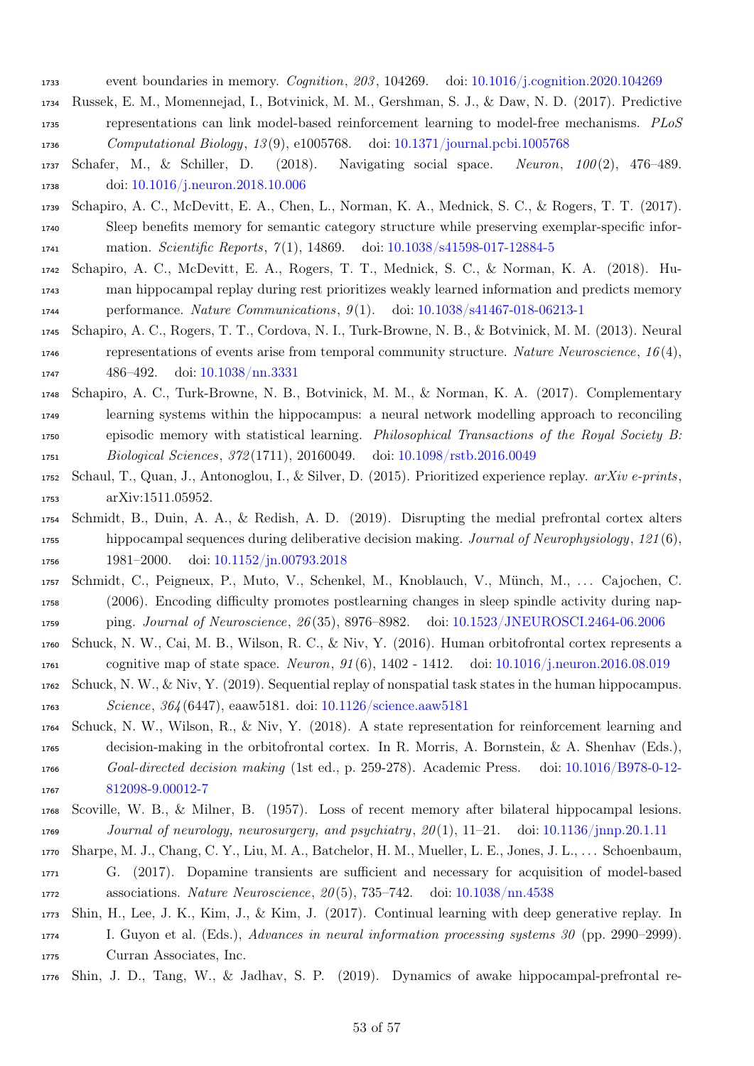event boundaries in memory. *Cognition*, *203*, 104269. doi: 10.1016/j.cognition.2020.104269

Russek, E. M., Momennejad, I., Botvinick, M. M., Gershman, S. J., & Daw, N. D. (2017). Predictive representations can link model-based reinforcement learning to model-free mechanisms. *PLoS Computational Biology*, *13*(9), e1005768. doi: 10.1371/journal.pcbi.1005768

Schafer, M., & Schiller, D. (2018). Navigating social space. *Neuron*, *100*(2), 476–489. doi: 10.1016/j.neuron.2018.10.006

Schapiro, A. C., McDevitt, E. A., Chen, L., Norman, K. A., Mednick, S. C., & Rogers, T. T. (2017). Sleep benefits memory for semantic category structure while preserving exemplar-specific information. *Scientific Reports*, *7*(1), 14869. doi: 10.1038/s41598-017-12884-5

Schapiro, A. C., McDevitt, E. A., Rogers, T. T., Mednick, S. C., & Norman, K. A. (2018). Human hippocampal replay during rest prioritizes weakly learned information and predicts memory performance. *Nature Communications*, *9*(1). doi: 10.1038/s41467-018-06213-1

Schapiro, A. C., Rogers, T. T., Cordova, N. I., Turk-Browne, N. B., & Botvinick, M. M. (2013). Neural representations of events arise from temporal community structure. *Nature Neuroscience*, *16*(4), 486–492. doi: 10.1038/nn.3331

Schapiro, A. C., Turk-Browne, N. B., Botvinick, M. M., & Norman, K. A. (2017). Complementary learning systems within the hippocampus: a neural network modelling approach to reconciling episodic memory with statistical learning. *Philosophical Transactions of the Royal Society B: Biological Sciences*, *372*(1711), 20160049. doi: 10.1098/rstb.2016.0049

Schaul, T., Quan, J., Antonoglou, I., & Silver, D. (2015). Prioritized experience replay. *arXiv e-prints*, arXiv:1511.05952.

Schmidt, B., Duin, A. A., & Redish, A. D. (2019). Disrupting the medial prefrontal cortex alters hippocampal sequences during deliberative decision making. *Journal of Neurophysiology*, *121*(6), 1981–2000. doi: 10.1152/jn.00793.2018

Schmidt, C., Peigneux, P., Muto, V., Schenkel, M., Knoblauch, V., Münch, M., ... Cajochen, C. (2006). Encoding difficulty promotes postlearning changes in sleep spindle activity during napping. *Journal of Neuroscience*, *26*(35), 8976–8982. doi: 10.1523/JNEUROSCI.2464-06.2006

Schuck, N. W., Cai, M. B., Wilson, R. C., & Niv, Y. (2016). Human orbitofrontal cortex represents a cognitive map of state space. *Neuron*, *91*(6), 1402 - 1412. doi: 10.1016/j.neuron.2016.08.019

Schuck, N. W., & Niv, Y. (2019). Sequential replay of nonspatial task states in the human hippocampus. *Science*, *364*(6447), eaaw5181. doi: 10.1126/science.aaw5181

Schuck, N. W., Wilson, R., & Niv, Y. (2018). A state representation for reinforcement learning and decision-making in the orbitofrontal cortex. In R. Morris, A. Bornstein, & A. Shenhav (Eds.), *Goal-directed decision making* (1st ed., p. 259-278). Academic Press. doi: 10.1016/B978-0-12-812098-9.00012-7

Scoville, W. B., & Milner, B. (1957). Loss of recent memory after bilateral hippocampal lesions. *Journal of neurology, neurosurgery, and psychiatry*, *20*(1), 11–21. doi: 10.1136/jnnp.20.1.11

Sharpe, M. J., Chang, C. Y., Liu, M. A., Batchelor, H. M., Mueller, L. E., Jones, J. L., ... Schoenbaum, G. (2017). Dopamine transients are sufficient and necessary for acquisition of model-based associations. *Nature Neuroscience*, *20*(5), 735–742. doi: 10.1038/nn.4538

Shin, H., Lee, J. K., Kim, J., & Kim, J. (2017). Continual learning with deep generative replay. In I. Guyon et al. (Eds.), *Advances in neural information processing systems 30* (pp. 2990–2999). Curran Associates, Inc.

Shin, J. D., Tang, W., & Jadhav, S. P. (2019). Dynamics of awake hippocampal-prefrontal re-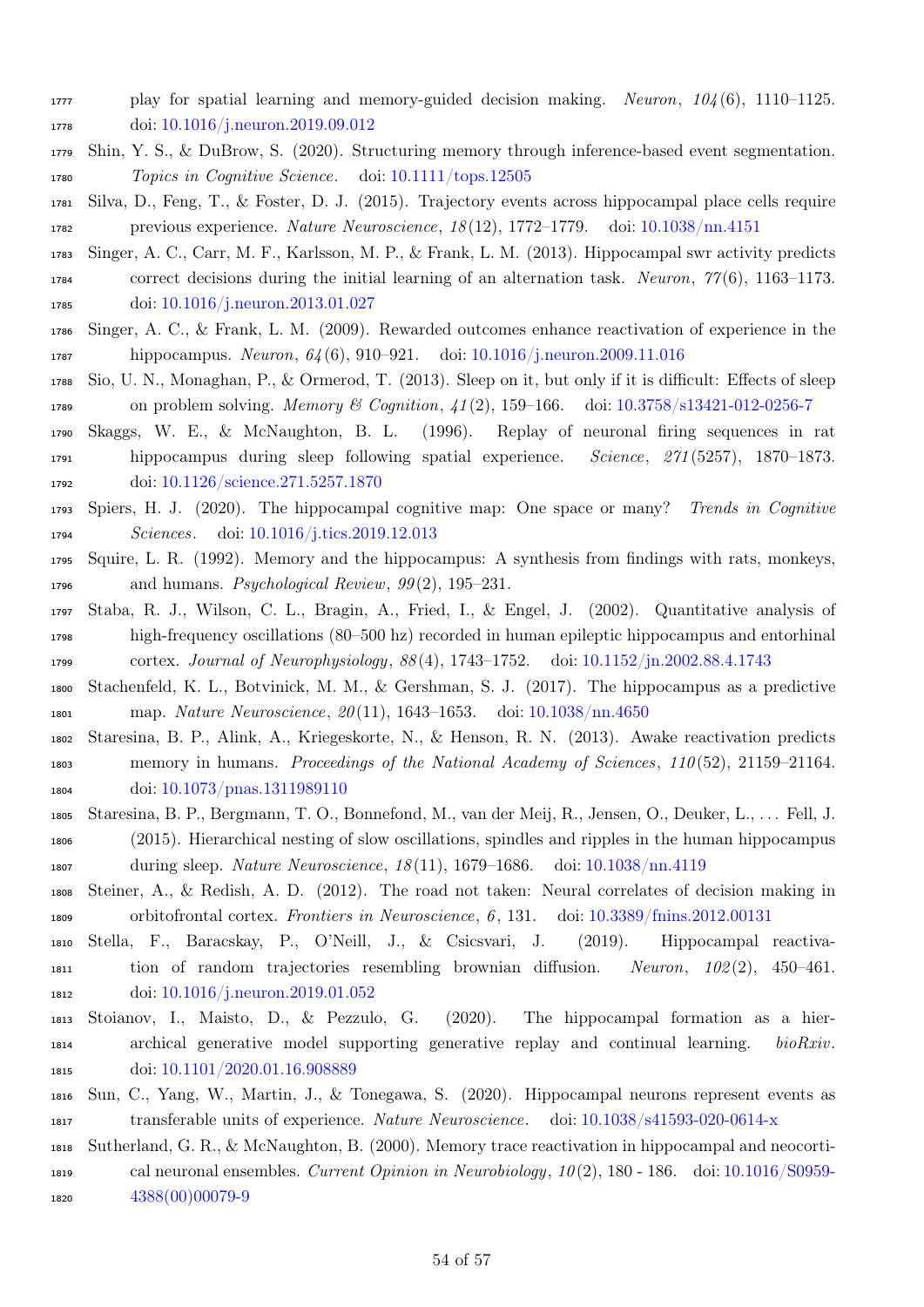play for spatial learning and memory-guided decision making. *Neuron*, *104*(6), 1110–1125. doi: 10.1016/j.neuron.2019.09.012

Shin, Y. S., & DuBrow, S. (2020). Structuring memory through inference-based event segmentation. *Topics in Cognitive Science*. doi: 10.1111/tops.12505

Silva, D., Feng, T., & Foster, D. J. (2015). Trajectory events across hippocampal place cells require previous experience. *Nature Neuroscience*, *18*(12), 1772–1779. doi: 10.1038/nn.4151

Singer, A. C., Carr, M. F., Karlsson, M. P., & Frank, L. M. (2013). Hippocampal swr activity predicts correct decisions during the initial learning of an alternation task. *Neuron*, *77*(6), 1163–1173. doi: 10.1016/j.neuron.2013.01.027

Singer, A. C., & Frank, L. M. (2009). Rewarded outcomes enhance reactivation of experience in the hippocampus. *Neuron*, *64*(6), 910–921. doi: 10.1016/j.neuron.2009.11.016

Sio, U. N., Monaghan, P., & Ormerod, T. (2013). Sleep on it, but only if it is difficult: Effects of sleep on problem solving. *Memory & Cognition*, *41*(2), 159–166. doi: 10.3758/s13421-012-0256-7

Skaggs, W. E., & McNaughton, B. L. (1996). Replay of neuronal firing sequences in rat hippocampus during sleep following spatial experience. *Science*, *271*(5257), 1870–1873. doi: 10.1126/science.271.5257.1870

Spiers, H. J. (2020). The hippocampal cognitive map: One space or many? *Trends in Cognitive Sciences*. doi: 10.1016/j.tics.2019.12.013

Squire, L. R. (1992). Memory and the hippocampus: A synthesis from findings with rats, monkeys, and humans. *Psychological Review*, *99*(2), 195–231.

Staba, R. J., Wilson, C. L., Bragin, A., Fried, I., & Engel, J. (2002). Quantitative analysis of high-frequency oscillations (80–500 hz) recorded in human epileptic hippocampus and entorhinal cortex. *Journal of Neurophysiology*, *88*(4), 1743–1752. doi: 10.1152/jn.2002.88.4.1743

Stachenfeld, K. L., Botvinick, M. M., & Gershman, S. J. (2017). The hippocampus as a predictive map. *Nature Neuroscience*, *20*(11), 1643–1653. doi: 10.1038/nn.4650

Staresina, B. P., Alink, A., Kriegeskorte, N., & Henson, R. N. (2013). Awake reactivation predicts memory in humans. *Proceedings of the National Academy of Sciences*, *110*(52), 21159–21164. doi: 10.1073/pnas.1311989110

Staresina, B. P., Bergmann, T. O., Bonnefond, M., van der Meij, R., Jensen, O., Deuker, L., ... Fell, J. (2015). Hierarchical nesting of slow oscillations, spindles and ripples in the human hippocampus during sleep. *Nature Neuroscience*, *18*(11), 1679–1686. doi: 10.1038/nn.4119

Steiner, A., & Redish, A. D. (2012). The road not taken: Neural correlates of decision making in orbitofrontal cortex. *Frontiers in Neuroscience*, *6*, 131. doi: 10.3389/fnins.2012.00131

Stella, F., Baracskay, P., O'Neill, J., & Csicsvari, J. (2019). Hippocampal reactivation of random trajectories resembling brownian diffusion. *Neuron*, *102*(2), 450–461. doi: 10.1016/j.neuron.2019.01.052

Stoianov, I., Maisto, D., & Pezzulo, G. (2020). The hippocampal formation as a hierarchical generative model supporting generative replay and continual learning. *bioRxiv*. doi: 10.1101/2020.01.16.908889

Sun, C., Yang, W., Martin, J., & Tonegawa, S. (2020). Hippocampal neurons represent events as transferable units of experience. *Nature Neuroscience*. doi: 10.1038/s41593-020-0614-x

Sutherland, G. R., & McNaughton, B. (2000). Memory trace reactivation in hippocampal and neocortical neuronal ensembles. *Current Opinion in Neurobiology*, *10*(2), 180 - 186. doi: 10.1016/S0959-4388(00)00079-9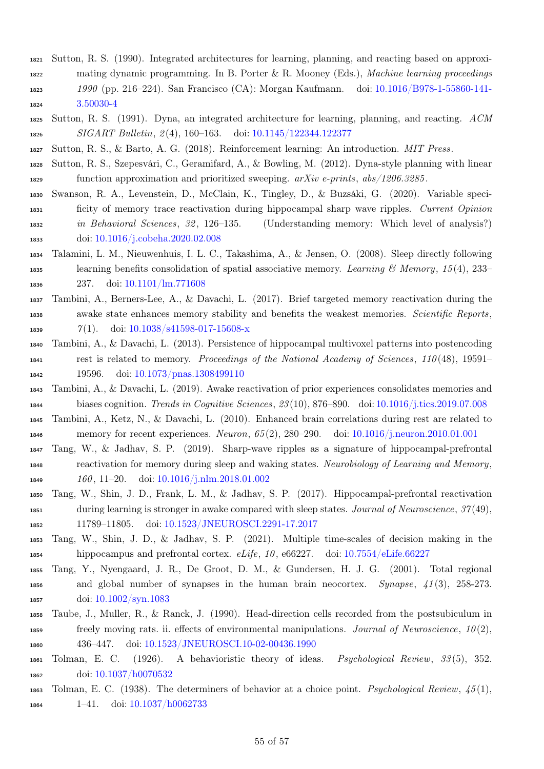Sutton, R. S. (1990). Integrated architectures for learning, planning, and reacting based on approximating dynamic programming. In B. Porter & R. Mooney (Eds.), *Machine learning proceedings 1990* (pp. 216–224). San Francisco (CA): Morgan Kaufmann. doi: 10.1016/B978-1-55860-141-3.50030-4

Sutton, R. S. (1991). Dyna, an integrated architecture for learning, planning, and reacting. *ACM SIGART Bulletin*, *2*(4), 160–163. doi: 10.1145/122344.122377

Sutton, R. S., & Barto, A. G. (2018). Reinforcement learning: An introduction. *MIT Press*.

Sutton, R. S., Szepesvári, C., Geramifard, A., & Bowling, M. (2012). Dyna-style planning with linear function approximation and prioritized sweeping. *arXiv e-prints*, *abs/1206.3285*.

Swanson, R. A., Levenstein, D., McClain, K., Tingley, D., & Buzsáki, G. (2020). Variable specificity of memory trace reactivation during hippocampal sharp wave ripples. *Current Opinion in Behavioral Sciences*, *32*, 126–135. (Understanding memory: Which level of analysis?) doi: 10.1016/j.cobeha.2020.02.008

Talamini, L. M., Nieuwenhuis, I. L. C., Takashima, A., & Jensen, O. (2008). Sleep directly following learning benefits consolidation of spatial associative memory. *Learning & Memory*, *15*(4), 233–237. doi: 10.1101/lm.771608

Tambini, A., Berners-Lee, A., & Davachi, L. (2017). Brief targeted memory reactivation during the awake state enhances memory stability and benefits the weakest memories. *Scientific Reports*, *7*(1). doi: 10.1038/s41598-017-15608-x

Tambini, A., & Davachi, L. (2013). Persistence of hippocampal multivoxel patterns into postencoding rest is related to memory. *Proceedings of the National Academy of Sciences*, *110*(48), 19591–19596. doi: 10.1073/pnas.1308499110

Tambini, A., & Davachi, L. (2019). Awake reactivation of prior experiences consolidates memories and biases cognition. *Trends in Cognitive Sciences*, *23*(10), 876–890. doi: 10.1016/j.tics.2019.07.008

Tambini, A., Ketz, N., & Davachi, L. (2010). Enhanced brain correlations during rest are related to memory for recent experiences. *Neuron*, *65*(2), 280–290. doi: 10.1016/j.neuron.2010.01.001

Tang, W., & Jadhav, S. P. (2019). Sharp-wave ripples as a signature of hippocampal-prefrontal reactivation for memory during sleep and waking states. *Neurobiology of Learning and Memory*, *160*, 11–20. doi: 10.1016/j.nlm.2018.01.002

Tang, W., Shin, J. D., Frank, L. M., & Jadhav, S. P. (2017). Hippocampal-prefrontal reactivation during learning is stronger in awake compared with sleep states. *Journal of Neuroscience*, *37*(49), 11789–11805. doi: 10.1523/JNEUROSCI.2291-17.2017

Tang, W., Shin, J. D., & Jadhav, S. P. (2021). Multiple time-scales of decision making in the hippocampus and prefrontal cortex. *eLife*, *10*, e66227. doi: 10.7554/eLife.66227

Tang, Y., Nyengaard, J. R., De Groot, D. M., & Gundersen, H. J. G. (2001). Total regional and global number of synapses in the human brain neocortex. *Synapse*, *41*(3), 258-273. doi: 10.1002/syn.1083

Taube, J., Muller, R., & Ranck, J. (1990). Head-direction cells recorded from the postsubiculum in freely moving rats. ii. effects of environmental manipulations. *Journal of Neuroscience*, *10*(2), 436–447. doi: 10.1523/JNEUROSCI.10-02-00436.1990

Tolman, E. C. (1926). A behavioristic theory of ideas. *Psychological Review*, *33*(5), 352. doi: 10.1037/h0070532

Tolman, E. C. (1938). The determiners of behavior at a choice point. *Psychological Review*, *45*(1), 1–41. doi: 10.1037/h0062733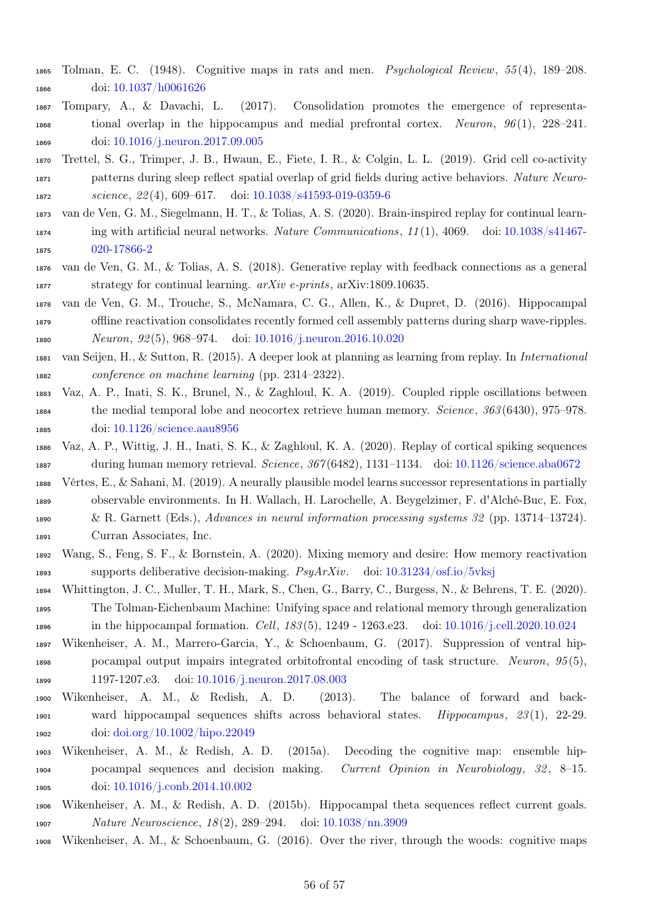Tolman, E. C. (1948). Cognitive maps in rats and men. *Psychological Review*, *55*(4), 189–208. doi: 10.1037/h0061626

Tompary, A., & Davachi, L. (2017). Consolidation promotes the emergence of representational overlap in the hippocampus and medial prefrontal cortex. *Neuron*, *96*(1), 228–241. doi: 10.1016/j.neuron.2017.09.005

Trettel, S. G., Trimper, J. B., Hwaun, E., Fiete, I. R., & Colgin, L. L. (2019). Grid cell co-activity patterns during sleep reflect spatial overlap of grid fields during active behaviors. *Nature Neuroscience*, *22*(4), 609–617. doi: 10.1038/s41593-019-0359-6

van de Ven, G. M., Siegelmann, H. T., & Tolias, A. S. (2020). Brain-inspired replay for continual learning with artificial neural networks. *Nature Communications*, *11*(1), 4069. doi: 10.1038/s41467-020-17866-2

van de Ven, G. M., & Tolias, A. S. (2018). Generative replay with feedback connections as a general strategy for continual learning. *arXiv e-prints*, arXiv:1809.10635.

van de Ven, G. M., Trouche, S., McNamara, C. G., Allen, K., & Dupret, D. (2016). Hippocampal offline reactivation consolidates recently formed cell assembly patterns during sharp wave-ripples. *Neuron*, *92*(5), 968–974. doi: 10.1016/j.neuron.2016.10.020

van Seijen, H., & Sutton, R. (2015). A deeper look at planning as learning from replay. In *International conference on machine learning* (pp. 2314–2322).

Vaz, A. P., Inati, S. K., Brunel, N., & Zaghloul, K. A. (2019). Coupled ripple oscillations between the medial temporal lobe and neocortex retrieve human memory. *Science*, *363*(6430), 975–978. doi: 10.1126/science.aau8956

Vaz, A. P., Wittig, J. H., Inati, S. K., & Zaghloul, K. A. (2020). Replay of cortical spiking sequences during human memory retrieval. *Science*, *367*(6482), 1131–1134. doi: 10.1126/science.aba0672

Vértes, E., & Sahani, M. (2019). A neurally plausible model learns successor representations in partially observable environments. In H. Wallach, H. Larochelle, A. Beygelzimer, F. d'Alché-Buc, E. Fox, & R. Garnett (Eds.), *Advances in neural information processing systems 32* (pp. 13714–13724). Curran Associates, Inc.

Wang, S., Feng, S. F., & Bornstein, A. (2020). Mixing memory and desire: How memory reactivation supports deliberative decision-making. *PsyArXiv*. doi: 10.31234/osf.io/5vksj

Whittington, J. C., Muller, T. H., Mark, S., Chen, G., Barry, C., Burgess, N., & Behrens, T. E. (2020). The Tolman-Eichenbaum Machine: Unifying space and relational memory through generalization in the hippocampal formation. *Cell*, *183*(5), 1249 - 1263.e23. doi: 10.1016/j.cell.2020.10.024

Wikenheiser, A. M., Marrero-Garcia, Y., & Schoenbaum, G. (2017). Suppression of ventral hippocampal output impairs integrated orbitofrontal encoding of task structure. *Neuron*, *95*(5), 1197-1207.e3. doi: 10.1016/j.neuron.2017.08.003

Wikenheiser, A. M., & Redish, A. D. (2013). The balance of forward and backward hippocampal sequences shifts across behavioral states. *Hippocampus*, *23*(1), 22-29. doi: doi.org/10.1002/hipo.22049

Wikenheiser, A. M., & Redish, A. D. (2015a). Decoding the cognitive map: ensemble hippocampal sequences and decision making. *Current Opinion in Neurobiology*, *32*, 8–15. doi: 10.1016/j.conb.2014.10.002

Wikenheiser, A. M., & Redish, A. D. (2015b). Hippocampal theta sequences reflect current goals. *Nature Neuroscience*, *18*(2), 289–294. doi: 10.1038/nn.3909

Wikenheiser, A. M., & Schoenbaum, G. (2016). Over the river, through the woods: cognitive maps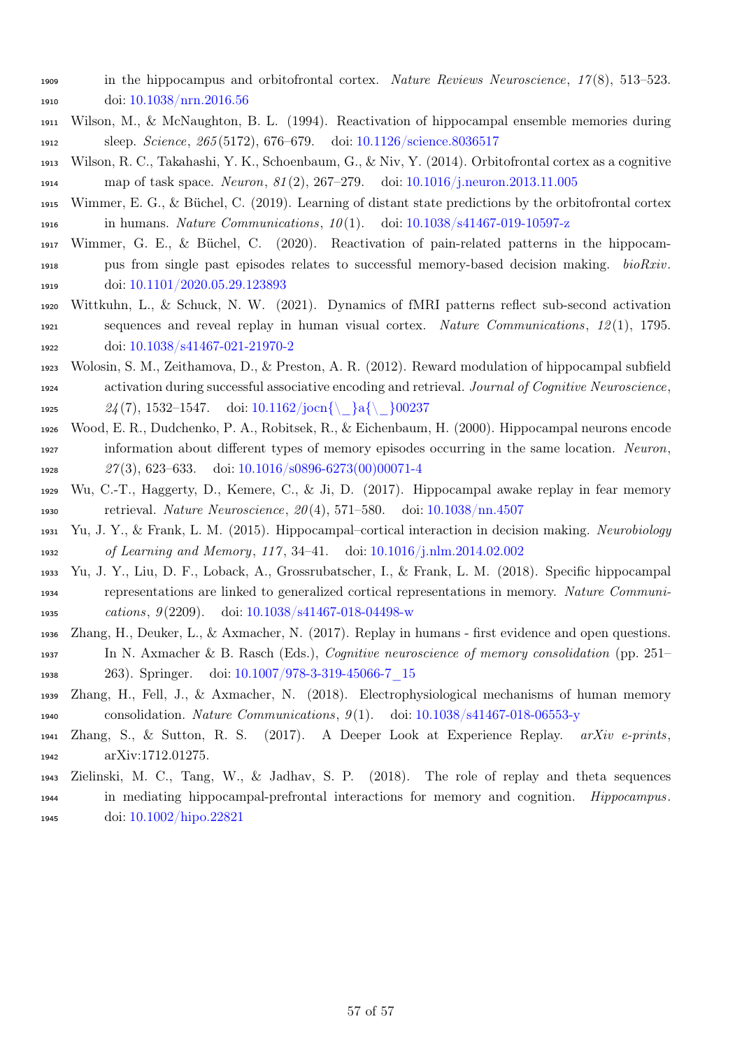in the hippocampus and orbitofrontal cortex. *Nature Reviews Neuroscience*, *17*(8), 513–523. doi: 10.1038/nrn.2016.56

Wilson, M., & McNaughton, B. L. (1994). Reactivation of hippocampal ensemble memories during sleep. *Science*, *265*(5172), 676–679. doi: 10.1126/science.8036517

Wilson, R. C., Takahashi, Y. K., Schoenbaum, G., & Niv, Y. (2014). Orbitofrontal cortex as a cognitive map of task space. *Neuron*, *81*(2), 267–279. doi: 10.1016/j.neuron.2013.11.005

Wimmer, E. G., & Büchel, C. (2019). Learning of distant state predictions by the orbitofrontal cortex in humans. *Nature Communications*, *10*(1). doi: 10.1038/s41467-019-10597-z

Wimmer, G. E., & Büchel, C. (2020). Reactivation of pain-related patterns in the hippocampus from single past episodes relates to successful memory-based decision making. *bioRxiv*. doi: 10.1101/2020.05.29.123893

Wittkuhn, L., & Schuck, N. W. (2021). Dynamics of fMRI patterns reflect sub-second activation sequences and reveal replay in human visual cortex. *Nature Communications*, *12*(1), 1795. doi: 10.1038/s41467-021-21970-2

Wolosin, S. M., Zeithamova, D., & Preston, A. R. (2012). Reward modulation of hippocampal subfield activation during successful associative encoding and retrieval. *Journal of Cognitive Neuroscience*, *24*(7), 1532–1547. doi: 10.1162/jocn{\_}a{\_}00237

Wood, E. R., Dudchenko, P. A., Robitsek, R., & Eichenbaum, H. (2000). Hippocampal neurons encode information about different types of memory episodes occurring in the same location. *Neuron*, *27*(3), 623–633. doi: 10.1016/s0896-6273(00)00071-4

Wu, C.-T., Haggerty, D., Kemere, C., & Ji, D. (2017). Hippocampal awake replay in fear memory retrieval. *Nature Neuroscience*, *20*(4), 571–580. doi: 10.1038/nn.4507

Yu, J. Y., & Frank, L. M. (2015). Hippocampal–cortical interaction in decision making. *Neurobiology of Learning and Memory*, *117*, 34–41. doi: 10.1016/j.nlm.2014.02.002

Yu, J. Y., Liu, D. F., Loback, A., Grossrubatscher, I., & Frank, L. M. (2018). Specific hippocampal representations are linked to generalized cortical representations in memory. *Nature Communications*, *9*(2209). doi: 10.1038/s41467-018-04498-w

Zhang, H., Deuker, L., & Axmacher, N. (2017). Replay in humans - first evidence and open questions. In N. Axmacher & B. Rasch (Eds.), *Cognitive neuroscience of memory consolidation* (pp. 251–263). Springer. doi: 10.1007/978-3-319-45066-7_15

Zhang, H., Fell, J., & Axmacher, N. (2018). Electrophysiological mechanisms of human memory consolidation. *Nature Communications*, *9*(1). doi: 10.1038/s41467-018-06553-y

Zhang, S., & Sutton, R. S. (2017). A Deeper Look at Experience Replay. *arXiv e-prints*, arXiv:1712.01275.

Zielinski, M. C., Tang, W., & Jadhav, S. P. (2018). The role of replay and theta sequences in mediating hippocampal-prefrontal interactions for memory and cognition. *Hippocampus*. doi: 10.1002/hipo.22821